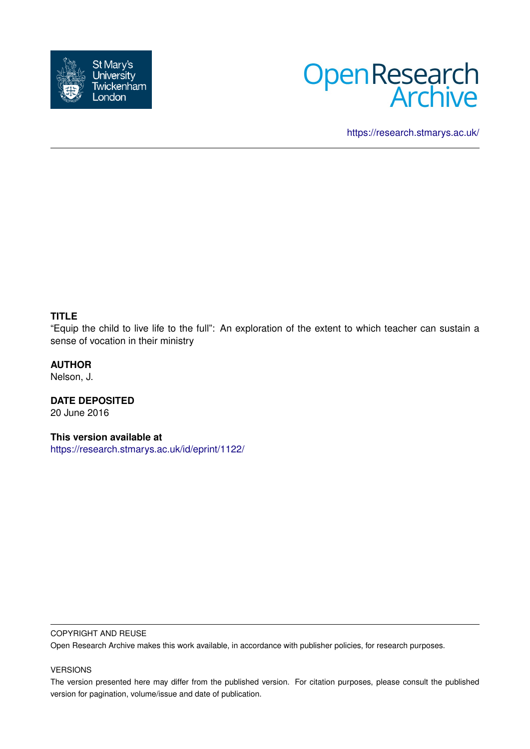St Mary's University Twickenham London

Open Research Archive

https://research.stmarys.ac.uk/

**TITLE**

"Equip the child to live life to the full": An exploration of the extent to which teacher can sustain a sense of vocation in their ministry

**AUTHOR**

Nelson, J.

**DATE DEPOSITED**

20 June 2016

**This version available at**

https://research.stmarys.ac.uk/id/eprint/1122/

COPYRIGHT AND REUSE

Open Research Archive makes this work available, in accordance with publisher policies, for research purposes.

VERSIONS

The version presented here may differ from the published version. For citation purposes, please consult the published version for pagination, volume/issue and date of publication.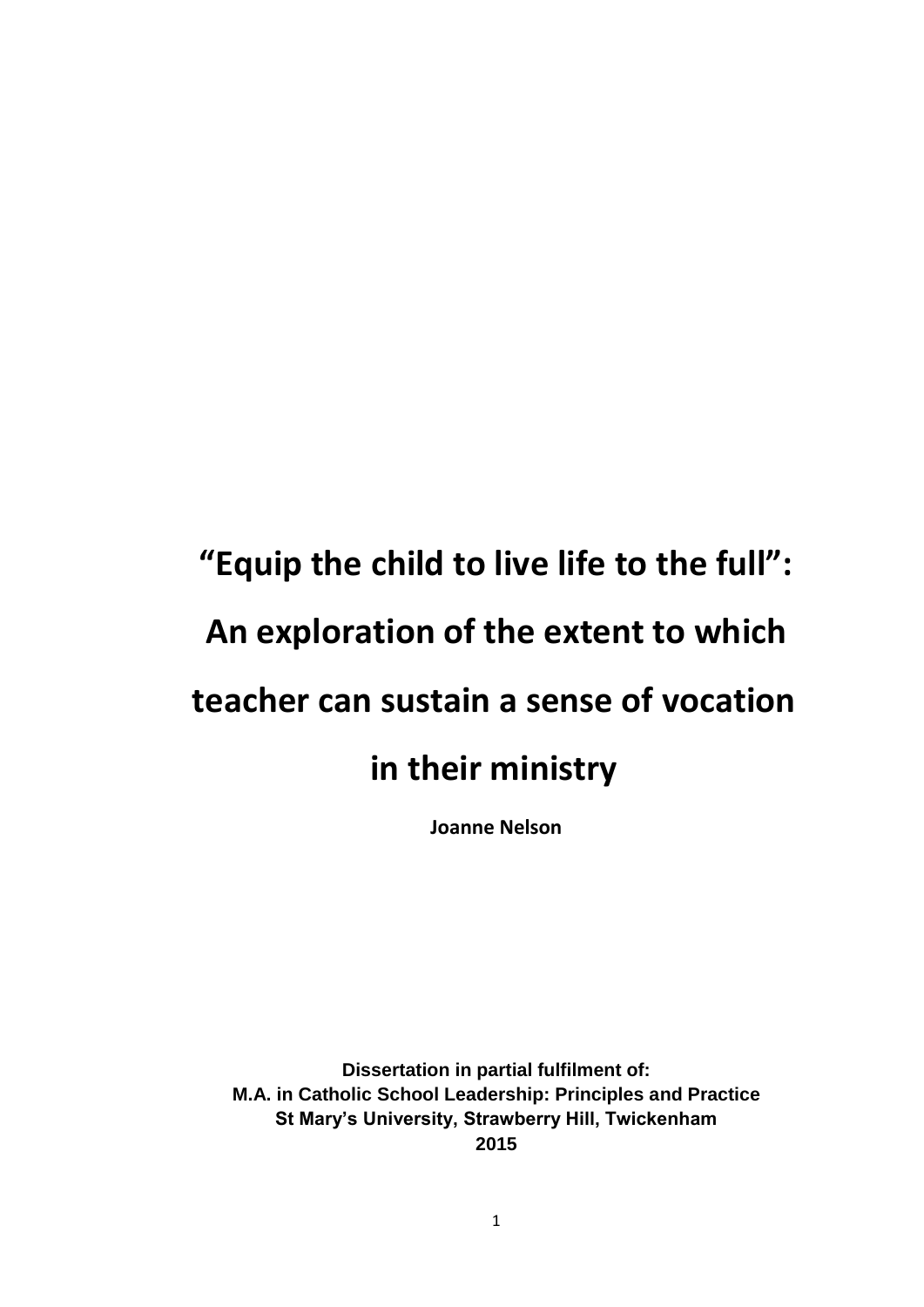# "Equip the child to live life to the full": An exploration of the extent to which teacher can sustain a sense of vocation in their ministry

**Joanne Nelson**

**Dissertation in partial fulfilment of:**
**M.A. in Catholic School Leadership: Principles and Practice**
**St Mary's University, Strawberry Hill, Twickenham**
**2015**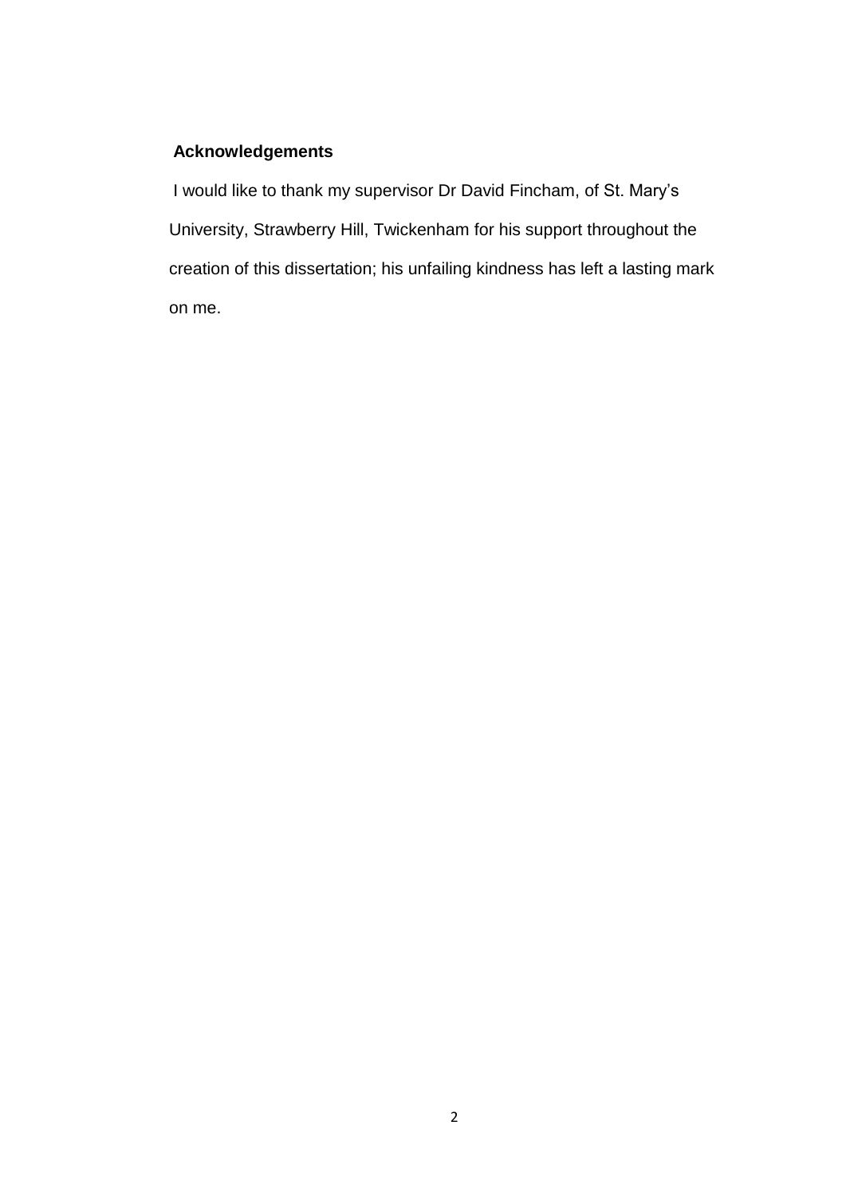## Acknowledgements

I would like to thank my supervisor Dr David Fincham, of St. Mary's University, Strawberry Hill, Twickenham for his support throughout the creation of this dissertation; his unfailing kindness has left a lasting mark on me.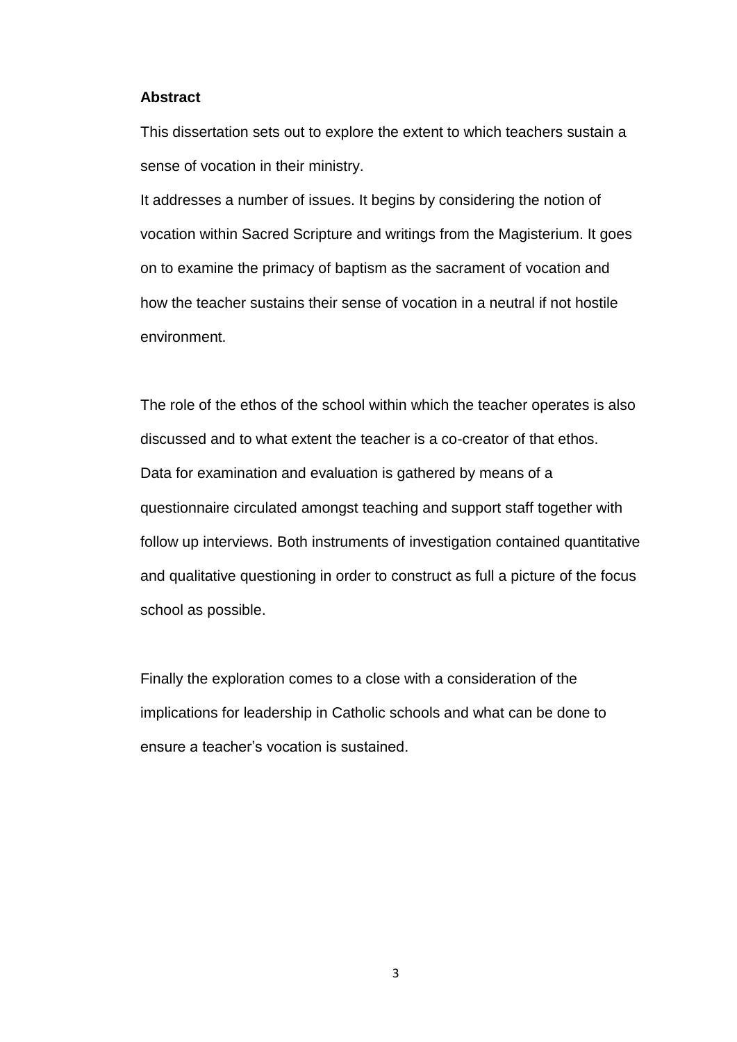## Abstract

This dissertation sets out to explore the extent to which teachers sustain a sense of vocation in their ministry.

It addresses a number of issues. It begins by considering the notion of vocation within Sacred Scripture and writings from the Magisterium. It goes on to examine the primacy of baptism as the sacrament of vocation and how the teacher sustains their sense of vocation in a neutral if not hostile environment.

The role of the ethos of the school within which the teacher operates is also discussed and to what extent the teacher is a co-creator of that ethos.

Data for examination and evaluation is gathered by means of a questionnaire circulated amongst teaching and support staff together with follow up interviews. Both instruments of investigation contained quantitative and qualitative questioning in order to construct as full a picture of the focus school as possible.

Finally the exploration comes to a close with a consideration of the implications for leadership in Catholic schools and what can be done to ensure a teacher's vocation is sustained.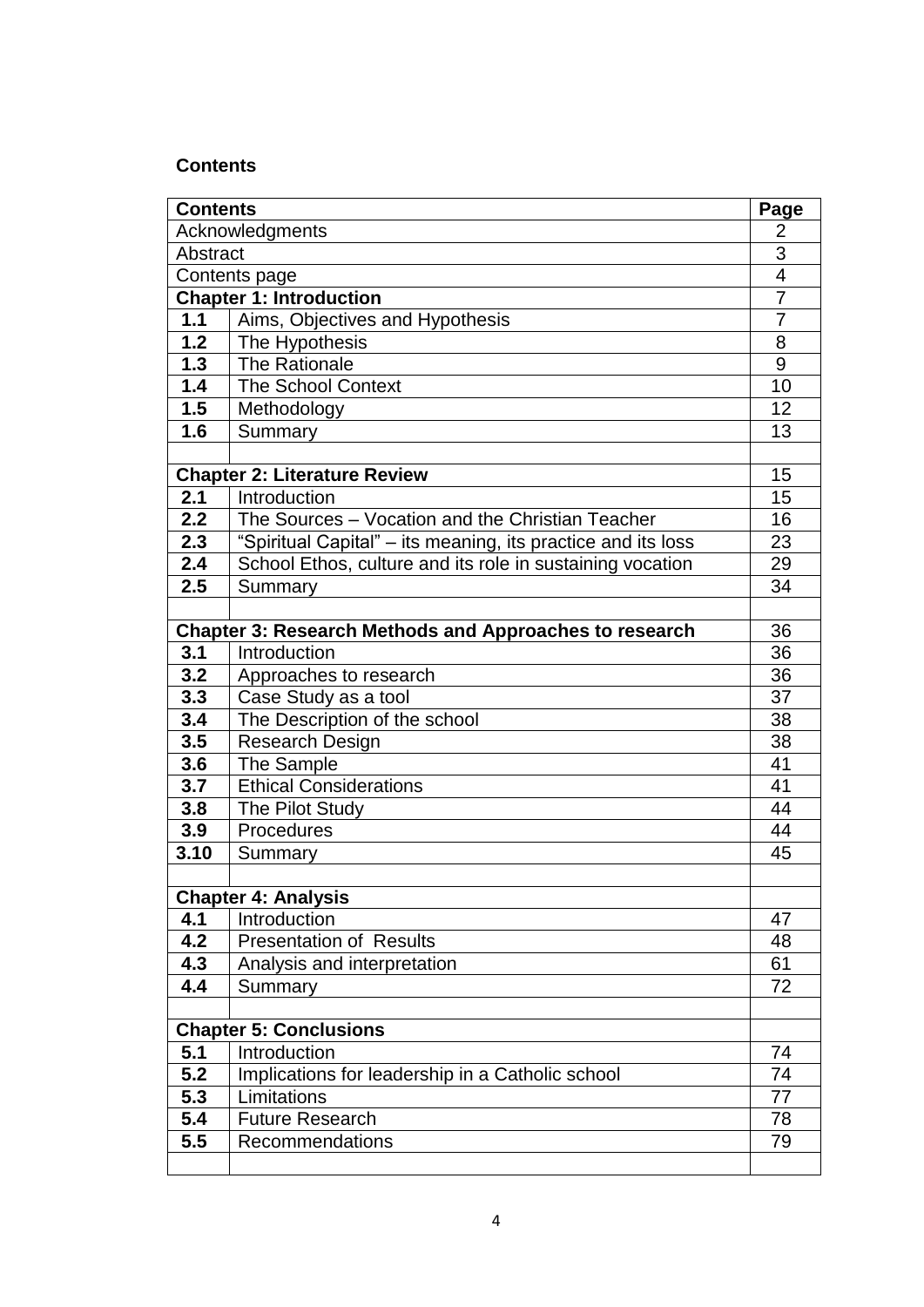**Contents**

| Contents | | Page |
|---|---|---|
| Acknowledgments | | 2 |
| Abstract | | 3 |
| Contents page | | 4 |
| **Chapter 1: Introduction** | | 7 |
| **1.1** | Aims, Objectives and Hypothesis | 7 |
| **1.2** | The Hypothesis | 8 |
| **1.3** | The Rationale | 9 |
| **1.4** | The School Context | 10 |
| **1.5** | Methodology | 12 |
| **1.6** | Summary | 13 |
| | | |
| **Chapter 2: Literature Review** | | 15 |
| **2.1** | Introduction | 15 |
| **2.2** | The Sources – Vocation and the Christian Teacher | 16 |
| **2.3** | "Spiritual Capital" – its meaning, its practice and its loss | 23 |
| **2.4** | School Ethos, culture and its role in sustaining vocation | 29 |
| **2.5** | Summary | 34 |
| | | |
| **Chapter 3: Research Methods and Approaches to research** | | 36 |
| **3.1** | Introduction | 36 |
| **3.2** | Approaches to research | 36 |
| **3.3** | Case Study as a tool | 37 |
| **3.4** | The Description of the school | 38 |
| **3.5** | Research Design | 38 |
| **3.6** | The Sample | 41 |
| **3.7** | Ethical Considerations | 41 |
| **3.8** | The Pilot Study | 44 |
| **3.9** | Procedures | 44 |
| **3.10** | Summary | 45 |
| | | |
| **Chapter 4: Analysis** | | |
| **4.1** | Introduction | 47 |
| **4.2** | Presentation of Results | 48 |
| **4.3** | Analysis and interpretation | 61 |
| **4.4** | Summary | 72 |
| | | |
| **Chapter 5: Conclusions** | | |
| **5.1** | Introduction | 74 |
| **5.2** | Implications for leadership in a Catholic school | 74 |
| **5.3** | Limitations | 77 |
| **5.4** | Future Research | 78 |
| **5.5** | Recommendations | 79 |
| | | |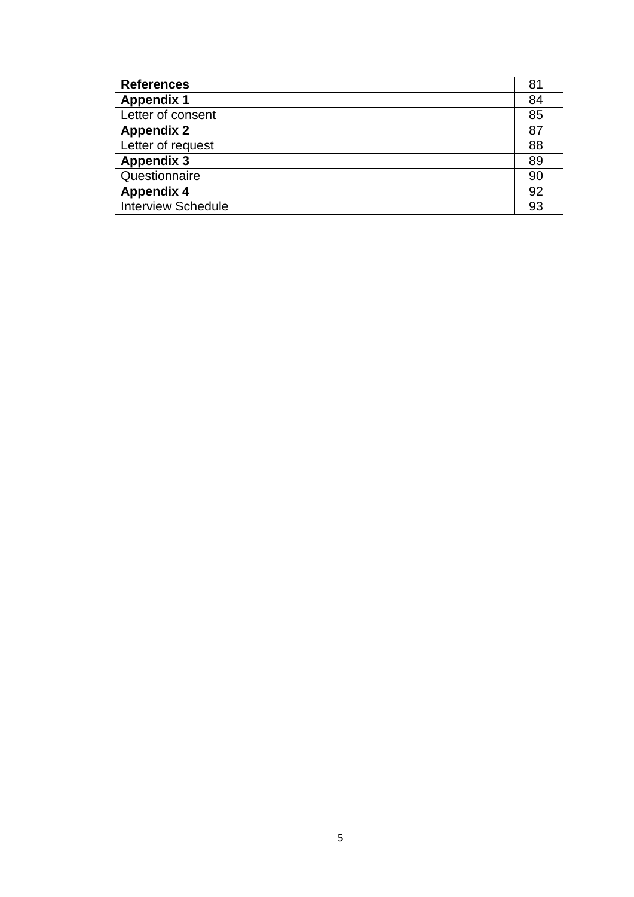| | |
|---|---|
| **References** | 81 |
| **Appendix 1** | 84 |
| Letter of consent | 85 |
| **Appendix 2** | 87 |
| Letter of request | 88 |
| **Appendix 3** | 89 |
| Questionnaire | 90 |
| **Appendix 4** | 92 |
| Interview Schedule | 93 |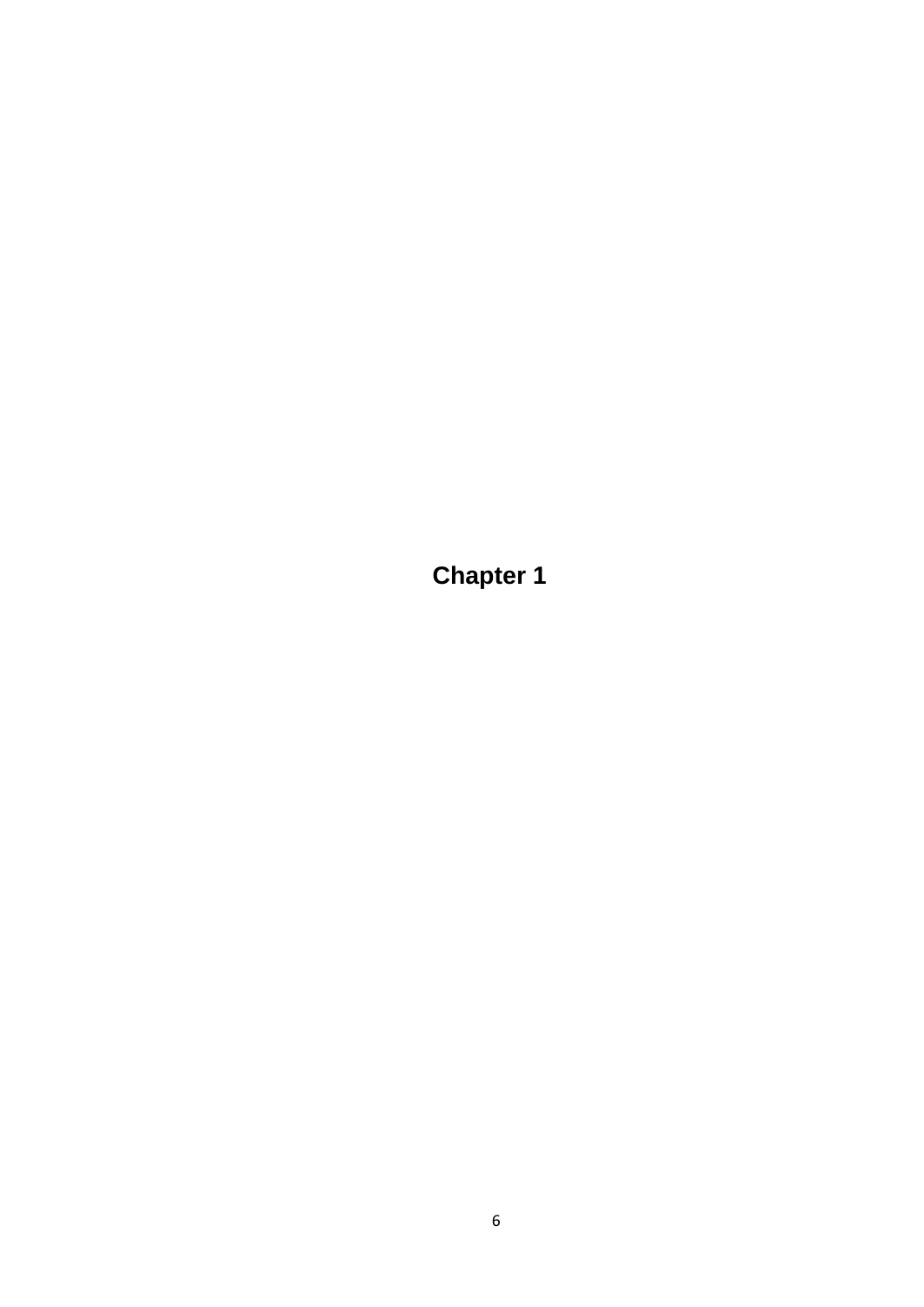# Chapter 1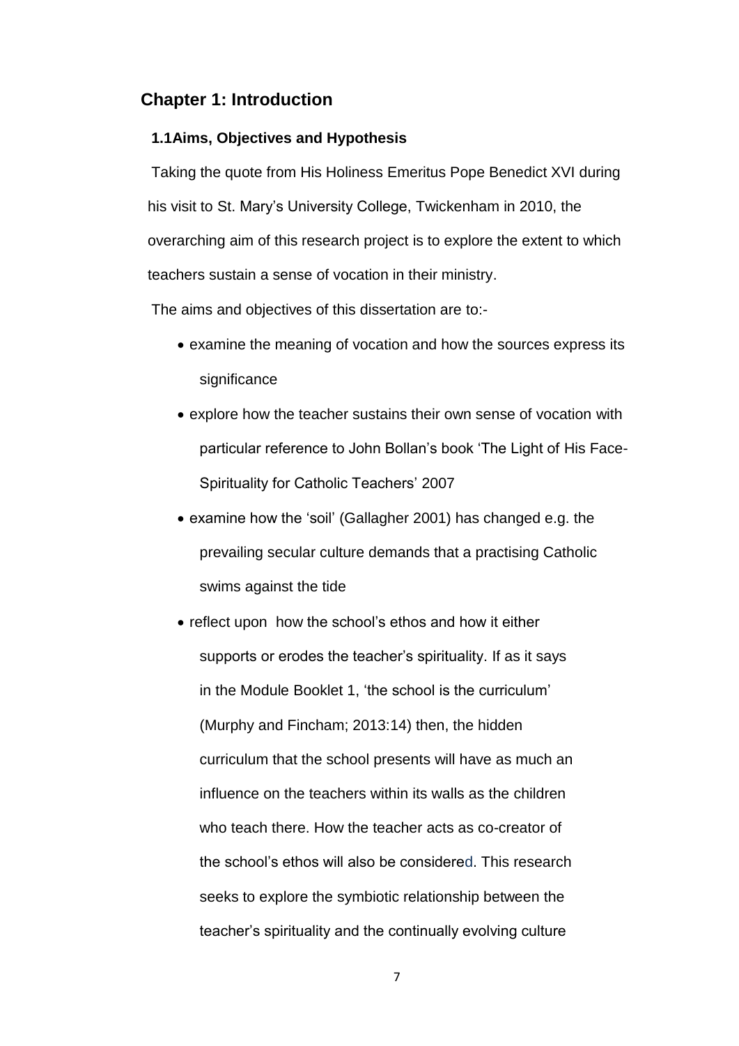## Chapter 1: Introduction

### 1.1Aims, Objectives and Hypothesis

Taking the quote from His Holiness Emeritus Pope Benedict XVI during his visit to St. Mary's University College, Twickenham in 2010, the overarching aim of this research project is to explore the extent to which teachers sustain a sense of vocation in their ministry.

The aims and objectives of this dissertation are to:-

- examine the meaning of vocation and how the sources express its significance
- explore how the teacher sustains their own sense of vocation with particular reference to John Bollan's book 'The Light of His Face- Spirituality for Catholic Teachers' 2007
- examine how the 'soil' (Gallagher 2001) has changed e.g. the prevailing secular culture demands that a practising Catholic swims against the tide
- reflect upon how the school's ethos and how it either supports or erodes the teacher's spirituality. If as it says in the Module Booklet 1, 'the school is the curriculum' (Murphy and Fincham; 2013:14) then, the hidden curriculum that the school presents will have as much an influence on the teachers within its walls as the children who teach there. How the teacher acts as co-creator of the school's ethos will also be considered. This research seeks to explore the symbiotic relationship between the teacher's spirituality and the continually evolving culture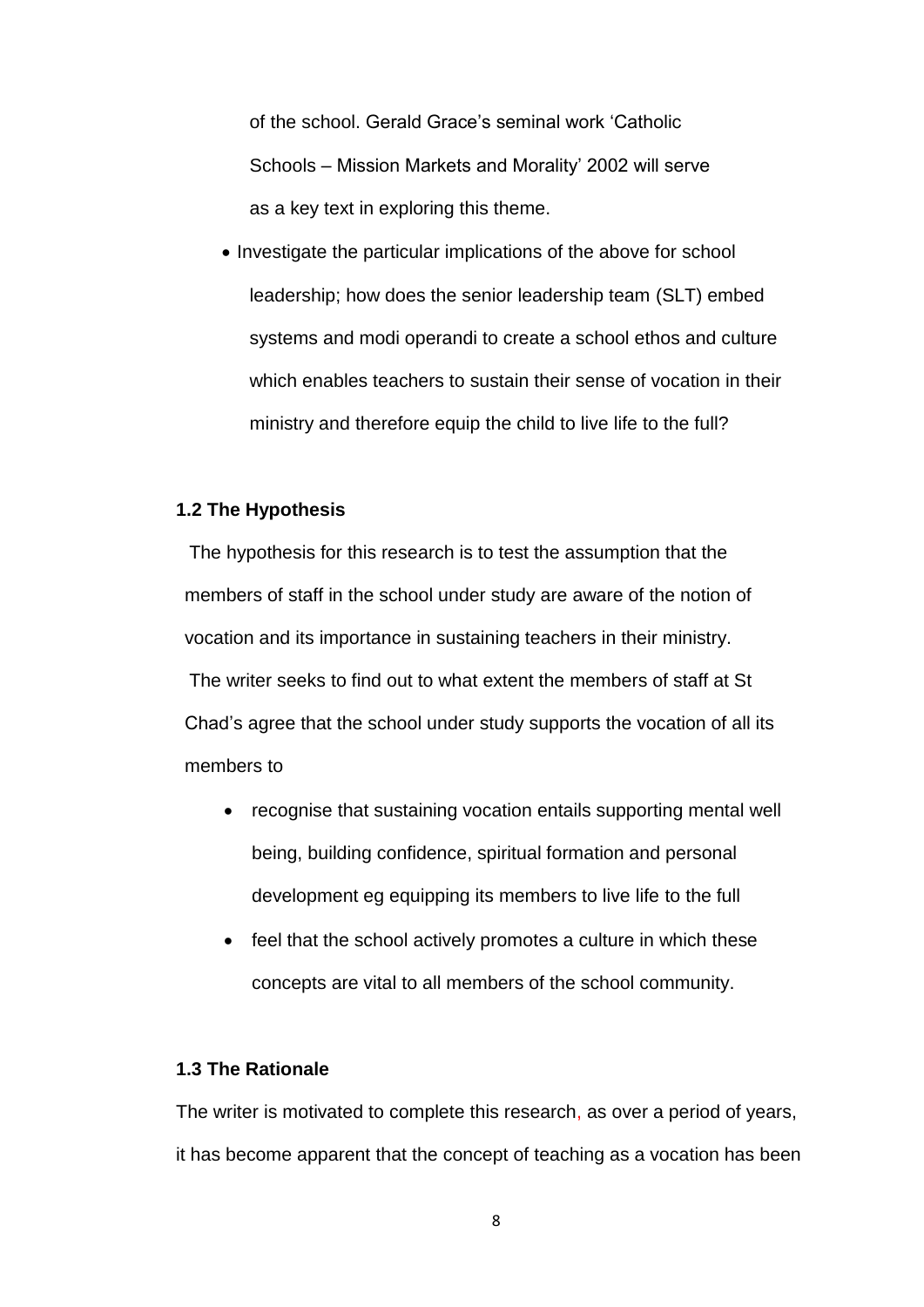of the school. Gerald Grace's seminal work 'Catholic Schools – Mission Markets and Morality' 2002 will serve as a key text in exploring this theme.

- Investigate the particular implications of the above for school leadership; how does the senior leadership team (SLT) embed systems and modi operandi to create a school ethos and culture which enables teachers to sustain their sense of vocation in their ministry and therefore equip the child to live life to the full?

### 1.2 The Hypothesis

The hypothesis for this research is to test the assumption that the members of staff in the school under study are aware of the notion of vocation and its importance in sustaining teachers in their ministry. The writer seeks to find out to what extent the members of staff at St Chad's agree that the school under study supports the vocation of all its members to

- recognise that sustaining vocation entails supporting mental well being, building confidence, spiritual formation and personal development eg equipping its members to live life to the full
- feel that the school actively promotes a culture in which these concepts are vital to all members of the school community.

### 1.3 The Rationale

The writer is motivated to complete this research, as over a period of years, it has become apparent that the concept of teaching as a vocation has been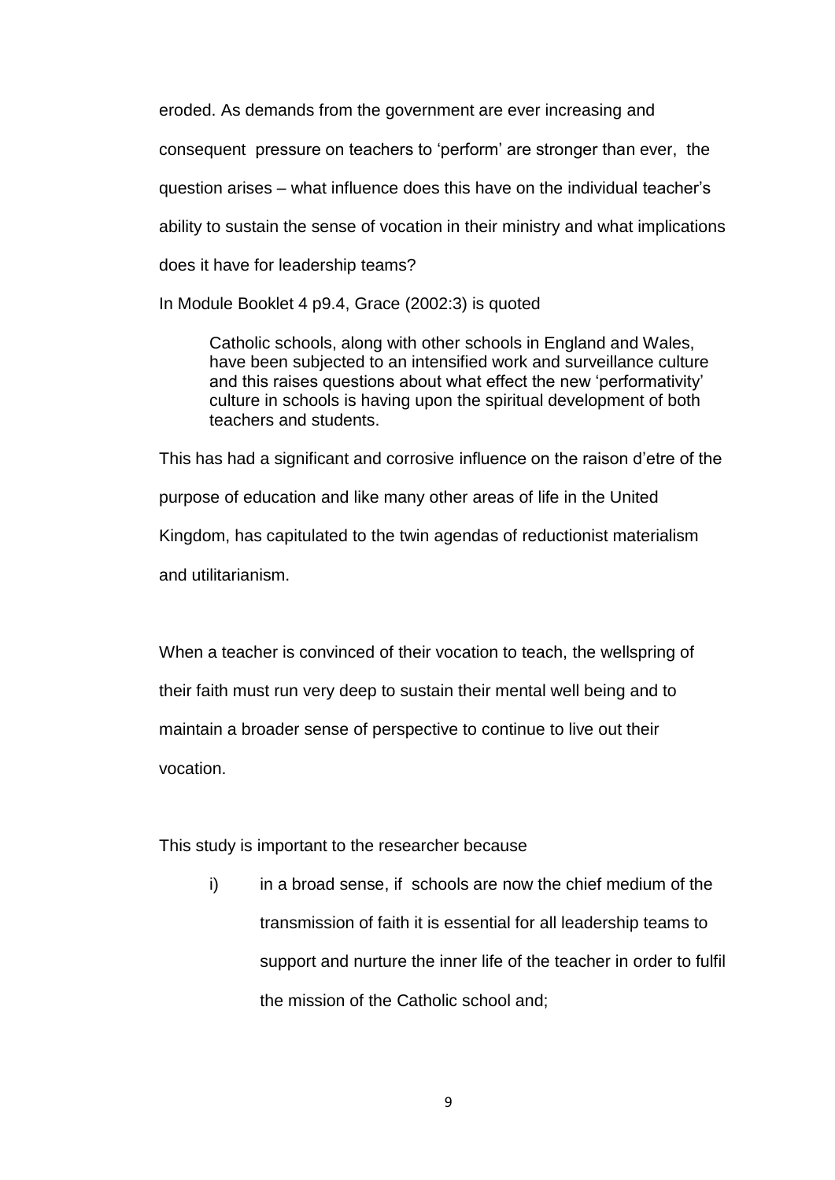eroded. As demands from the government are ever increasing and consequent pressure on teachers to 'perform' are stronger than ever, the question arises – what influence does this have on the individual teacher's ability to sustain the sense of vocation in their ministry and what implications does it have for leadership teams?

In Module Booklet 4 p9.4, Grace (2002:3) is quoted

> Catholic schools, along with other schools in England and Wales, have been subjected to an intensified work and surveillance culture and this raises questions about what effect the new 'performativity' culture in schools is having upon the spiritual development of both teachers and students.

This has had a significant and corrosive influence on the raison d'etre of the purpose of education and like many other areas of life in the United Kingdom, has capitulated to the twin agendas of reductionist materialism and utilitarianism.

When a teacher is convinced of their vocation to teach, the wellspring of their faith must run very deep to sustain their mental well being and to maintain a broader sense of perspective to continue to live out their vocation.

This study is important to the researcher because

i) in a broad sense, if schools are now the chief medium of the transmission of faith it is essential for all leadership teams to support and nurture the inner life of the teacher in order to fulfil the mission of the Catholic school and;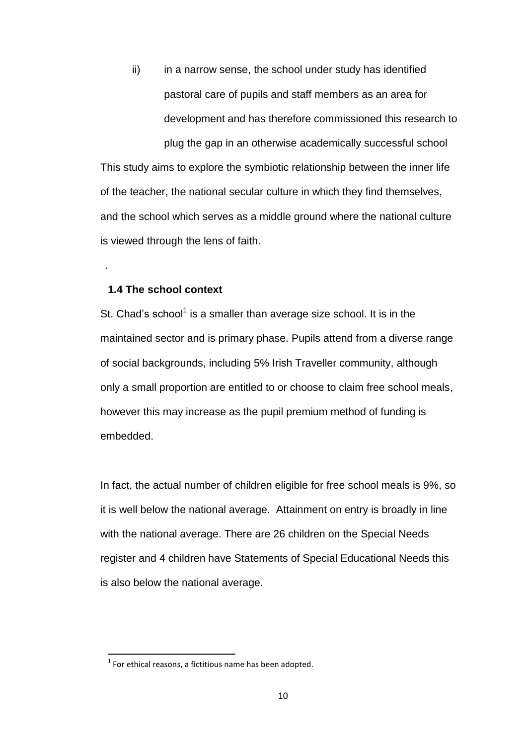ii) in a narrow sense, the school under study has identified pastoral care of pupils and staff members as an area for development and has therefore commissioned this research to plug the gap in an otherwise academically successful school

This study aims to explore the symbiotic relationship between the inner life of the teacher, the national secular culture in which they find themselves, and the school which serves as a middle ground where the national culture is viewed through the lens of faith.

.

### 1.4 The school context

St. Chad's school[1] is a smaller than average size school. It is in the maintained sector and is primary phase. Pupils attend from a diverse range of social backgrounds, including 5% Irish Traveller community, although only a small proportion are entitled to or choose to claim free school meals, however this may increase as the pupil premium method of funding is embedded.

In fact, the actual number of children eligible for free school meals is 9%, so it is well below the national average. Attainment on entry is broadly in line with the national average. There are 26 children on the Special Needs register and 4 children have Statements of Special Educational Needs this is also below the national average.

[1] For ethical reasons, a fictitious name has been adopted.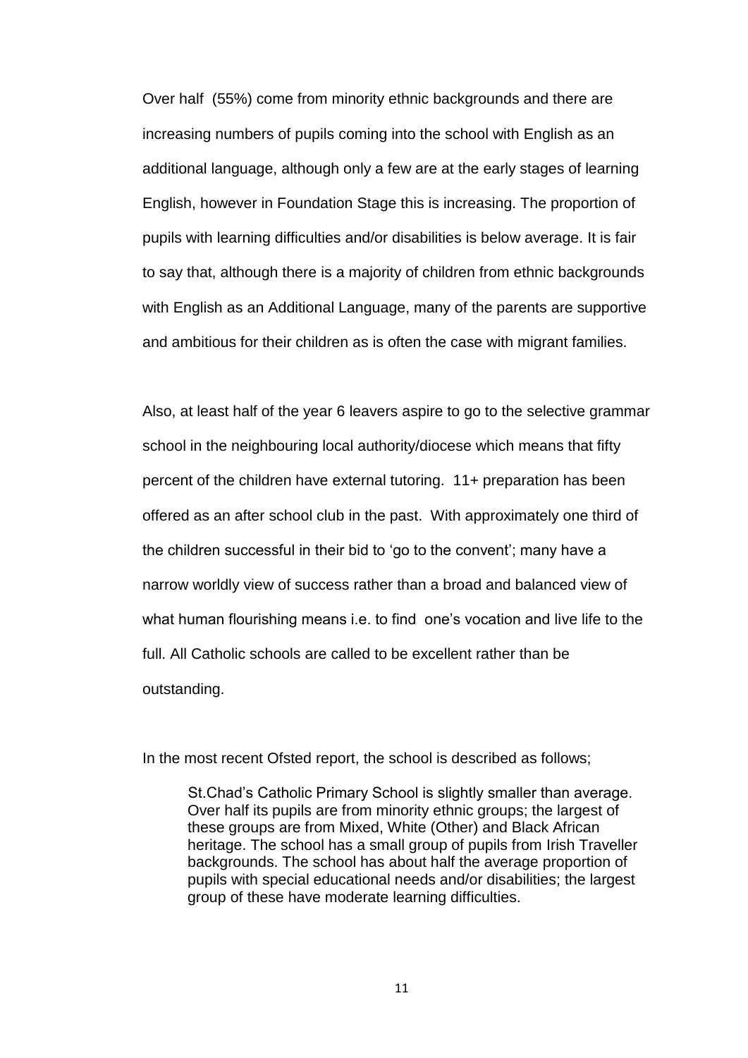Over half  (55%) come from minority ethnic backgrounds and there are increasing numbers of pupils coming into the school with English as an additional language, although only a few are at the early stages of learning English, however in Foundation Stage this is increasing. The proportion of pupils with learning difficulties and/or disabilities is below average. It is fair to say that, although there is a majority of children from ethnic backgrounds with English as an Additional Language, many of the parents are supportive and ambitious for their children as is often the case with migrant families.

Also, at least half of the year 6 leavers aspire to go to the selective grammar school in the neighbouring local authority/diocese which means that fifty percent of the children have external tutoring.  11+ preparation has been offered as an after school club in the past.  With approximately one third of the children successful in their bid to 'go to the convent'; many have a narrow worldly view of success rather than a broad and balanced view of what human flourishing means i.e. to find  one's vocation and live life to the full. All Catholic schools are called to be excellent rather than be outstanding.

In the most recent Ofsted report, the school is described as follows;

> St.Chad's Catholic Primary School is slightly smaller than average. Over half its pupils are from minority ethnic groups; the largest of these groups are from Mixed, White (Other) and Black African heritage. The school has a small group of pupils from Irish Traveller backgrounds. The school has about half the average proportion of pupils with special educational needs and/or disabilities; the largest group of these have moderate learning difficulties.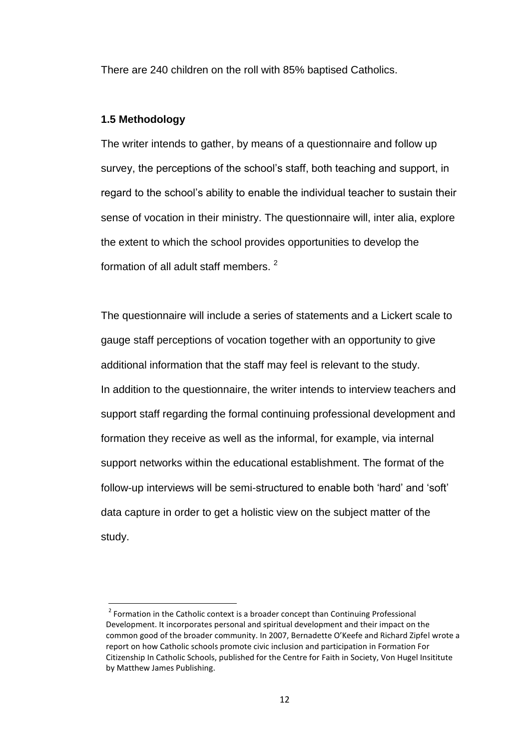There are 240 children on the roll with 85% baptised Catholics.

### 1.5 Methodology

The writer intends to gather, by means of a questionnaire and follow up survey, the perceptions of the school's staff, both teaching and support, in regard to the school's ability to enable the individual teacher to sustain their sense of vocation in their ministry. The questionnaire will, inter alia, explore the extent to which the school provides opportunities to develop the formation of all adult staff members. [2]

The questionnaire will include a series of statements and a Lickert scale to gauge staff perceptions of vocation together with an opportunity to give additional information that the staff may feel is relevant to the study. In addition to the questionnaire, the writer intends to interview teachers and support staff regarding the formal continuing professional development and formation they receive as well as the informal, for example, via internal support networks within the educational establishment. The format of the follow-up interviews will be semi-structured to enable both 'hard' and 'soft' data capture in order to get a holistic view on the subject matter of the study.

---

[2] Formation in the Catholic context is a broader concept than Continuing Professional Development. It incorporates personal and spiritual development and their impact on the common good of the broader community. In 2007, Bernadette O'Keefe and Richard Zipfel wrote a report on how Catholic schools promote civic inclusion and participation in Formation For Citizenship In Catholic Schools, published for the Centre for Faith in Society, Von Hugel Insititute by Matthew James Publishing.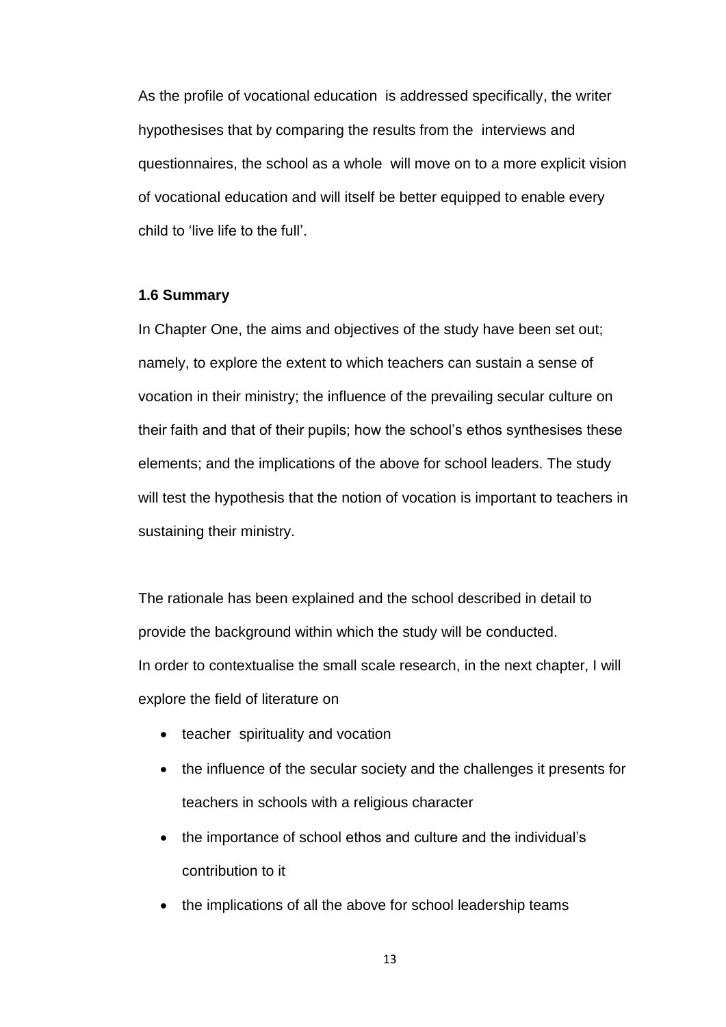As the profile of vocational education is addressed specifically, the writer hypothesises that by comparing the results from the interviews and questionnaires, the school as a whole will move on to a more explicit vision of vocational education and will itself be better equipped to enable every child to 'live life to the full'.

### 1.6 Summary

In Chapter One, the aims and objectives of the study have been set out; namely, to explore the extent to which teachers can sustain a sense of vocation in their ministry; the influence of the prevailing secular culture on their faith and that of their pupils; how the school's ethos synthesises these elements; and the implications of the above for school leaders. The study will test the hypothesis that the notion of vocation is important to teachers in sustaining their ministry.

The rationale has been explained and the school described in detail to provide the background within which the study will be conducted.
In order to contextualise the small scale research, in the next chapter, I will explore the field of literature on

- teacher spirituality and vocation
- the influence of the secular society and the challenges it presents for teachers in schools with a religious character
- the importance of school ethos and culture and the individual's contribution to it
- the implications of all the above for school leadership teams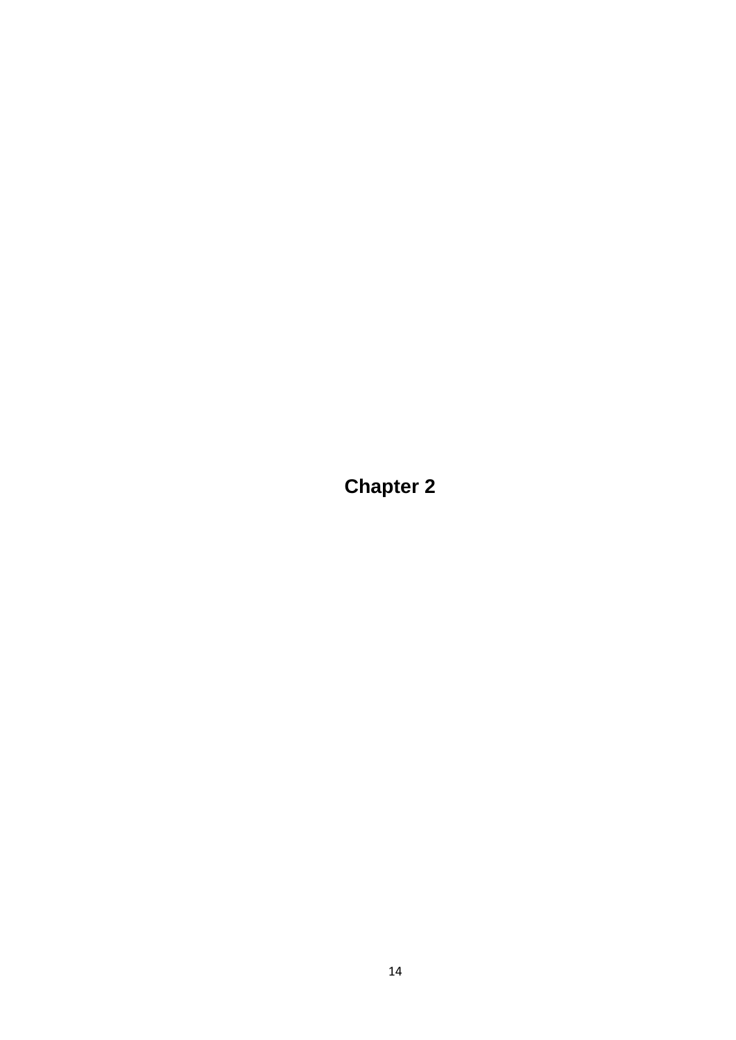# Chapter 2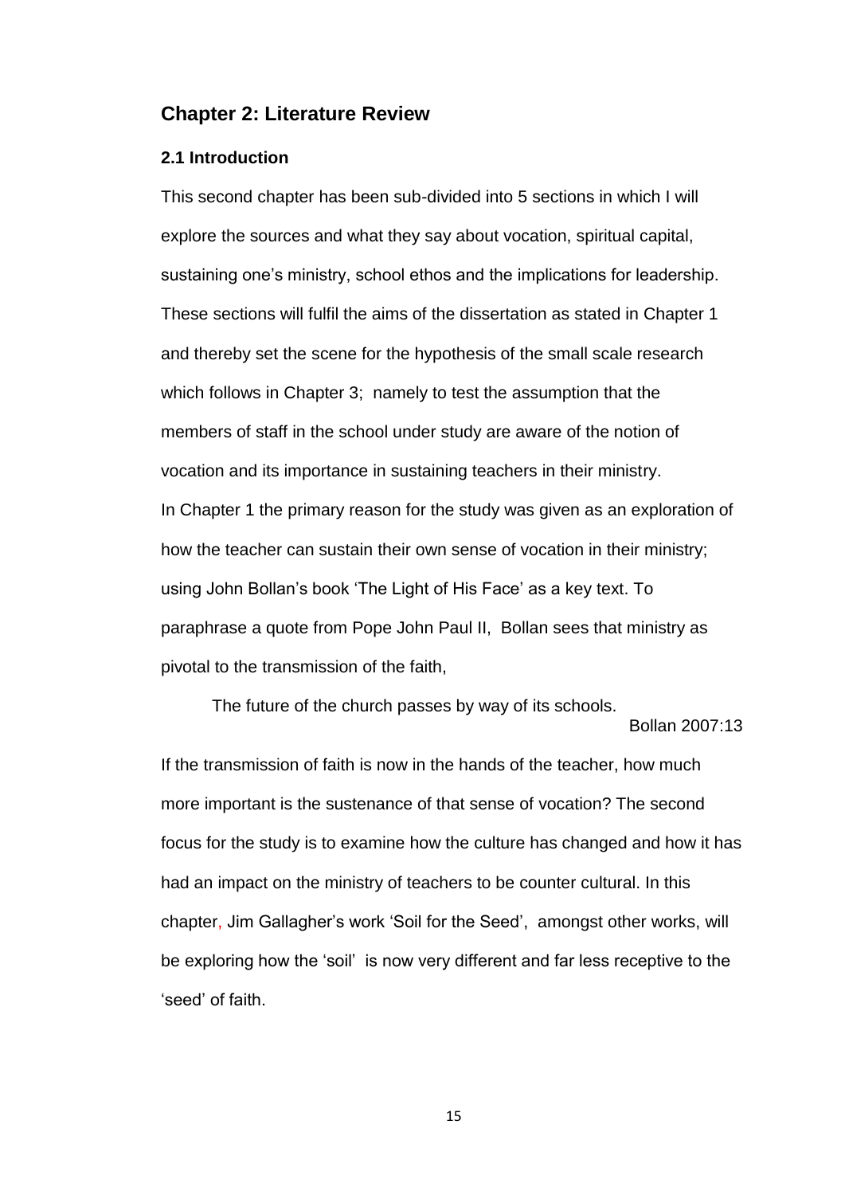## Chapter 2: Literature Review

### 2.1 Introduction

This second chapter has been sub-divided into 5 sections in which I will explore the sources and what they say about vocation, spiritual capital, sustaining one's ministry, school ethos and the implications for leadership. These sections will fulfil the aims of the dissertation as stated in Chapter 1 and thereby set the scene for the hypothesis of the small scale research which follows in Chapter 3; namely to test the assumption that the members of staff in the school under study are aware of the notion of vocation and its importance in sustaining teachers in their ministry.

In Chapter 1 the primary reason for the study was given as an exploration of how the teacher can sustain their own sense of vocation in their ministry; using John Bollan's book 'The Light of His Face' as a key text. To paraphrase a quote from Pope John Paul II, Bollan sees that ministry as pivotal to the transmission of the faith,

> The future of the church passes by way of its schools.
>
> Bollan 2007:13

If the transmission of faith is now in the hands of the teacher, how much more important is the sustenance of that sense of vocation? The second focus for the study is to examine how the culture has changed and how it has had an impact on the ministry of teachers to be counter cultural. In this chapter, Jim Gallagher's work 'Soil for the Seed', amongst other works, will be exploring how the 'soil' is now very different and far less receptive to the 'seed' of faith.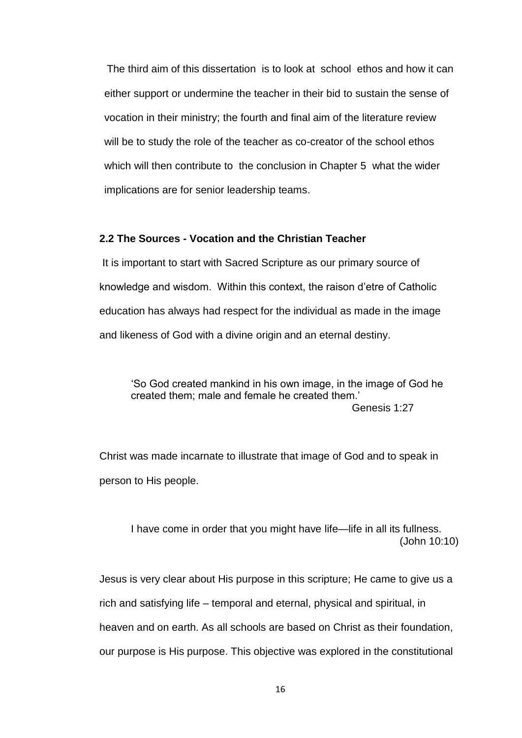The third aim of this dissertation is to look at school ethos and how it can either support or undermine the teacher in their bid to sustain the sense of vocation in their ministry; the fourth and final aim of the literature review will be to study the role of the teacher as co-creator of the school ethos which will then contribute to the conclusion in Chapter 5 what the wider implications are for senior leadership teams.

### 2.2 The Sources - Vocation and the Christian Teacher

It is important to start with Sacred Scripture as our primary source of knowledge and wisdom. Within this context, the raison d'etre of Catholic education has always had respect for the individual as made in the image and likeness of God with a divine origin and an eternal destiny.

> 'So God created mankind in his own image, in the image of God he created them; male and female he created them.'
>
> Genesis 1:27

Christ was made incarnate to illustrate that image of God and to speak in person to His people.

> I have come in order that you might have life—life in all its fullness.
>
> (John 10:10)

Jesus is very clear about His purpose in this scripture; He came to give us a rich and satisfying life – temporal and eternal, physical and spiritual, in heaven and on earth. As all schools are based on Christ as their foundation, our purpose is His purpose. This objective was explored in the constitutional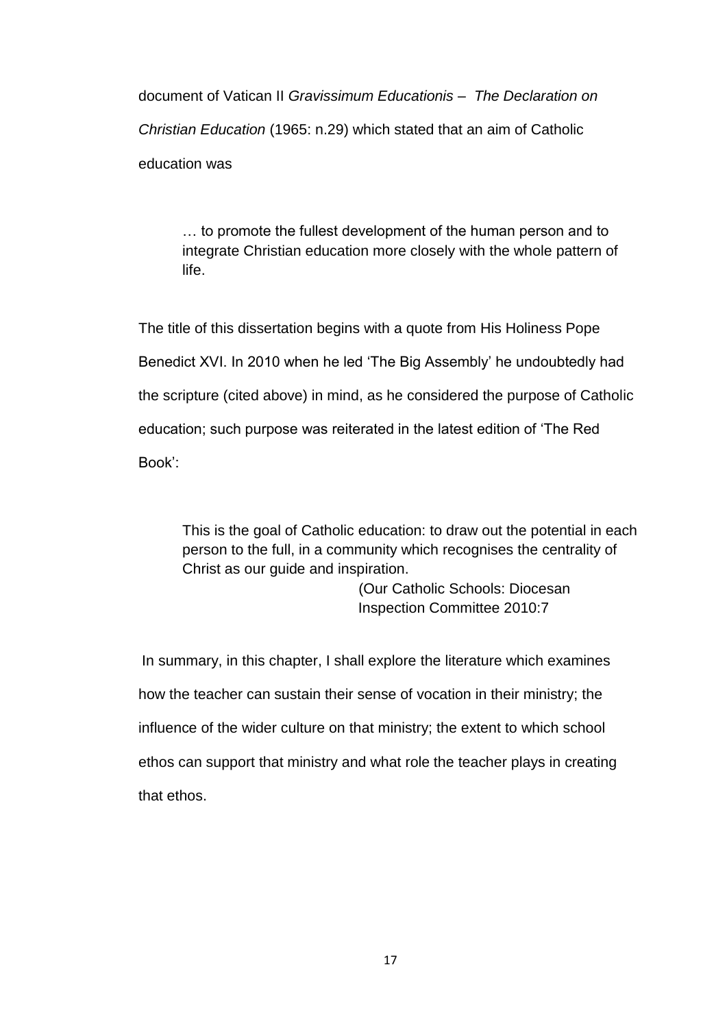document of Vatican II *Gravissimum Educationis – The Declaration on Christian Education* (1965: n.29) which stated that an aim of Catholic education was

> … to promote the fullest development of the human person and to integrate Christian education more closely with the whole pattern of life.

The title of this dissertation begins with a quote from His Holiness Pope Benedict XVI. In 2010 when he led 'The Big Assembly' he undoubtedly had the scripture (cited above) in mind, as he considered the purpose of Catholic education; such purpose was reiterated in the latest edition of 'The Red Book':

> This is the goal of Catholic education: to draw out the potential in each person to the full, in a community which recognises the centrality of Christ as our guide and inspiration.
>
> (Our Catholic Schools: Diocesan Inspection Committee 2010:7

In summary, in this chapter, I shall explore the literature which examines how the teacher can sustain their sense of vocation in their ministry; the influence of the wider culture on that ministry; the extent to which school ethos can support that ministry and what role the teacher plays in creating that ethos.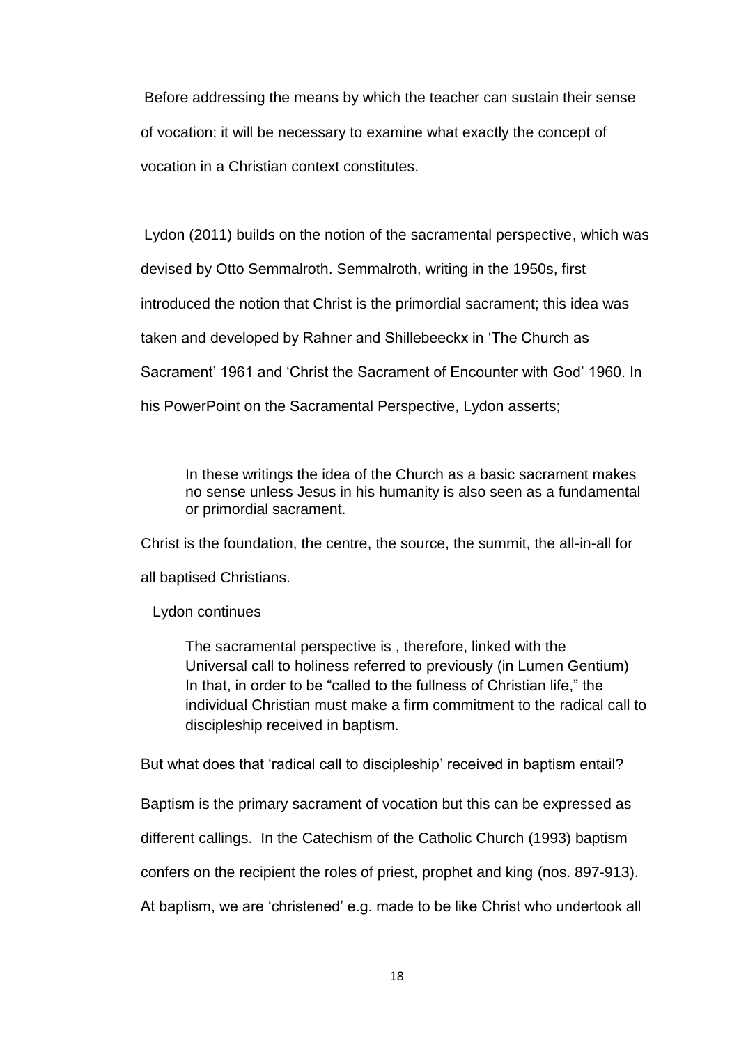Before addressing the means by which the teacher can sustain their sense of vocation; it will be necessary to examine what exactly the concept of vocation in a Christian context constitutes.

Lydon (2011) builds on the notion of the sacramental perspective, which was devised by Otto Semmalroth. Semmalroth, writing in the 1950s, first introduced the notion that Christ is the primordial sacrament; this idea was taken and developed by Rahner and Shillebeeckx in 'The Church as Sacrament' 1961 and 'Christ the Sacrament of Encounter with God' 1960. In his PowerPoint on the Sacramental Perspective, Lydon asserts;

> In these writings the idea of the Church as a basic sacrament makes no sense unless Jesus in his humanity is also seen as a fundamental or primordial sacrament.

Christ is the foundation, the centre, the source, the summit, the all-in-all for all baptised Christians.

Lydon continues

> The sacramental perspective is , therefore, linked with the Universal call to holiness referred to previously (in Lumen Gentium) In that, in order to be "called to the fullness of Christian life," the individual Christian must make a firm commitment to the radical call to discipleship received in baptism.

But what does that 'radical call to discipleship' received in baptism entail?

Baptism is the primary sacrament of vocation but this can be expressed as different callings. In the Catechism of the Catholic Church (1993) baptism confers on the recipient the roles of priest, prophet and king (nos. 897-913). At baptism, we are 'christened' e.g. made to be like Christ who undertook all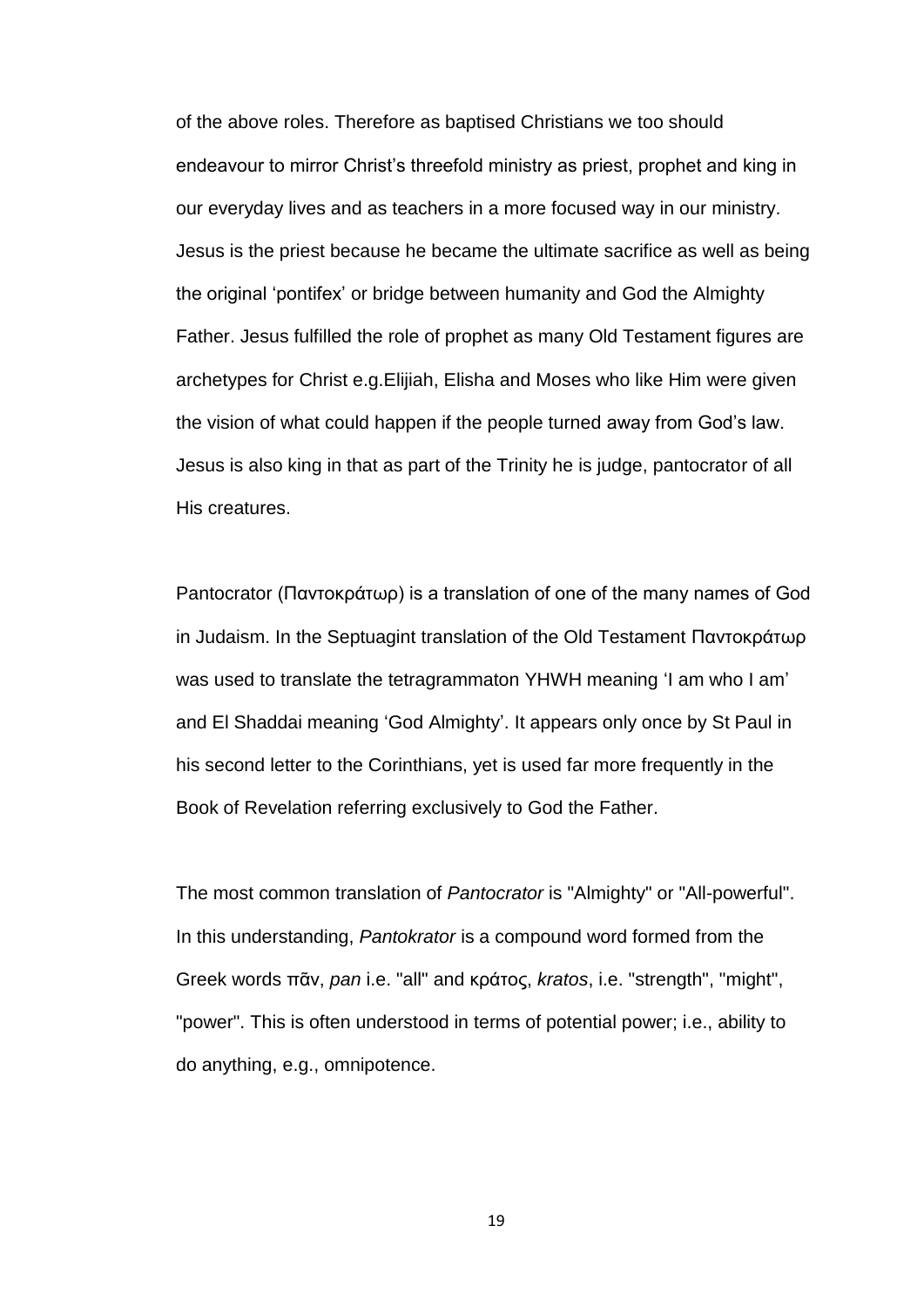of the above roles. Therefore as baptised Christians we too should endeavour to mirror Christ's threefold ministry as priest, prophet and king in our everyday lives and as teachers in a more focused way in our ministry. Jesus is the priest because he became the ultimate sacrifice as well as being the original 'pontifex' or bridge between humanity and God the Almighty Father. Jesus fulfilled the role of prophet as many Old Testament figures are archetypes for Christ e.g.Elijiah, Elisha and Moses who like Him were given the vision of what could happen if the people turned away from God's law. Jesus is also king in that as part of the Trinity he is judge, pantocrator of all His creatures.

Pantocrator (Παντοκράτωρ) is a translation of one of the many names of God in Judaism. In the Septuagint translation of the Old Testament Παντοκράτωρ was used to translate the tetragrammaton YHWH meaning 'I am who I am' and El Shaddai meaning 'God Almighty'. It appears only once by St Paul in his second letter to the Corinthians, yet is used far more frequently in the Book of Revelation referring exclusively to God the Father.

The most common translation of *Pantocrator* is "Almighty" or "All-powerful". In this understanding, *Pantokrator* is a compound word formed from the Greek words πᾶν, *pan* i.e. "all" and κράτος, *kratos*, i.e. "strength", "might", "power". This is often understood in terms of potential power; i.e., ability to do anything, e.g., omnipotence.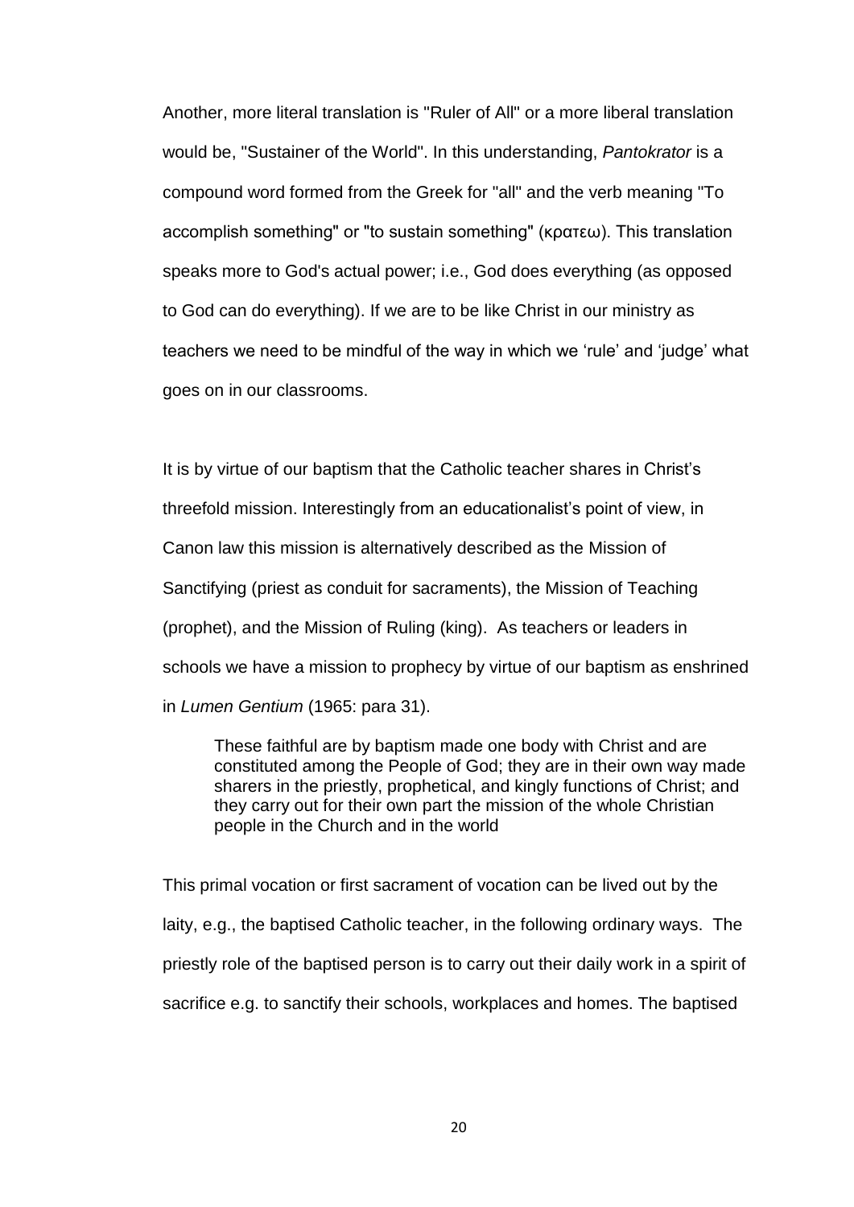Another, more literal translation is "Ruler of All" or a more liberal translation would be, "Sustainer of the World". In this understanding, *Pantokrator* is a compound word formed from the Greek for "all" and the verb meaning "To accomplish something" or "to sustain something" (κρατεω). This translation speaks more to God's actual power; i.e., God does everything (as opposed to God can do everything). If we are to be like Christ in our ministry as teachers we need to be mindful of the way in which we 'rule' and 'judge' what goes on in our classrooms.

It is by virtue of our baptism that the Catholic teacher shares in Christ's threefold mission. Interestingly from an educationalist's point of view, in Canon law this mission is alternatively described as the Mission of Sanctifying (priest as conduit for sacraments), the Mission of Teaching (prophet), and the Mission of Ruling (king). As teachers or leaders in schools we have a mission to prophecy by virtue of our baptism as enshrined in *Lumen Gentium* (1965: para 31).

> These faithful are by baptism made one body with Christ and are constituted among the People of God; they are in their own way made sharers in the priestly, prophetical, and kingly functions of Christ; and they carry out for their own part the mission of the whole Christian people in the Church and in the world

This primal vocation or first sacrament of vocation can be lived out by the laity, e.g., the baptised Catholic teacher, in the following ordinary ways. The priestly role of the baptised person is to carry out their daily work in a spirit of sacrifice e.g. to sanctify their schools, workplaces and homes. The baptised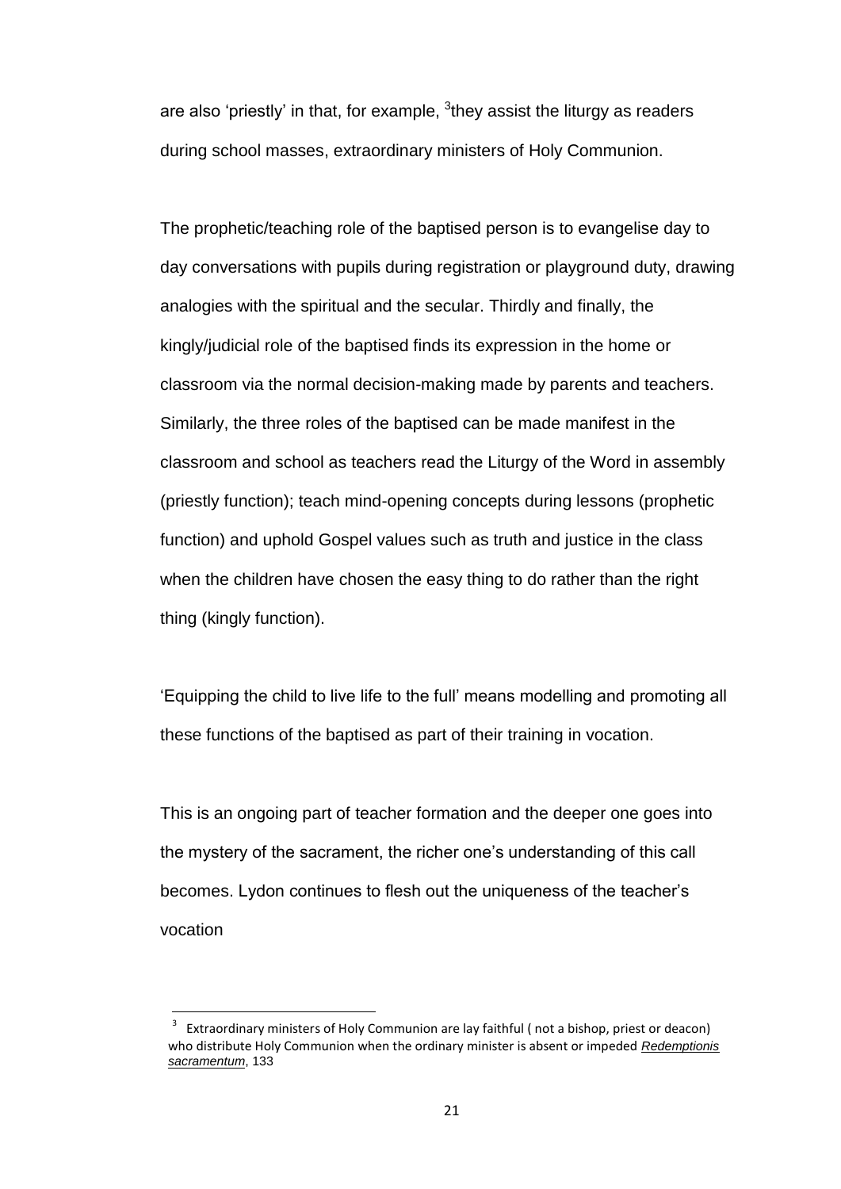are also 'priestly' in that, for example, [3]they assist the liturgy as readers during school masses, extraordinary ministers of Holy Communion.

The prophetic/teaching role of the baptised person is to evangelise day to day conversations with pupils during registration or playground duty, drawing analogies with the spiritual and the secular. Thirdly and finally, the kingly/judicial role of the baptised finds its expression in the home or classroom via the normal decision-making made by parents and teachers. Similarly, the three roles of the baptised can be made manifest in the classroom and school as teachers read the Liturgy of the Word in assembly (priestly function); teach mind-opening concepts during lessons (prophetic function) and uphold Gospel values such as truth and justice in the class when the children have chosen the easy thing to do rather than the right thing (kingly function).

'Equipping the child to live life to the full' means modelling and promoting all these functions of the baptised as part of their training in vocation.

This is an ongoing part of teacher formation and the deeper one goes into the mystery of the sacrament, the richer one's understanding of this call becomes. Lydon continues to flesh out the uniqueness of the teacher's vocation

---

[3] Extraordinary ministers of Holy Communion are lay faithful ( not a bishop, priest or deacon) who distribute Holy Communion when the ordinary minister is absent or impeded *Redemptionis sacramentum*, 133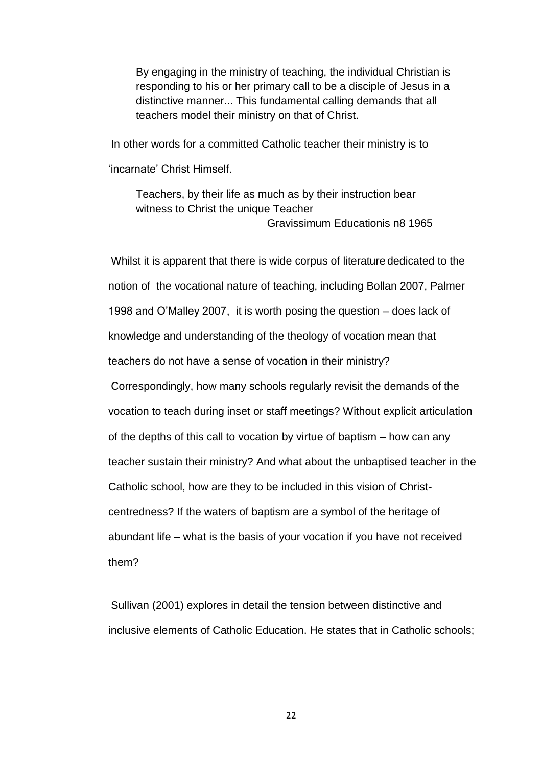> By engaging in the ministry of teaching, the individual Christian is responding to his or her primary call to be a disciple of Jesus in a distinctive manner... This fundamental calling demands that all teachers model their ministry on that of Christ.

In other words for a committed Catholic teacher their ministry is to 'incarnate' Christ Himself.

> Teachers, by their life as much as by their instruction bear witness to Christ the unique Teacher
>
> Gravissimum Educationis n8 1965

Whilst it is apparent that there is wide corpus of literature dedicated to the notion of the vocational nature of teaching, including Bollan 2007, Palmer 1998 and O'Malley 2007, it is worth posing the question – does lack of knowledge and understanding of the theology of vocation mean that teachers do not have a sense of vocation in their ministry?

Correspondingly, how many schools regularly revisit the demands of the vocation to teach during inset or staff meetings? Without explicit articulation of the depths of this call to vocation by virtue of baptism – how can any teacher sustain their ministry? And what about the unbaptised teacher in the Catholic school, how are they to be included in this vision of Christ-centredness? If the waters of baptism are a symbol of the heritage of abundant life – what is the basis of your vocation if you have not received them?

Sullivan (2001) explores in detail the tension between distinctive and inclusive elements of Catholic Education. He states that in Catholic schools;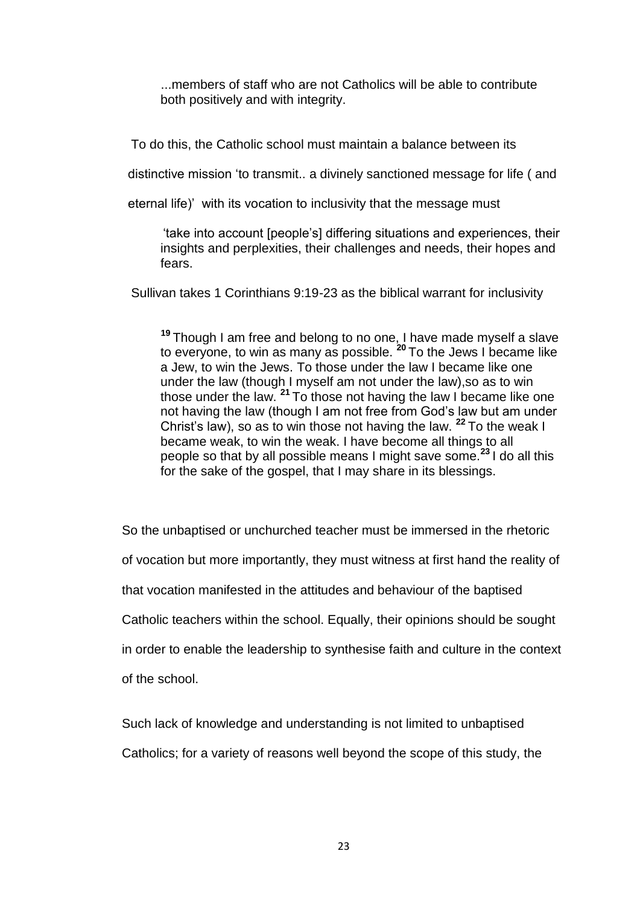> ...members of staff who are not Catholics will be able to contribute both positively and with integrity.

To do this, the Catholic school must maintain a balance between its distinctive mission 'to transmit.. a divinely sanctioned message for life ( and eternal life)' with its vocation to inclusivity that the message must

> 'take into account [people's] differing situations and experiences, their insights and perplexities, their challenges and needs, their hopes and fears.

Sullivan takes 1 Corinthians 9:19-23 as the biblical warrant for inclusivity

> [19] Though I am free and belong to no one, I have made myself a slave to everyone, to win as many as possible. [20] To the Jews I became like a Jew, to win the Jews. To those under the law I became like one under the law (though I myself am not under the law),so as to win those under the law. [21] To those not having the law I became like one not having the law (though I am not free from God's law but am under Christ's law), so as to win those not having the law. [22] To the weak I became weak, to win the weak. I have become all things to all people so that by all possible means I might save some.[23] I do all this for the sake of the gospel, that I may share in its blessings.

So the unbaptised or unchurched teacher must be immersed in the rhetoric of vocation but more importantly, they must witness at first hand the reality of that vocation manifested in the attitudes and behaviour of the baptised Catholic teachers within the school. Equally, their opinions should be sought in order to enable the leadership to synthesise faith and culture in the context of the school.

Such lack of knowledge and understanding is not limited to unbaptised Catholics; for a variety of reasons well beyond the scope of this study, the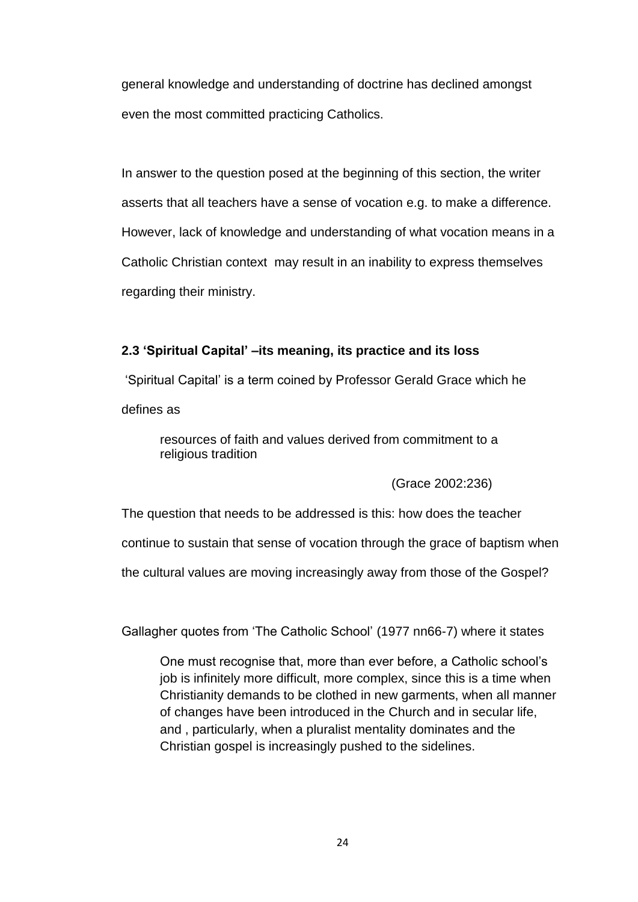general knowledge and understanding of doctrine has declined amongst even the most committed practicing Catholics.

In answer to the question posed at the beginning of this section, the writer asserts that all teachers have a sense of vocation e.g. to make a difference. However, lack of knowledge and understanding of what vocation means in a Catholic Christian context may result in an inability to express themselves regarding their ministry.

### 2.3 'Spiritual Capital' –its meaning, its practice and its loss

'Spiritual Capital' is a term coined by Professor Gerald Grace which he defines as

> resources of faith and values derived from commitment to a religious tradition
>
> (Grace 2002:236)

The question that needs to be addressed is this: how does the teacher continue to sustain that sense of vocation through the grace of baptism when the cultural values are moving increasingly away from those of the Gospel?

Gallagher quotes from 'The Catholic School' (1977 nn66-7) where it states

> One must recognise that, more than ever before, a Catholic school's job is infinitely more difficult, more complex, since this is a time when Christianity demands to be clothed in new garments, when all manner of changes have been introduced in the Church and in secular life, and , particularly, when a pluralist mentality dominates and the Christian gospel is increasingly pushed to the sidelines.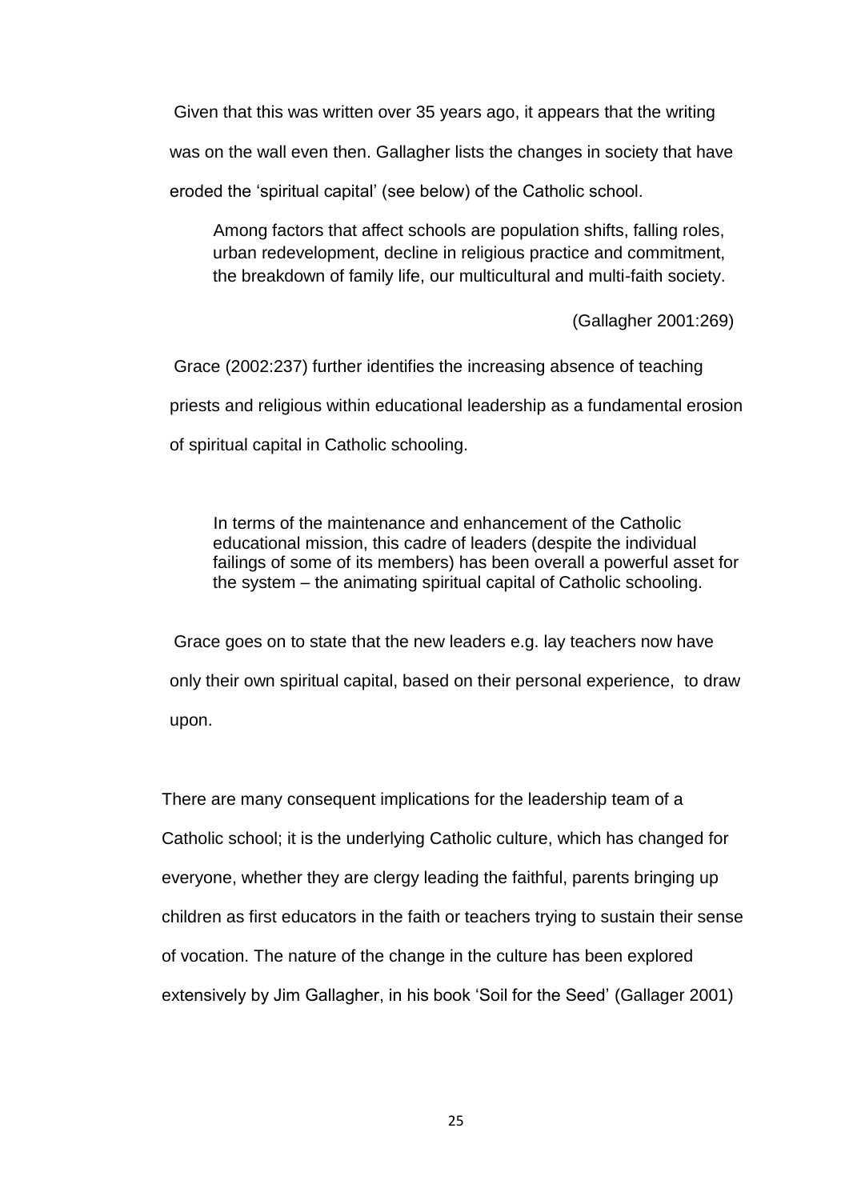Given that this was written over 35 years ago, it appears that the writing was on the wall even then. Gallagher lists the changes in society that have eroded the 'spiritual capital' (see below) of the Catholic school.

> Among factors that affect schools are population shifts, falling roles, urban redevelopment, decline in religious practice and commitment, the breakdown of family life, our multicultural and multi-faith society.
>
> (Gallagher 2001:269)

Grace (2002:237) further identifies the increasing absence of teaching priests and religious within educational leadership as a fundamental erosion of spiritual capital in Catholic schooling.

> In terms of the maintenance and enhancement of the Catholic educational mission, this cadre of leaders (despite the individual failings of some of its members) has been overall a powerful asset for the system – the animating spiritual capital of Catholic schooling.

Grace goes on to state that the new leaders e.g. lay teachers now have only their own spiritual capital, based on their personal experience, to draw upon.

There are many consequent implications for the leadership team of a Catholic school; it is the underlying Catholic culture, which has changed for everyone, whether they are clergy leading the faithful, parents bringing up children as first educators in the faith or teachers trying to sustain their sense of vocation. The nature of the change in the culture has been explored extensively by Jim Gallagher, in his book 'Soil for the Seed' (Gallager 2001)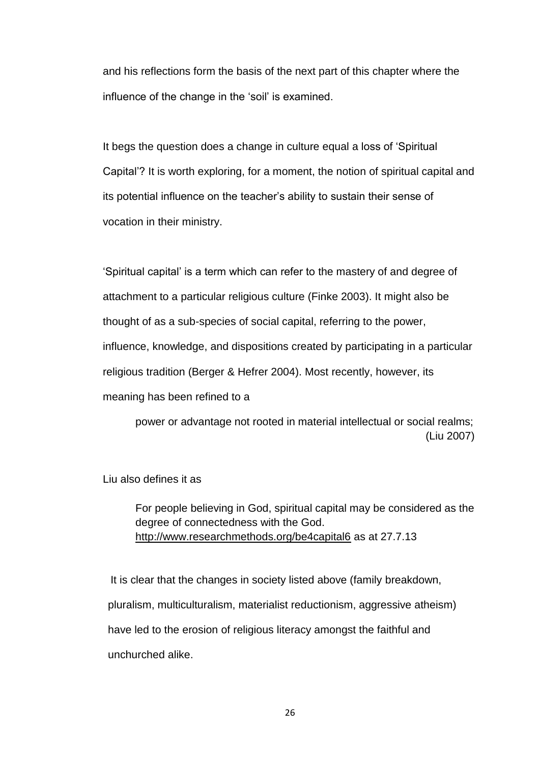and his reflections form the basis of the next part of this chapter where the influence of the change in the 'soil' is examined.

It begs the question does a change in culture equal a loss of 'Spiritual Capital'? It is worth exploring, for a moment, the notion of spiritual capital and its potential influence on the teacher's ability to sustain their sense of vocation in their ministry.

'Spiritual capital' is a term which can refer to the mastery of and degree of attachment to a particular religious culture (Finke 2003). It might also be thought of as a sub-species of social capital, referring to the power, influence, knowledge, and dispositions created by participating in a particular religious tradition (Berger & Hefrer 2004). Most recently, however, its meaning has been refined to a

> power or advantage not rooted in material intellectual or social realms; (Liu 2007)

Liu also defines it as

> For people believing in God, spiritual capital may be considered as the degree of connectedness with the God. http://www.researchmethods.org/be4capital6 as at 27.7.13

It is clear that the changes in society listed above (family breakdown, pluralism, multiculturalism, materialist reductionism, aggressive atheism) have led to the erosion of religious literacy amongst the faithful and unchurched alike.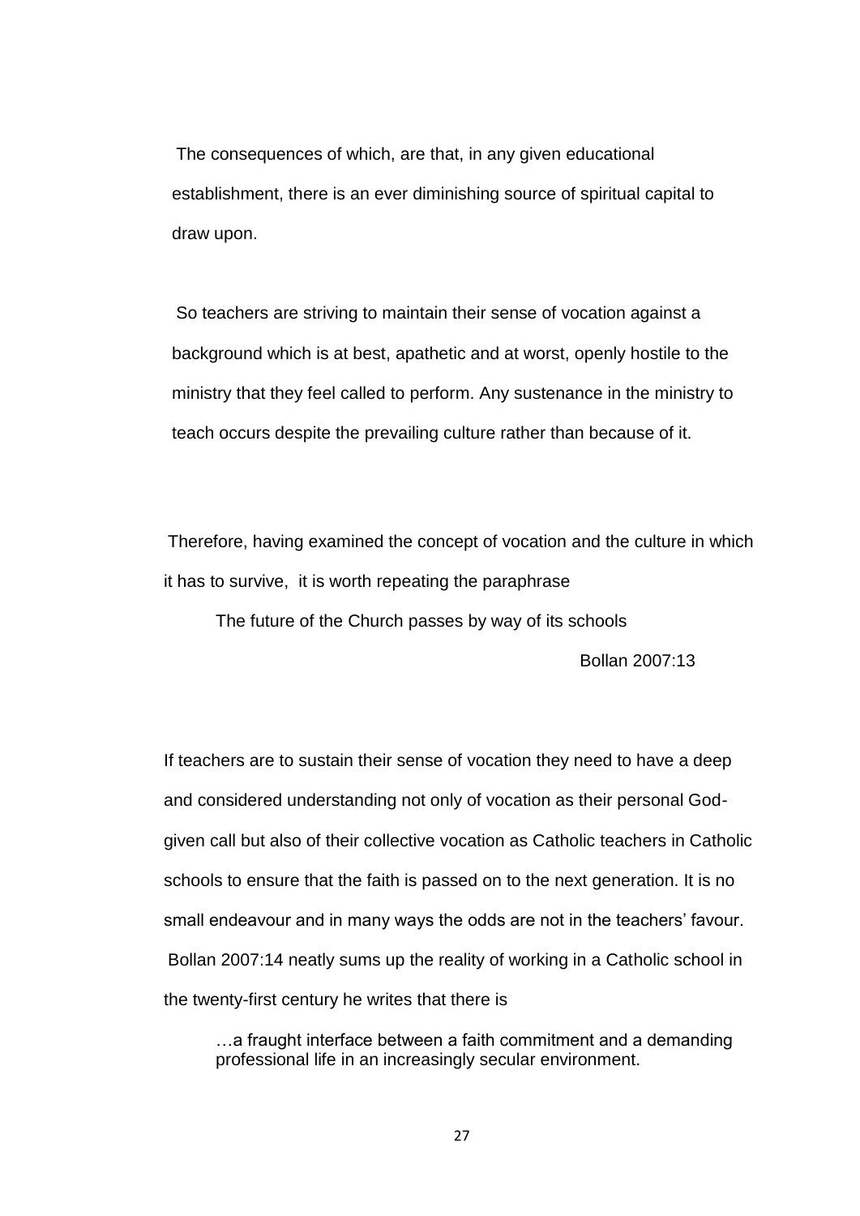The consequences of which, are that, in any given educational establishment, there is an ever diminishing source of spiritual capital to draw upon.

So teachers are striving to maintain their sense of vocation against a background which is at best, apathetic and at worst, openly hostile to the ministry that they feel called to perform. Any sustenance in the ministry to teach occurs despite the prevailing culture rather than because of it.

Therefore, having examined the concept of vocation and the culture in which it has to survive, it is worth repeating the paraphrase

> The future of the Church passes by way of its schools
>
> Bollan 2007:13

If teachers are to sustain their sense of vocation they need to have a deep and considered understanding not only of vocation as their personal God-given call but also of their collective vocation as Catholic teachers in Catholic schools to ensure that the faith is passed on to the next generation. It is no small endeavour and in many ways the odds are not in the teachers' favour. Bollan 2007:14 neatly sums up the reality of working in a Catholic school in the twenty-first century he writes that there is

> …a fraught interface between a faith commitment and a demanding professional life in an increasingly secular environment.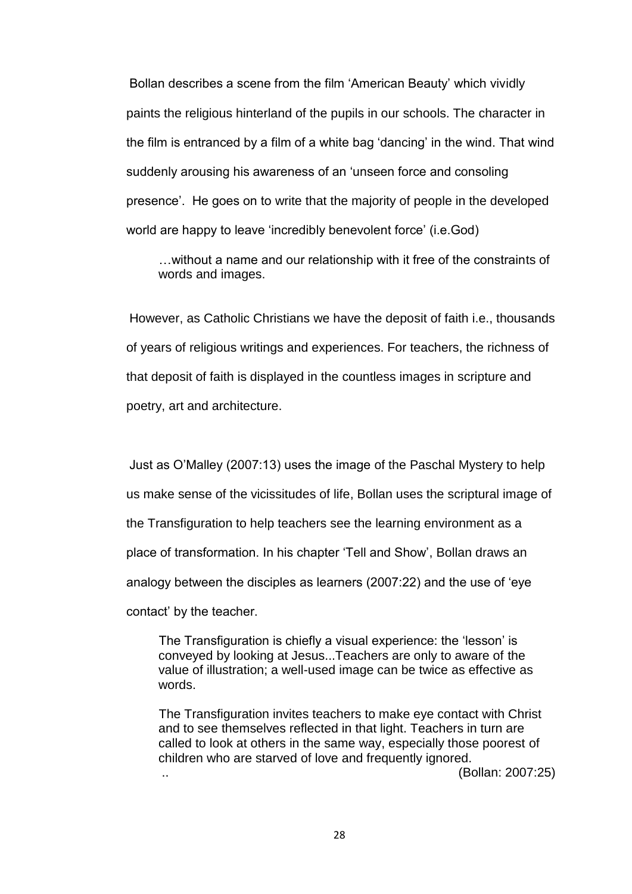Bollan describes a scene from the film 'American Beauty' which vividly paints the religious hinterland of the pupils in our schools. The character in the film is entranced by a film of a white bag 'dancing' in the wind. That wind suddenly arousing his awareness of an 'unseen force and consoling presence'. He goes on to write that the majority of people in the developed world are happy to leave 'incredibly benevolent force' (i.e.God)

> …without a name and our relationship with it free of the constraints of words and images.

However, as Catholic Christians we have the deposit of faith i.e., thousands of years of religious writings and experiences. For teachers, the richness of that deposit of faith is displayed in the countless images in scripture and poetry, art and architecture.

Just as O'Malley (2007:13) uses the image of the Paschal Mystery to help us make sense of the vicissitudes of life, Bollan uses the scriptural image of the Transfiguration to help teachers see the learning environment as a place of transformation. In his chapter 'Tell and Show', Bollan draws an analogy between the disciples as learners (2007:22) and the use of 'eye contact' by the teacher.

> The Transfiguration is chiefly a visual experience: the 'lesson' is conveyed by looking at Jesus...Teachers are only to aware of the value of illustration; a well-used image can be twice as effective as words.
>
> The Transfiguration invites teachers to make eye contact with Christ and to see themselves reflected in that light. Teachers in turn are called to look at others in the same way, especially those poorest of children who are starved of love and frequently ignored.
> .. (Bollan: 2007:25)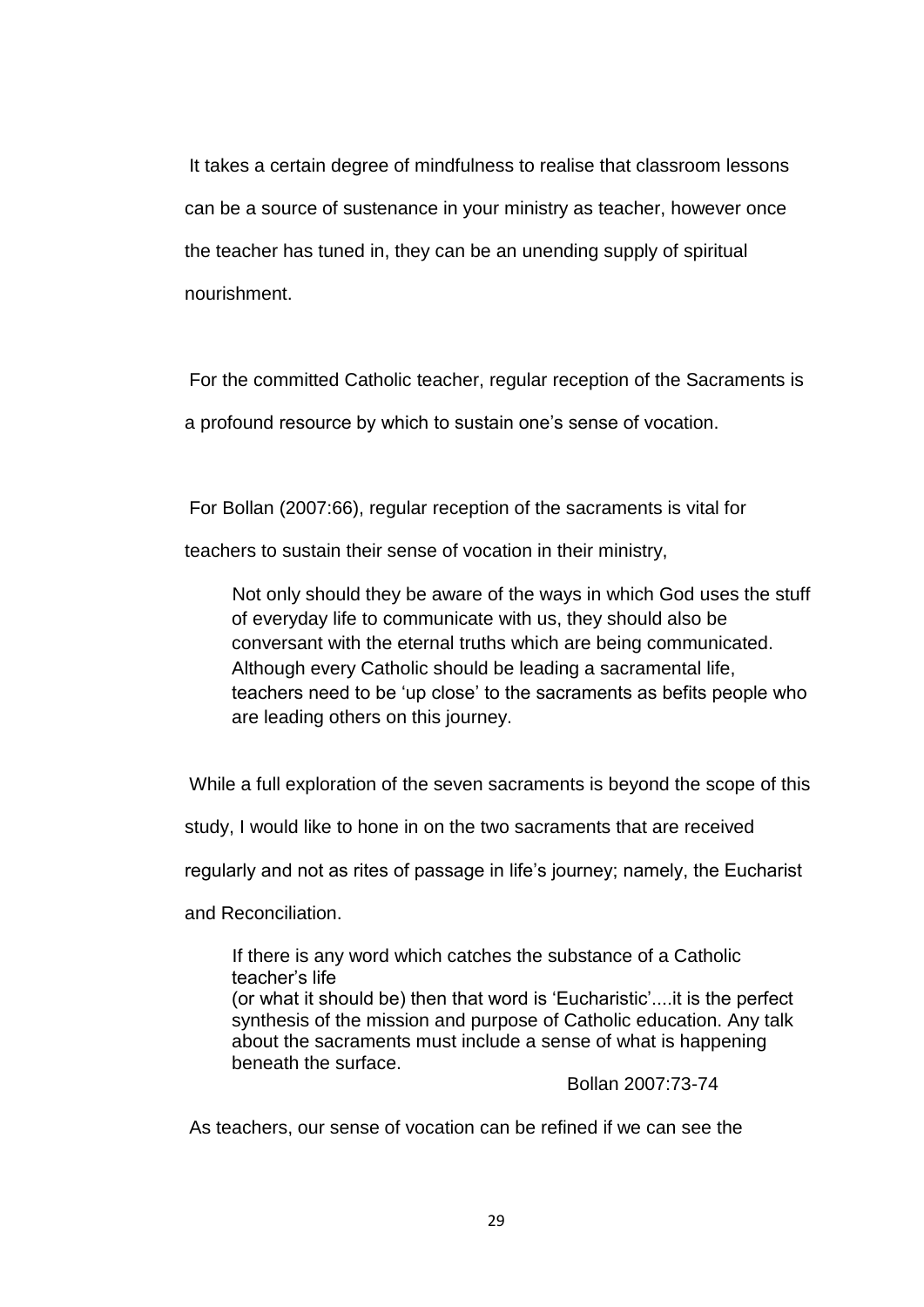It takes a certain degree of mindfulness to realise that classroom lessons can be a source of sustenance in your ministry as teacher, however once the teacher has tuned in, they can be an unending supply of spiritual nourishment.

For the committed Catholic teacher, regular reception of the Sacraments is a profound resource by which to sustain one's sense of vocation.

For Bollan (2007:66), regular reception of the sacraments is vital for teachers to sustain their sense of vocation in their ministry,

> Not only should they be aware of the ways in which God uses the stuff of everyday life to communicate with us, they should also be conversant with the eternal truths which are being communicated. Although every Catholic should be leading a sacramental life, teachers need to be 'up close' to the sacraments as befits people who are leading others on this journey.

While a full exploration of the seven sacraments is beyond the scope of this study, I would like to hone in on the two sacraments that are received regularly and not as rites of passage in life's journey; namely, the Eucharist and Reconciliation.

> If there is any word which catches the substance of a Catholic teacher's life
> (or what it should be) then that word is 'Eucharistic'....it is the perfect synthesis of the mission and purpose of Catholic education. Any talk about the sacraments must include a sense of what is happening beneath the surface.
>
> Bollan 2007:73-74

As teachers, our sense of vocation can be refined if we can see the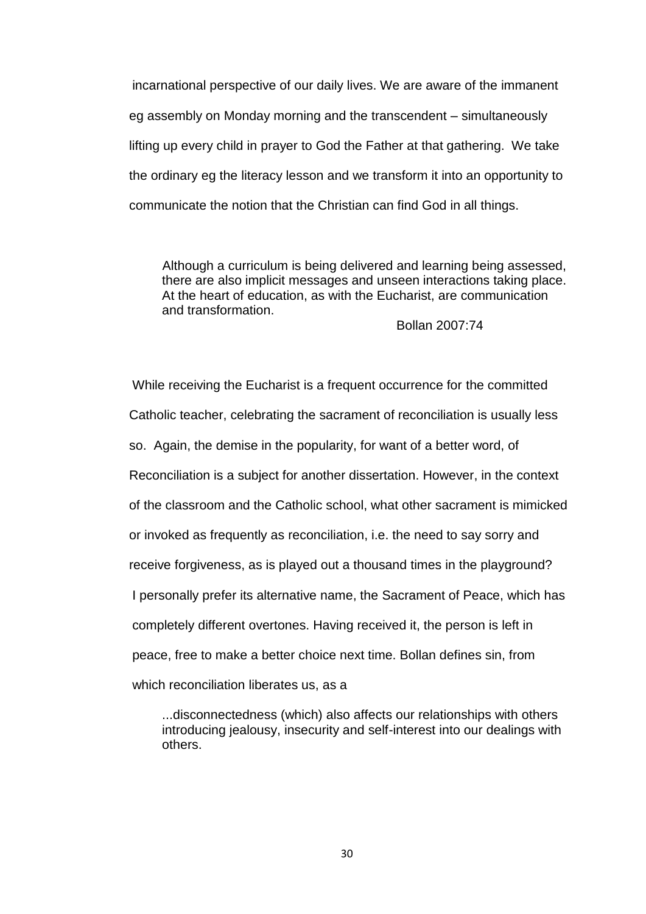incarnational perspective of our daily lives. We are aware of the immanent eg assembly on Monday morning and the transcendent – simultaneously lifting up every child in prayer to God the Father at that gathering. We take the ordinary eg the literacy lesson and we transform it into an opportunity to communicate the notion that the Christian can find God in all things.

> Although a curriculum is being delivered and learning being assessed, there are also implicit messages and unseen interactions taking place. At the heart of education, as with the Eucharist, are communication and transformation.
>
> Bollan 2007:74

While receiving the Eucharist is a frequent occurrence for the committed Catholic teacher, celebrating the sacrament of reconciliation is usually less so. Again, the demise in the popularity, for want of a better word, of Reconciliation is a subject for another dissertation. However, in the context of the classroom and the Catholic school, what other sacrament is mimicked or invoked as frequently as reconciliation, i.e. the need to say sorry and receive forgiveness, as is played out a thousand times in the playground? I personally prefer its alternative name, the Sacrament of Peace, which has completely different overtones. Having received it, the person is left in peace, free to make a better choice next time. Bollan defines sin, from which reconciliation liberates us, as a

> ...disconnectedness (which) also affects our relationships with others introducing jealousy, insecurity and self-interest into our dealings with others.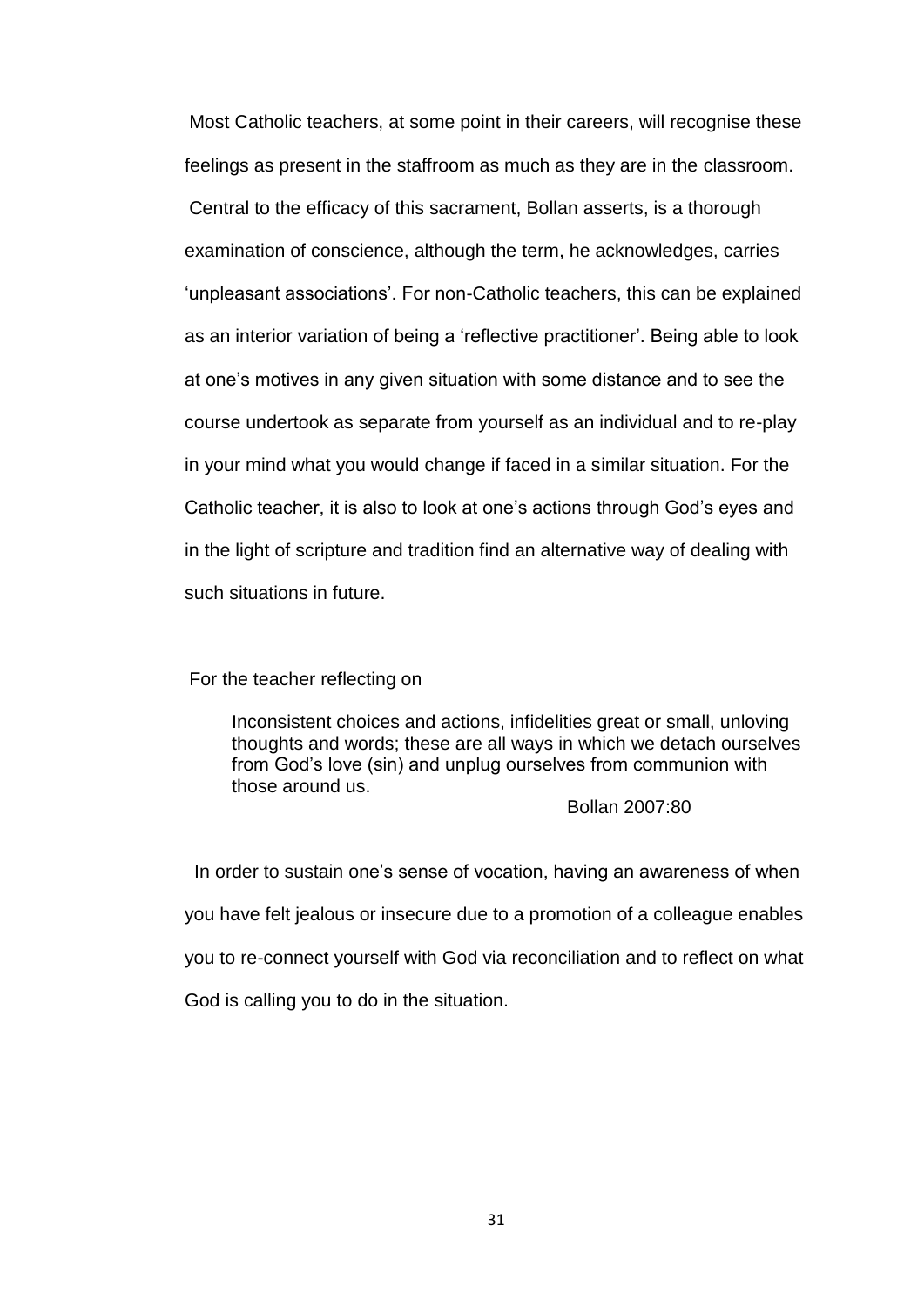Most Catholic teachers, at some point in their careers, will recognise these feelings as present in the staffroom as much as they are in the classroom. Central to the efficacy of this sacrament, Bollan asserts, is a thorough examination of conscience, although the term, he acknowledges, carries 'unpleasant associations'. For non-Catholic teachers, this can be explained as an interior variation of being a 'reflective practitioner'. Being able to look at one's motives in any given situation with some distance and to see the course undertook as separate from yourself as an individual and to re-play in your mind what you would change if faced in a similar situation. For the Catholic teacher, it is also to look at one's actions through God's eyes and in the light of scripture and tradition find an alternative way of dealing with such situations in future.

For the teacher reflecting on

> Inconsistent choices and actions, infidelities great or small, unloving thoughts and words; these are all ways in which we detach ourselves from God's love (sin) and unplug ourselves from communion with those around us.
>
> Bollan 2007:80

In order to sustain one's sense of vocation, having an awareness of when you have felt jealous or insecure due to a promotion of a colleague enables you to re-connect yourself with God via reconciliation and to reflect on what God is calling you to do in the situation.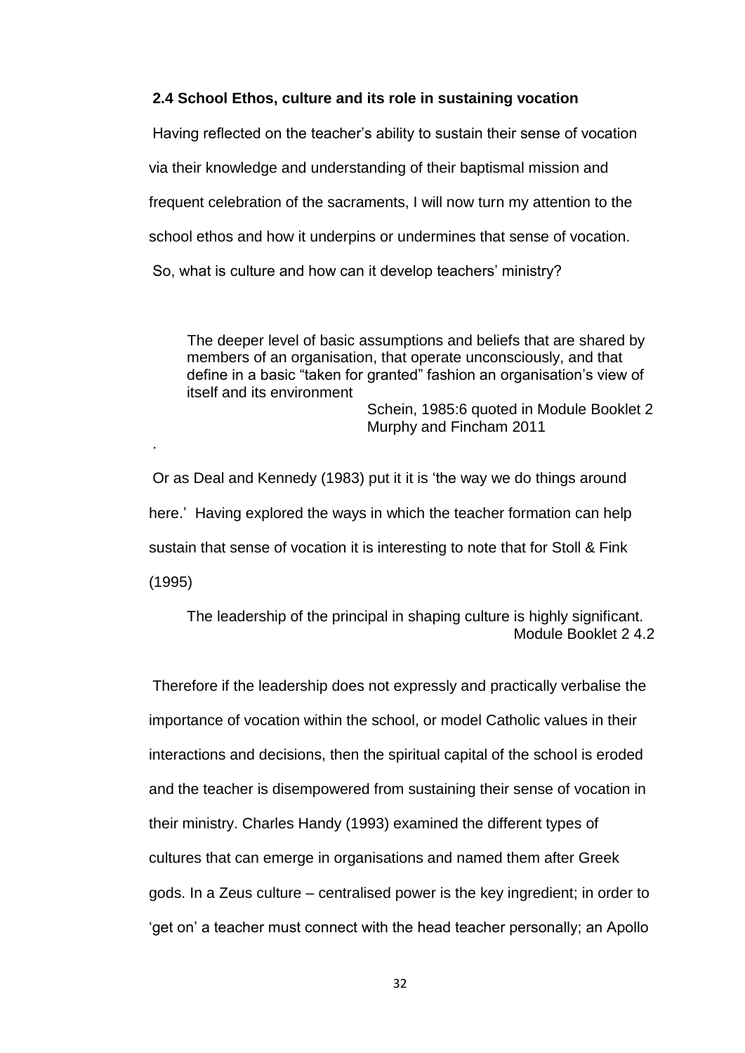### 2.4 School Ethos, culture and its role in sustaining vocation

Having reflected on the teacher's ability to sustain their sense of vocation via their knowledge and understanding of their baptismal mission and frequent celebration of the sacraments, I will now turn my attention to the school ethos and how it underpins or undermines that sense of vocation. So, what is culture and how can it develop teachers' ministry?

> The deeper level of basic assumptions and beliefs that are shared by members of an organisation, that operate unconsciously, and that define in a basic "taken for granted" fashion an organisation's view of itself and its environment
>
> Schein, 1985:6 quoted in Module Booklet 2 Murphy and Fincham 2011

.

Or as Deal and Kennedy (1983) put it it is 'the way we do things around here.' Having explored the ways in which the teacher formation can help sustain that sense of vocation it is interesting to note that for Stoll & Fink (1995)

> The leadership of the principal in shaping culture is highly significant.
>
> Module Booklet 2 4.2

Therefore if the leadership does not expressly and practically verbalise the importance of vocation within the school, or model Catholic values in their interactions and decisions, then the spiritual capital of the school is eroded and the teacher is disempowered from sustaining their sense of vocation in their ministry. Charles Handy (1993) examined the different types of cultures that can emerge in organisations and named them after Greek gods. In a Zeus culture – centralised power is the key ingredient; in order to 'get on' a teacher must connect with the head teacher personally; an Apollo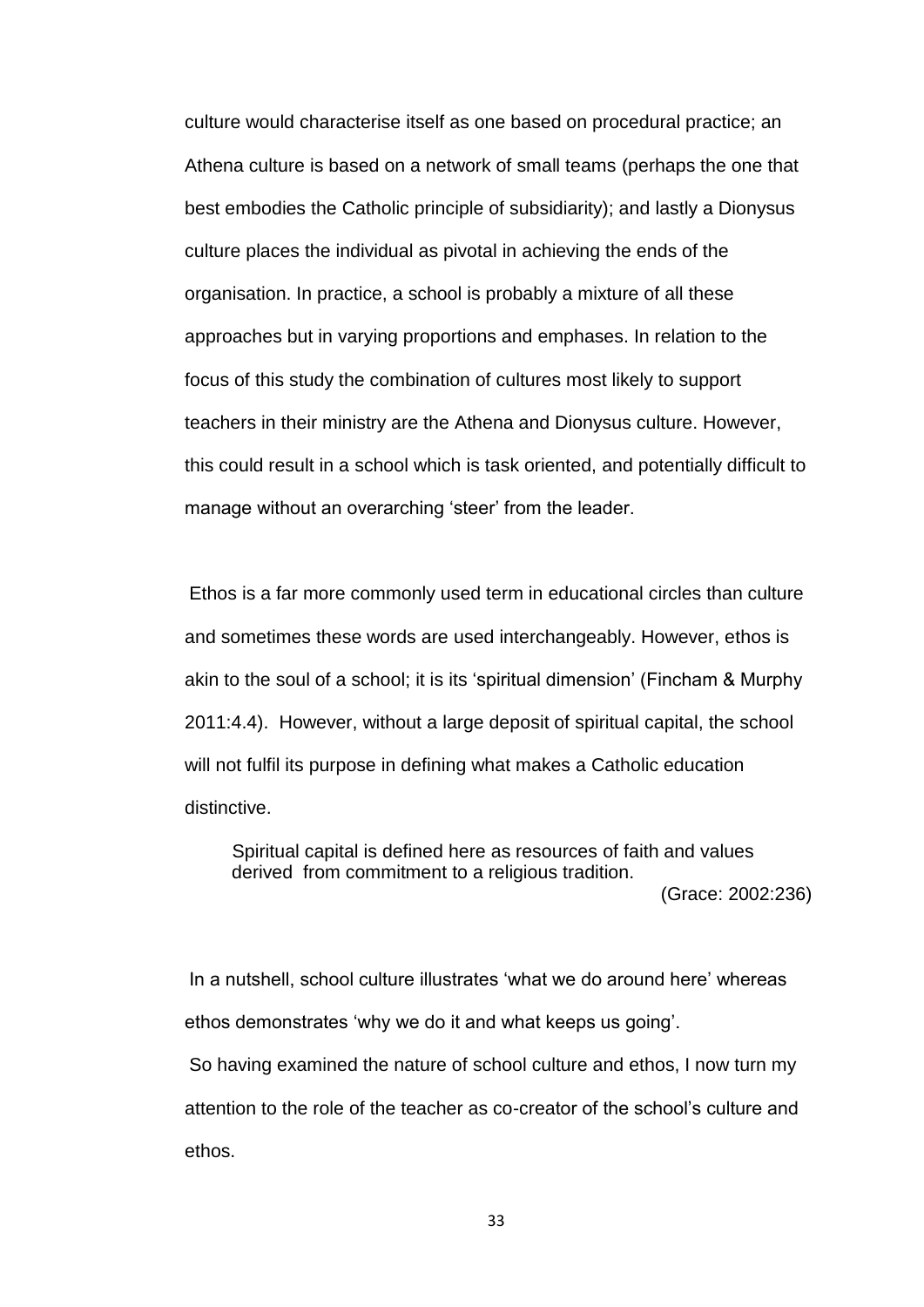culture would characterise itself as one based on procedural practice; an Athena culture is based on a network of small teams (perhaps the one that best embodies the Catholic principle of subsidiarity); and lastly a Dionysus culture places the individual as pivotal in achieving the ends of the organisation. In practice, a school is probably a mixture of all these approaches but in varying proportions and emphases. In relation to the focus of this study the combination of cultures most likely to support teachers in their ministry are the Athena and Dionysus culture. However, this could result in a school which is task oriented, and potentially difficult to manage without an overarching 'steer' from the leader.

Ethos is a far more commonly used term in educational circles than culture and sometimes these words are used interchangeably. However, ethos is akin to the soul of a school; it is its 'spiritual dimension' (Fincham & Murphy 2011:4.4). However, without a large deposit of spiritual capital, the school will not fulfil its purpose in defining what makes a Catholic education distinctive.

> Spiritual capital is defined here as resources of faith and values derived from commitment to a religious tradition.
>
> (Grace: 2002:236)

In a nutshell, school culture illustrates 'what we do around here' whereas ethos demonstrates 'why we do it and what keeps us going'.

So having examined the nature of school culture and ethos, I now turn my attention to the role of the teacher as co-creator of the school's culture and ethos.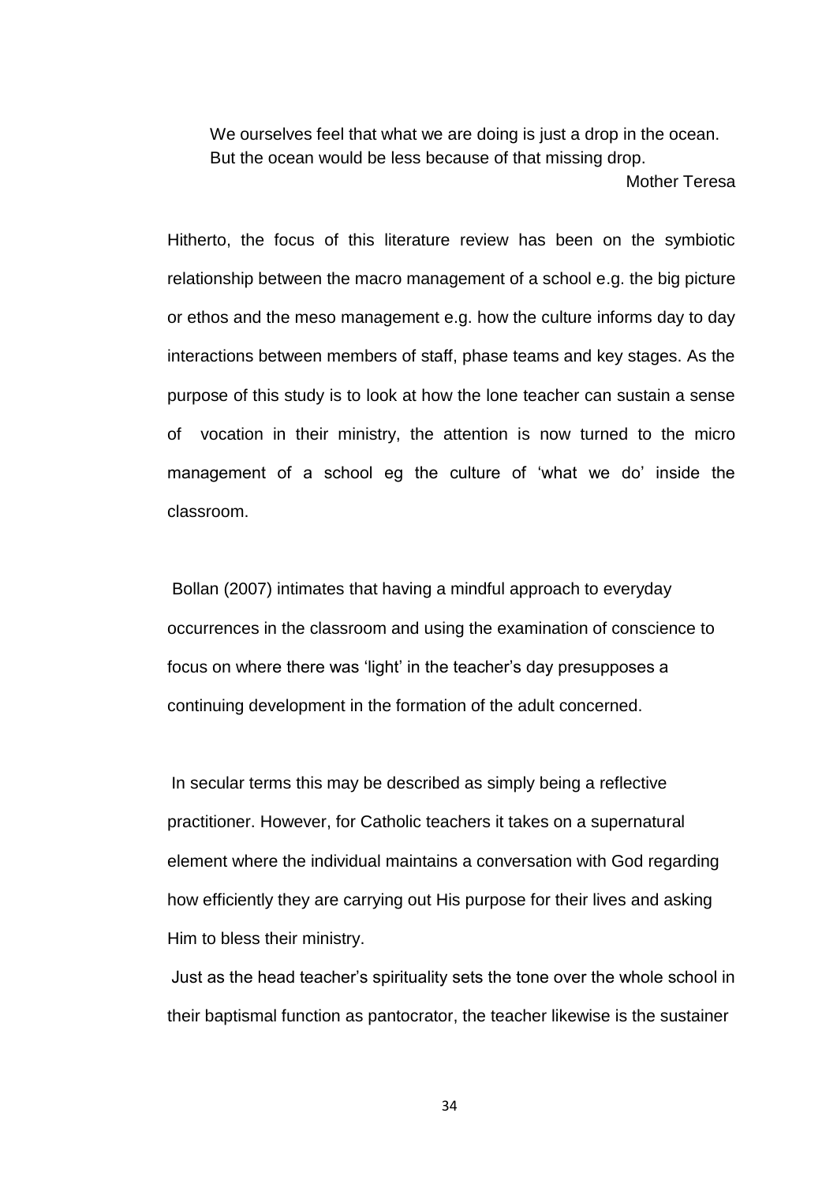> We ourselves feel that what we are doing is just a drop in the ocean.
> But the ocean would be less because of that missing drop.
>
> Mother Teresa

Hitherto, the focus of this literature review has been on the symbiotic relationship between the macro management of a school e.g. the big picture or ethos and the meso management e.g. how the culture informs day to day interactions between members of staff, phase teams and key stages. As the purpose of this study is to look at how the lone teacher can sustain a sense of vocation in their ministry, the attention is now turned to the micro management of a school eg the culture of 'what we do' inside the classroom.

Bollan (2007) intimates that having a mindful approach to everyday occurrences in the classroom and using the examination of conscience to focus on where there was 'light' in the teacher's day presupposes a continuing development in the formation of the adult concerned.

In secular terms this may be described as simply being a reflective practitioner. However, for Catholic teachers it takes on a supernatural element where the individual maintains a conversation with God regarding how efficiently they are carrying out His purpose for their lives and asking Him to bless their ministry.

Just as the head teacher's spirituality sets the tone over the whole school in their baptismal function as pantocrator, the teacher likewise is the sustainer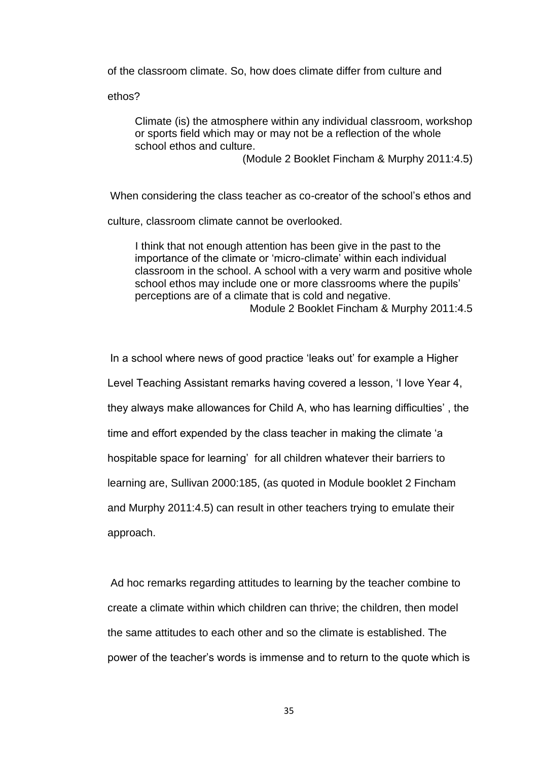of the classroom climate. So, how does climate differ from culture and ethos?

> Climate (is) the atmosphere within any individual classroom, workshop or sports field which may or may not be a reflection of the whole school ethos and culture.
>
> (Module 2 Booklet Fincham & Murphy 2011:4.5)

When considering the class teacher as co-creator of the school's ethos and culture, classroom climate cannot be overlooked.

> I think that not enough attention has been give in the past to the importance of the climate or 'micro-climate' within each individual classroom in the school. A school with a very warm and positive whole school ethos may include one or more classrooms where the pupils' perceptions are of a climate that is cold and negative.
>
> Module 2 Booklet Fincham & Murphy 2011:4.5

In a school where news of good practice 'leaks out' for example a Higher Level Teaching Assistant remarks having covered a lesson, 'I love Year 4, they always make allowances for Child A, who has learning difficulties' , the time and effort expended by the class teacher in making the climate 'a hospitable space for learning' for all children whatever their barriers to learning are, Sullivan 2000:185, (as quoted in Module booklet 2 Fincham and Murphy 2011:4.5) can result in other teachers trying to emulate their approach.

Ad hoc remarks regarding attitudes to learning by the teacher combine to create a climate within which children can thrive; the children, then model the same attitudes to each other and so the climate is established. The power of the teacher's words is immense and to return to the quote which is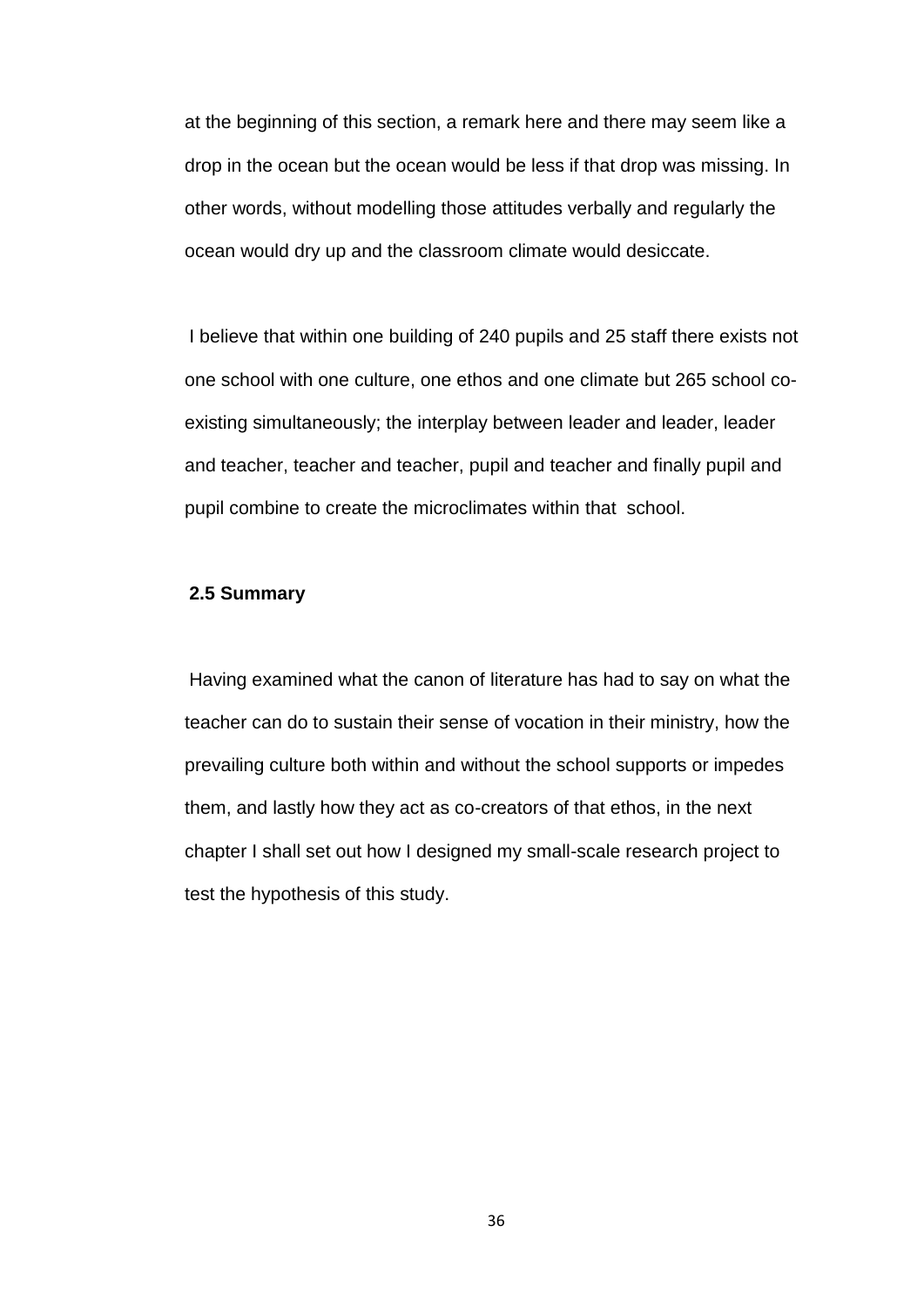at the beginning of this section, a remark here and there may seem like a drop in the ocean but the ocean would be less if that drop was missing. In other words, without modelling those attitudes verbally and regularly the ocean would dry up and the classroom climate would desiccate.

I believe that within one building of 240 pupils and 25 staff there exists not one school with one culture, one ethos and one climate but 265 school co-existing simultaneously; the interplay between leader and leader, leader and teacher, teacher and teacher, pupil and teacher and finally pupil and pupil combine to create the microclimates within that school.

## 2.5 Summary

Having examined what the canon of literature has had to say on what the teacher can do to sustain their sense of vocation in their ministry, how the prevailing culture both within and without the school supports or impedes them, and lastly how they act as co-creators of that ethos, in the next chapter I shall set out how I designed my small-scale research project to test the hypothesis of this study.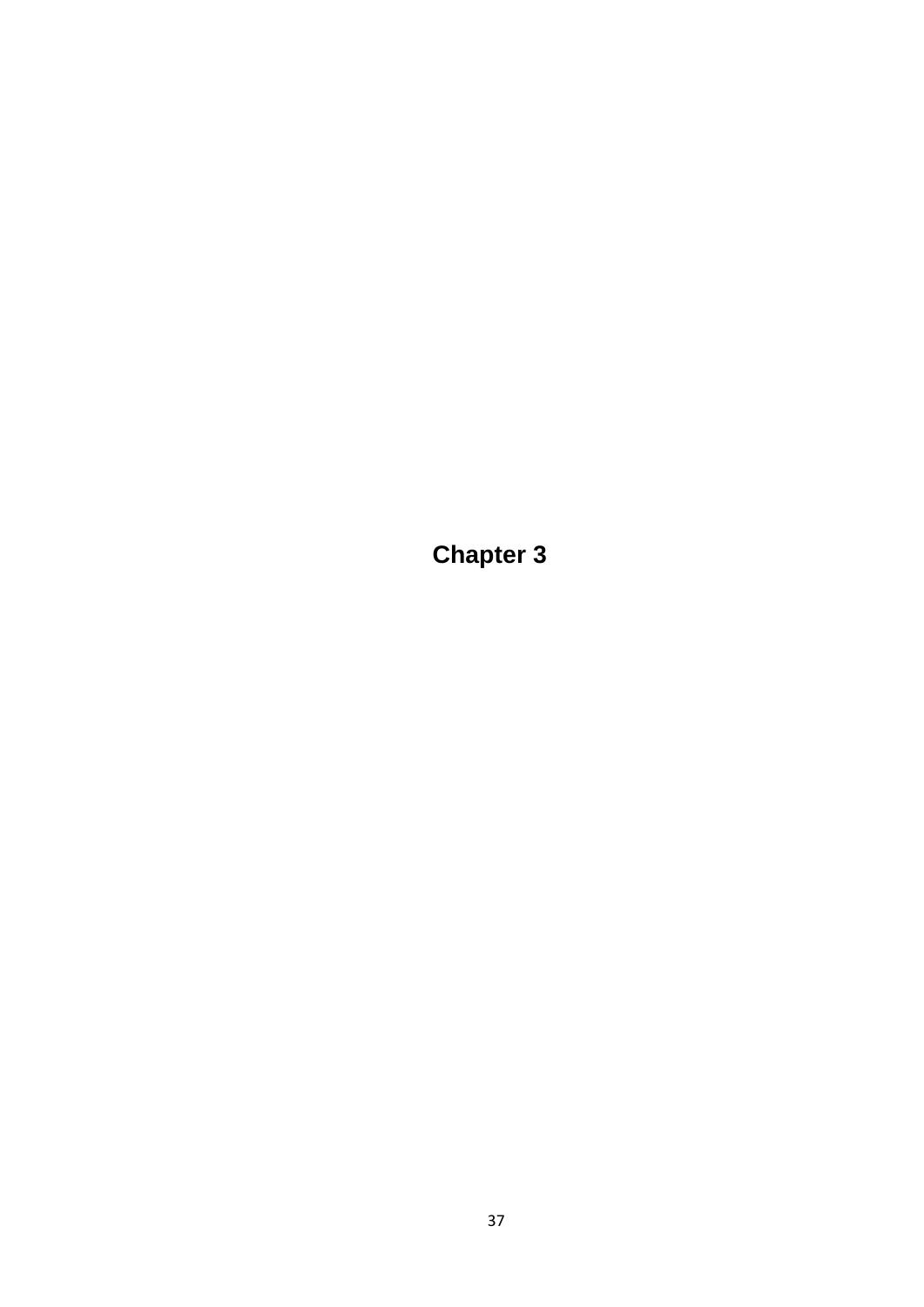# Chapter 3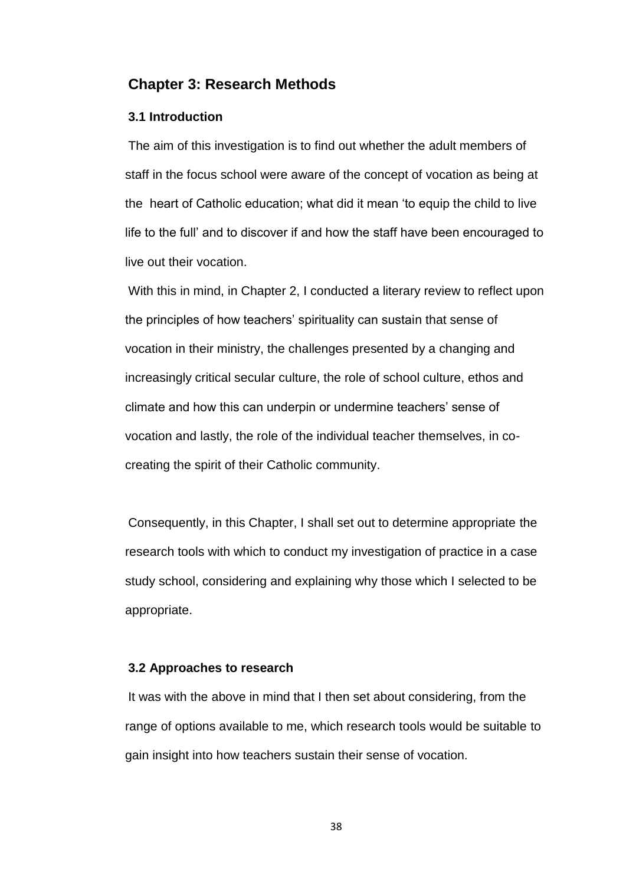## Chapter 3: Research Methods

### 3.1 Introduction

The aim of this investigation is to find out whether the adult members of staff in the focus school were aware of the concept of vocation as being at the heart of Catholic education; what did it mean 'to equip the child to live life to the full' and to discover if and how the staff have been encouraged to live out their vocation.

With this in mind, in Chapter 2, I conducted a literary review to reflect upon the principles of how teachers' spirituality can sustain that sense of vocation in their ministry, the challenges presented by a changing and increasingly critical secular culture, the role of school culture, ethos and climate and how this can underpin or undermine teachers' sense of vocation and lastly, the role of the individual teacher themselves, in co-creating the spirit of their Catholic community.

Consequently, in this Chapter, I shall set out to determine appropriate the research tools with which to conduct my investigation of practice in a case study school, considering and explaining why those which I selected to be appropriate.

### 3.2 Approaches to research

It was with the above in mind that I then set about considering, from the range of options available to me, which research tools would be suitable to gain insight into how teachers sustain their sense of vocation.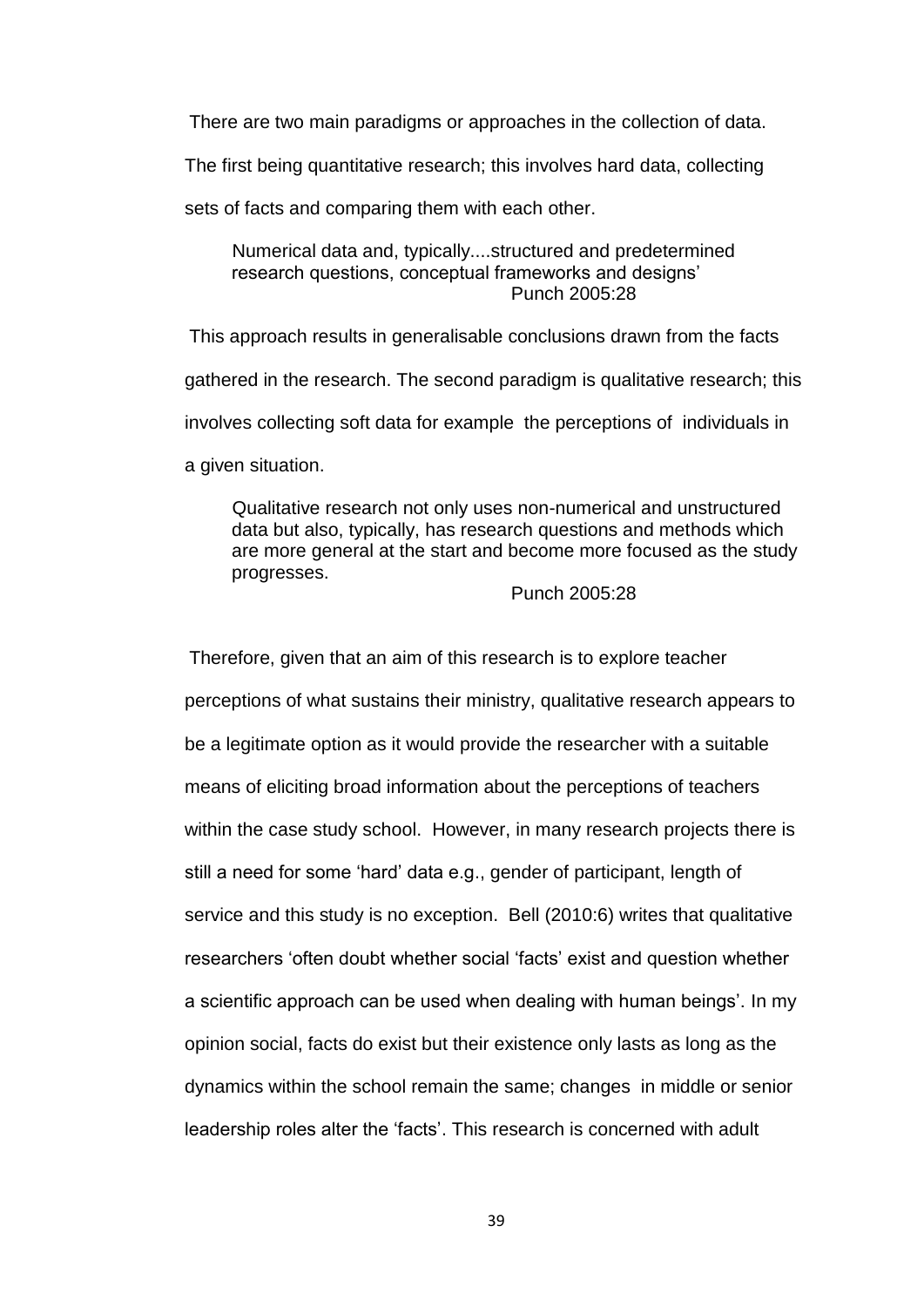There are two main paradigms or approaches in the collection of data. The first being quantitative research; this involves hard data, collecting sets of facts and comparing them with each other.

> Numerical data and, typically....structured and predetermined research questions, conceptual frameworks and designs'
>
> Punch 2005:28

This approach results in generalisable conclusions drawn from the facts gathered in the research. The second paradigm is qualitative research; this involves collecting soft data for example the perceptions of individuals in a given situation.

> Qualitative research not only uses non-numerical and unstructured data but also, typically, has research questions and methods which are more general at the start and become more focused as the study progresses.
>
> Punch 2005:28

Therefore, given that an aim of this research is to explore teacher perceptions of what sustains their ministry, qualitative research appears to be a legitimate option as it would provide the researcher with a suitable means of eliciting broad information about the perceptions of teachers within the case study school. However, in many research projects there is still a need for some 'hard' data e.g., gender of participant, length of service and this study is no exception. Bell (2010:6) writes that qualitative researchers 'often doubt whether social 'facts' exist and question whether a scientific approach can be used when dealing with human beings'. In my opinion social, facts do exist but their existence only lasts as long as the dynamics within the school remain the same; changes in middle or senior leadership roles alter the 'facts'. This research is concerned with adult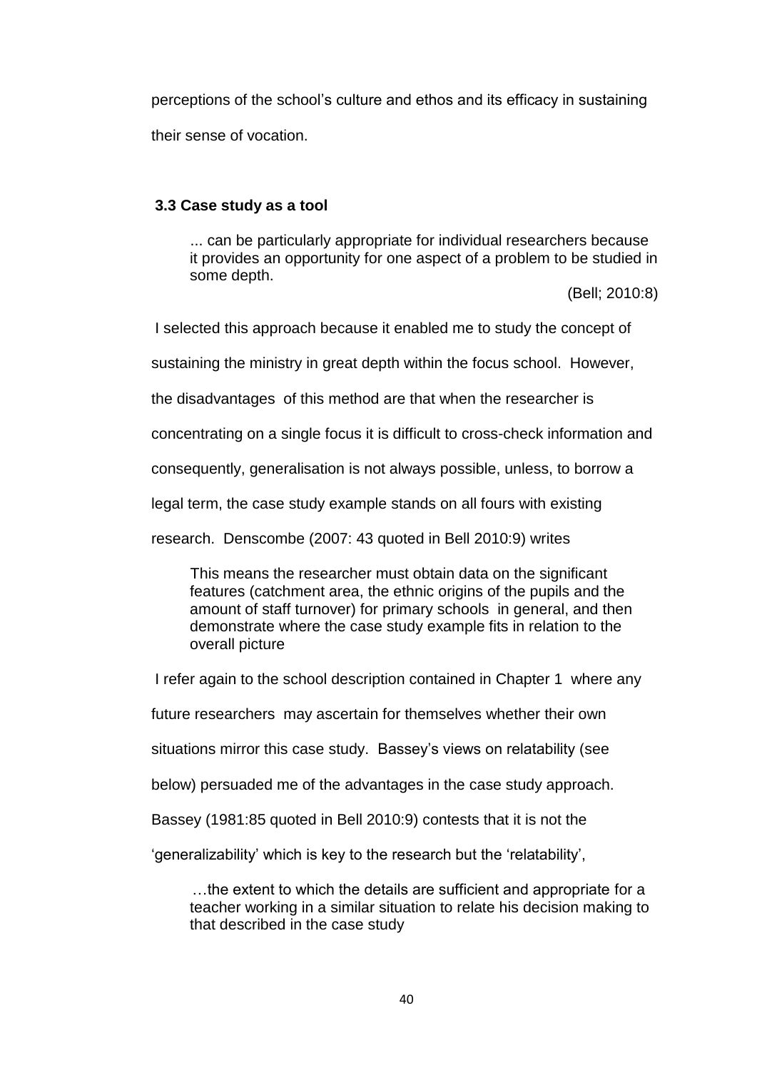perceptions of the school's culture and ethos and its efficacy in sustaining their sense of vocation.

### 3.3 Case study as a tool

> ... can be particularly appropriate for individual researchers because it provides an opportunity for one aspect of a problem to be studied in some depth.
>
> (Bell; 2010:8)

I selected this approach because it enabled me to study the concept of sustaining the ministry in great depth within the focus school. However, the disadvantages of this method are that when the researcher is concentrating on a single focus it is difficult to cross-check information and consequently, generalisation is not always possible, unless, to borrow a legal term, the case study example stands on all fours with existing research. Denscombe (2007: 43 quoted in Bell 2010:9) writes

> This means the researcher must obtain data on the significant features (catchment area, the ethnic origins of the pupils and the amount of staff turnover) for primary schools in general, and then demonstrate where the case study example fits in relation to the overall picture

I refer again to the school description contained in Chapter 1 where any future researchers may ascertain for themselves whether their own situations mirror this case study. Bassey's views on relatability (see below) persuaded me of the advantages in the case study approach. Bassey (1981:85 quoted in Bell 2010:9) contests that it is not the 'generalizability' which is key to the research but the 'relatability',

> …the extent to which the details are sufficient and appropriate for a teacher working in a similar situation to relate his decision making to that described in the case study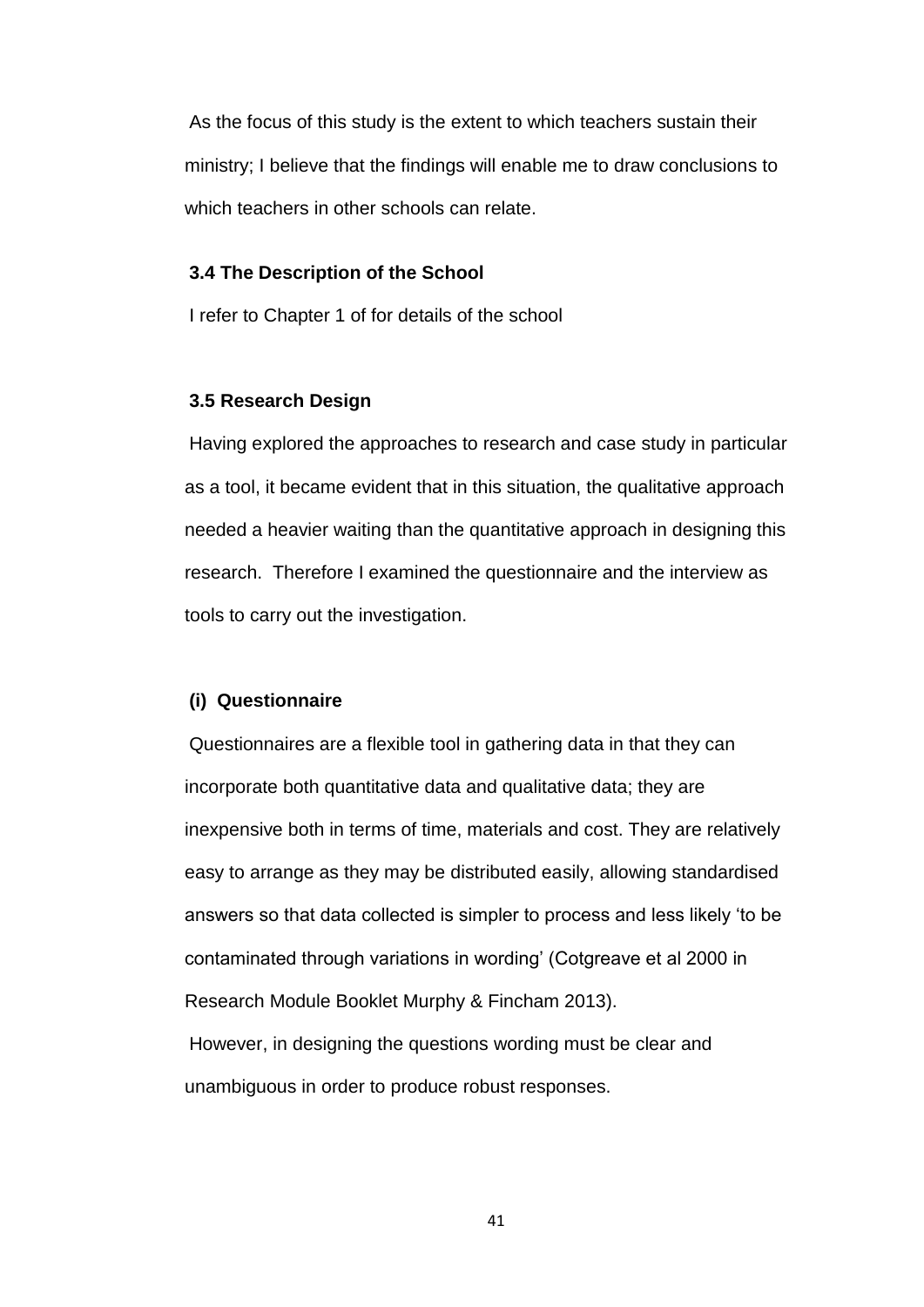As the focus of this study is the extent to which teachers sustain their ministry; I believe that the findings will enable me to draw conclusions to which teachers in other schools can relate.

### 3.4 The Description of the School

I refer to Chapter 1 of for details of the school

### 3.5 Research Design

Having explored the approaches to research and case study in particular as a tool, it became evident that in this situation, the qualitative approach needed a heavier waiting than the quantitative approach in designing this research. Therefore I examined the questionnaire and the interview as tools to carry out the investigation.

#### (i) Questionnaire

Questionnaires are a flexible tool in gathering data in that they can incorporate both quantitative data and qualitative data; they are inexpensive both in terms of time, materials and cost. They are relatively easy to arrange as they may be distributed easily, allowing standardised answers so that data collected is simpler to process and less likely 'to be contaminated through variations in wording' (Cotgreave et al 2000 in Research Module Booklet Murphy & Fincham 2013).

However, in designing the questions wording must be clear and unambiguous in order to produce robust responses.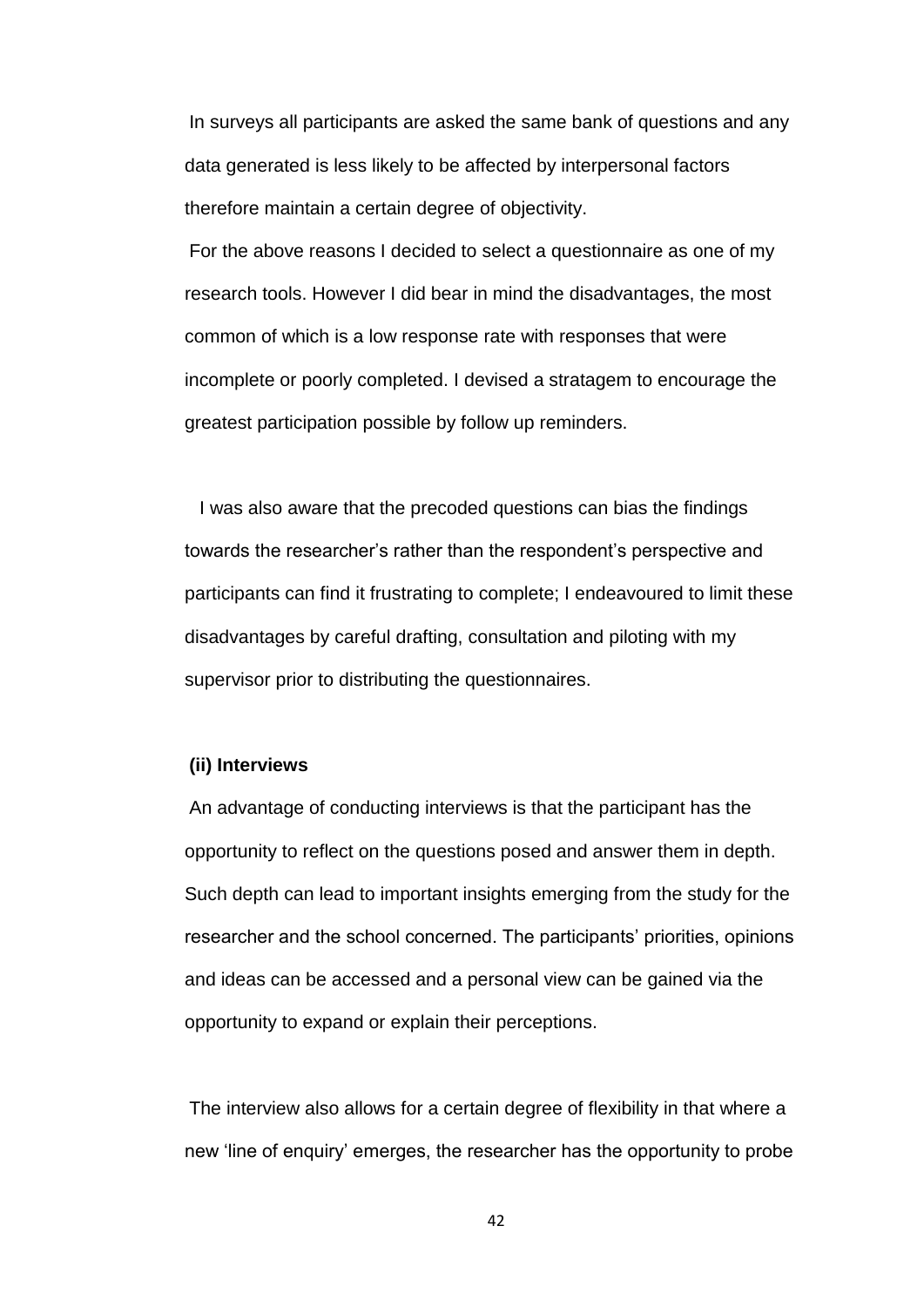In surveys all participants are asked the same bank of questions and any data generated is less likely to be affected by interpersonal factors therefore maintain a certain degree of objectivity.

For the above reasons I decided to select a questionnaire as one of my research tools. However I did bear in mind the disadvantages, the most common of which is a low response rate with responses that were incomplete or poorly completed. I devised a stratagem to encourage the greatest participation possible by follow up reminders.

I was also aware that the precoded questions can bias the findings towards the researcher's rather than the respondent's perspective and participants can find it frustrating to complete; I endeavoured to limit these disadvantages by careful drafting, consultation and piloting with my supervisor prior to distributing the questionnaires.

**(ii) Interviews**

An advantage of conducting interviews is that the participant has the opportunity to reflect on the questions posed and answer them in depth. Such depth can lead to important insights emerging from the study for the researcher and the school concerned. The participants' priorities, opinions and ideas can be accessed and a personal view can be gained via the opportunity to expand or explain their perceptions.

The interview also allows for a certain degree of flexibility in that where a new 'line of enquiry' emerges, the researcher has the opportunity to probe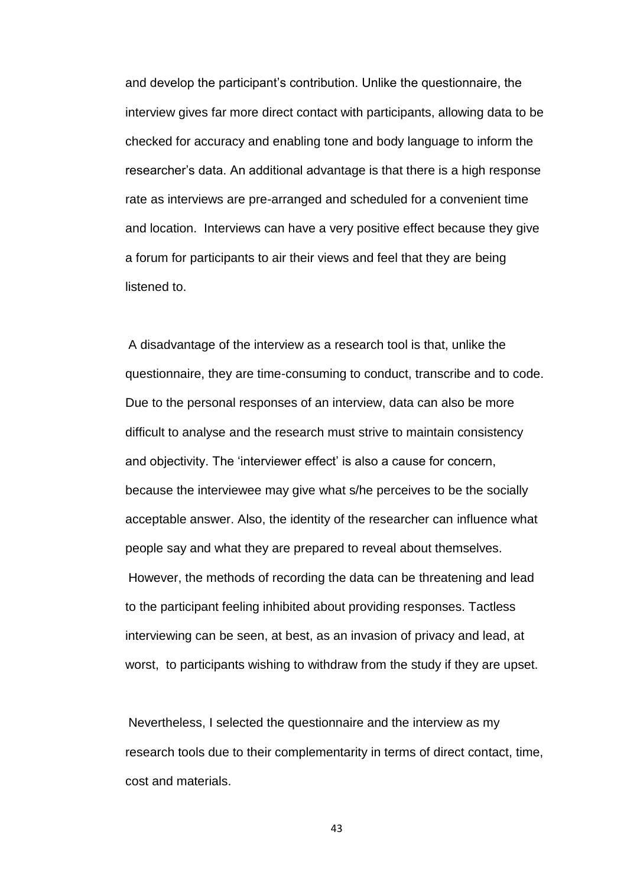and develop the participant's contribution. Unlike the questionnaire, the interview gives far more direct contact with participants, allowing data to be checked for accuracy and enabling tone and body language to inform the researcher's data. An additional advantage is that there is a high response rate as interviews are pre-arranged and scheduled for a convenient time and location. Interviews can have a very positive effect because they give a forum for participants to air their views and feel that they are being listened to.

A disadvantage of the interview as a research tool is that, unlike the questionnaire, they are time-consuming to conduct, transcribe and to code. Due to the personal responses of an interview, data can also be more difficult to analyse and the research must strive to maintain consistency and objectivity. The 'interviewer effect' is also a cause for concern, because the interviewee may give what s/he perceives to be the socially acceptable answer. Also, the identity of the researcher can influence what people say and what they are prepared to reveal about themselves. However, the methods of recording the data can be threatening and lead to the participant feeling inhibited about providing responses. Tactless interviewing can be seen, at best, as an invasion of privacy and lead, at worst, to participants wishing to withdraw from the study if they are upset.

Nevertheless, I selected the questionnaire and the interview as my research tools due to their complementarity in terms of direct contact, time, cost and materials.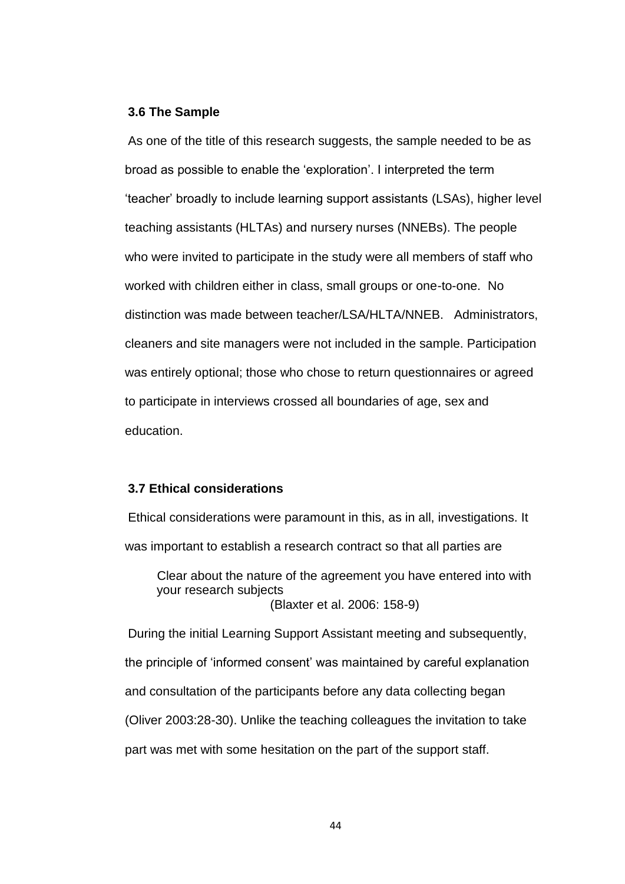### 3.6 The Sample

As one of the title of this research suggests, the sample needed to be as broad as possible to enable the 'exploration'. I interpreted the term 'teacher' broadly to include learning support assistants (LSAs), higher level teaching assistants (HLTAs) and nursery nurses (NNEBs). The people who were invited to participate in the study were all members of staff who worked with children either in class, small groups or one-to-one. No distinction was made between teacher/LSA/HLTA/NNEB. Administrators, cleaners and site managers were not included in the sample. Participation was entirely optional; those who chose to return questionnaires or agreed to participate in interviews crossed all boundaries of age, sex and education.

### 3.7 Ethical considerations

Ethical considerations were paramount in this, as in all, investigations. It was important to establish a research contract so that all parties are

> Clear about the nature of the agreement you have entered into with your research subjects
>
> (Blaxter et al. 2006: 158-9)

During the initial Learning Support Assistant meeting and subsequently, the principle of 'informed consent' was maintained by careful explanation and consultation of the participants before any data collecting began (Oliver 2003:28-30). Unlike the teaching colleagues the invitation to take part was met with some hesitation on the part of the support staff.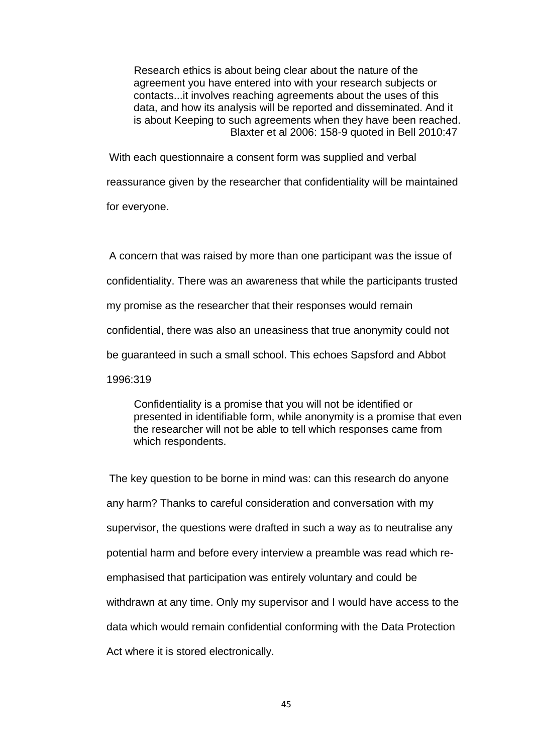> Research ethics is about being clear about the nature of the agreement you have entered into with your research subjects or contacts...it involves reaching agreements about the uses of this data, and how its analysis will be reported and disseminated. And it is about Keeping to such agreements when they have been reached.
>
> Blaxter et al 2006: 158-9 quoted in Bell 2010:47

With each questionnaire a consent form was supplied and verbal reassurance given by the researcher that confidentiality will be maintained for everyone.

A concern that was raised by more than one participant was the issue of confidentiality. There was an awareness that while the participants trusted my promise as the researcher that their responses would remain confidential, there was also an uneasiness that true anonymity could not be guaranteed in such a small school. This echoes Sapsford and Abbot 1996:319

> Confidentiality is a promise that you will not be identified or presented in identifiable form, while anonymity is a promise that even the researcher will not be able to tell which responses came from which respondents.

The key question to be borne in mind was: can this research do anyone any harm? Thanks to careful consideration and conversation with my supervisor, the questions were drafted in such a way as to neutralise any potential harm and before every interview a preamble was read which re-emphasised that participation was entirely voluntary and could be withdrawn at any time. Only my supervisor and I would have access to the data which would remain confidential conforming with the Data Protection Act where it is stored electronically.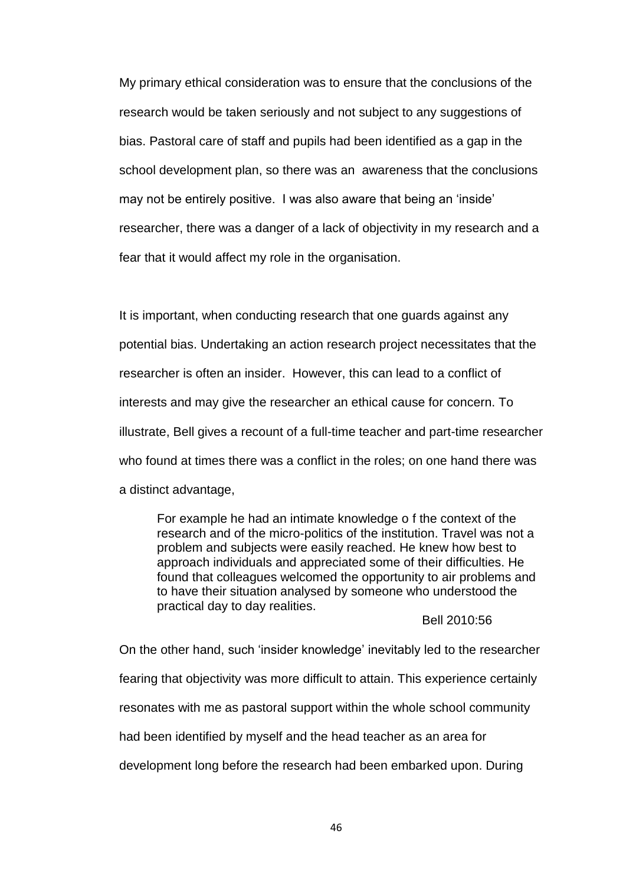My primary ethical consideration was to ensure that the conclusions of the research would be taken seriously and not subject to any suggestions of bias. Pastoral care of staff and pupils had been identified as a gap in the school development plan, so there was an awareness that the conclusions may not be entirely positive. I was also aware that being an 'inside' researcher, there was a danger of a lack of objectivity in my research and a fear that it would affect my role in the organisation.

It is important, when conducting research that one guards against any potential bias. Undertaking an action research project necessitates that the researcher is often an insider. However, this can lead to a conflict of interests and may give the researcher an ethical cause for concern. To illustrate, Bell gives a recount of a full-time teacher and part-time researcher who found at times there was a conflict in the roles; on one hand there was a distinct advantage,

> For example he had an intimate knowledge o f the context of the research and of the micro-politics of the institution. Travel was not a problem and subjects were easily reached. He knew how best to approach individuals and appreciated some of their difficulties. He found that colleagues welcomed the opportunity to air problems and to have their situation analysed by someone who understood the practical day to day realities.
>
> Bell 2010:56

On the other hand, such 'insider knowledge' inevitably led to the researcher fearing that objectivity was more difficult to attain. This experience certainly resonates with me as pastoral support within the whole school community had been identified by myself and the head teacher as an area for development long before the research had been embarked upon. During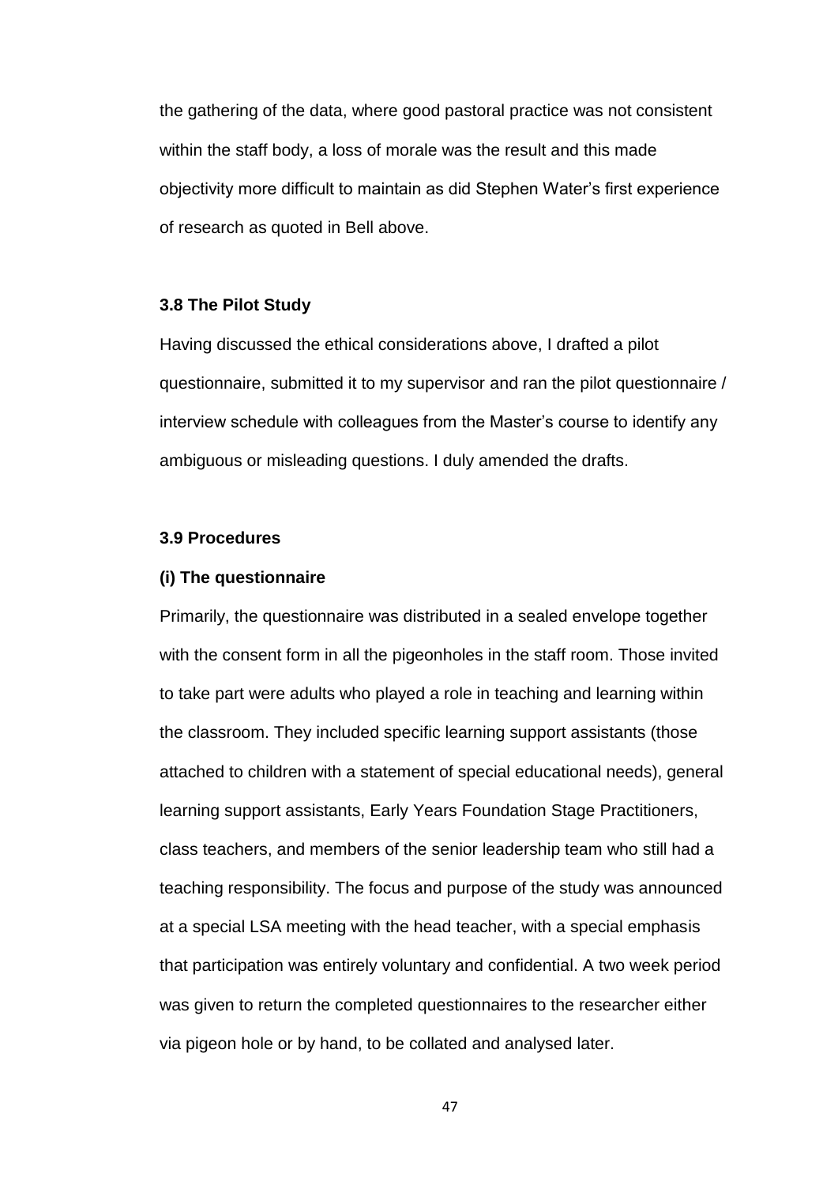the gathering of the data, where good pastoral practice was not consistent within the staff body, a loss of morale was the result and this made objectivity more difficult to maintain as did Stephen Water's first experience of research as quoted in Bell above.

### 3.8 The Pilot Study

Having discussed the ethical considerations above, I drafted a pilot questionnaire, submitted it to my supervisor and ran the pilot questionnaire / interview schedule with colleagues from the Master's course to identify any ambiguous or misleading questions. I duly amended the drafts.

### 3.9 Procedures

#### (i) The questionnaire

Primarily, the questionnaire was distributed in a sealed envelope together with the consent form in all the pigeonholes in the staff room. Those invited to take part were adults who played a role in teaching and learning within the classroom. They included specific learning support assistants (those attached to children with a statement of special educational needs), general learning support assistants, Early Years Foundation Stage Practitioners, class teachers, and members of the senior leadership team who still had a teaching responsibility. The focus and purpose of the study was announced at a special LSA meeting with the head teacher, with a special emphasis that participation was entirely voluntary and confidential. A two week period was given to return the completed questionnaires to the researcher either via pigeon hole or by hand, to be collated and analysed later.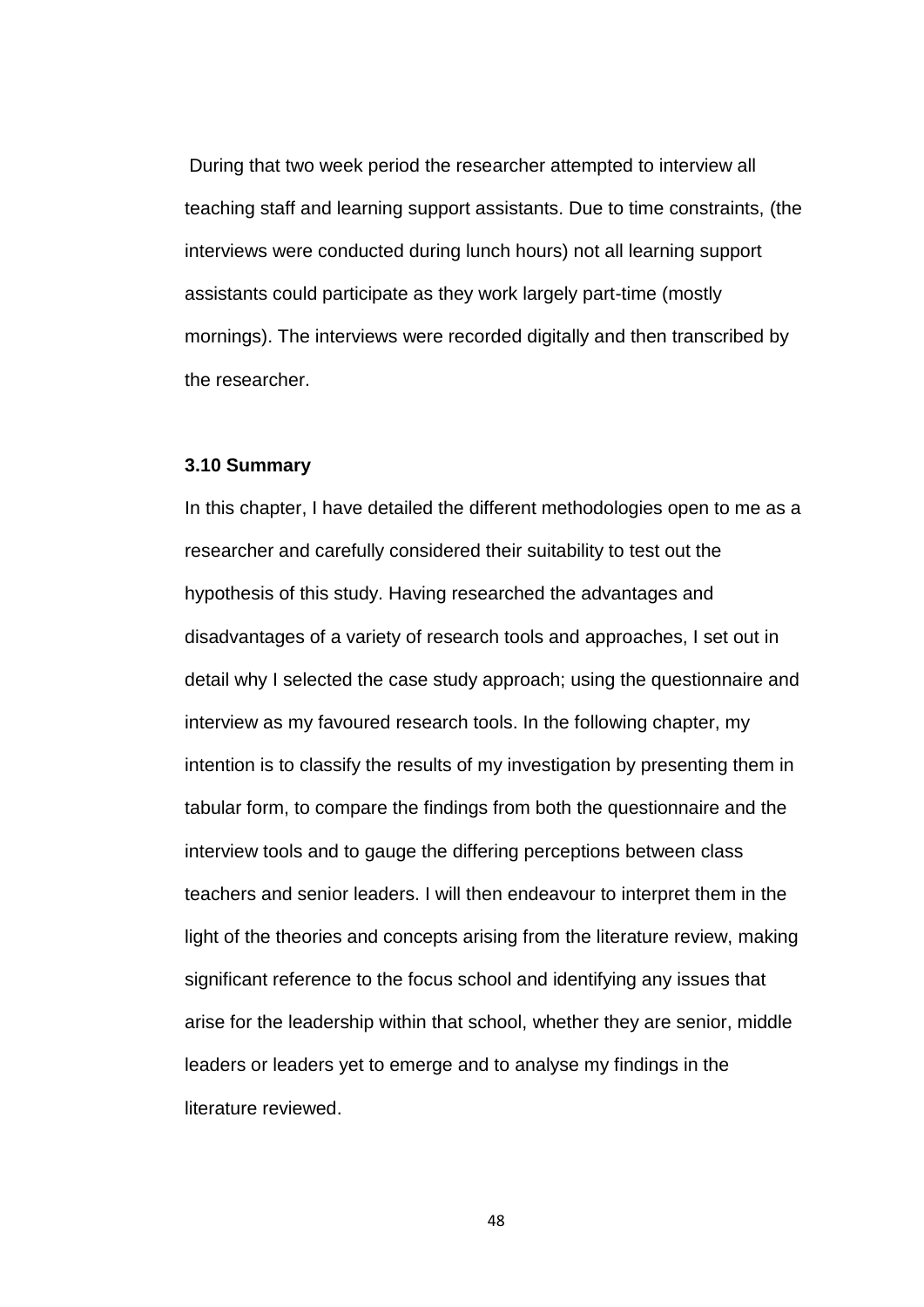During that two week period the researcher attempted to interview all teaching staff and learning support assistants. Due to time constraints, (the interviews were conducted during lunch hours) not all learning support assistants could participate as they work largely part-time (mostly mornings). The interviews were recorded digitally and then transcribed by the researcher.

### 3.10 Summary

In this chapter, I have detailed the different methodologies open to me as a researcher and carefully considered their suitability to test out the hypothesis of this study. Having researched the advantages and disadvantages of a variety of research tools and approaches, I set out in detail why I selected the case study approach; using the questionnaire and interview as my favoured research tools. In the following chapter, my intention is to classify the results of my investigation by presenting them in tabular form, to compare the findings from both the questionnaire and the interview tools and to gauge the differing perceptions between class teachers and senior leaders. I will then endeavour to interpret them in the light of the theories and concepts arising from the literature review, making significant reference to the focus school and identifying any issues that arise for the leadership within that school, whether they are senior, middle leaders or leaders yet to emerge and to analyse my findings in the literature reviewed.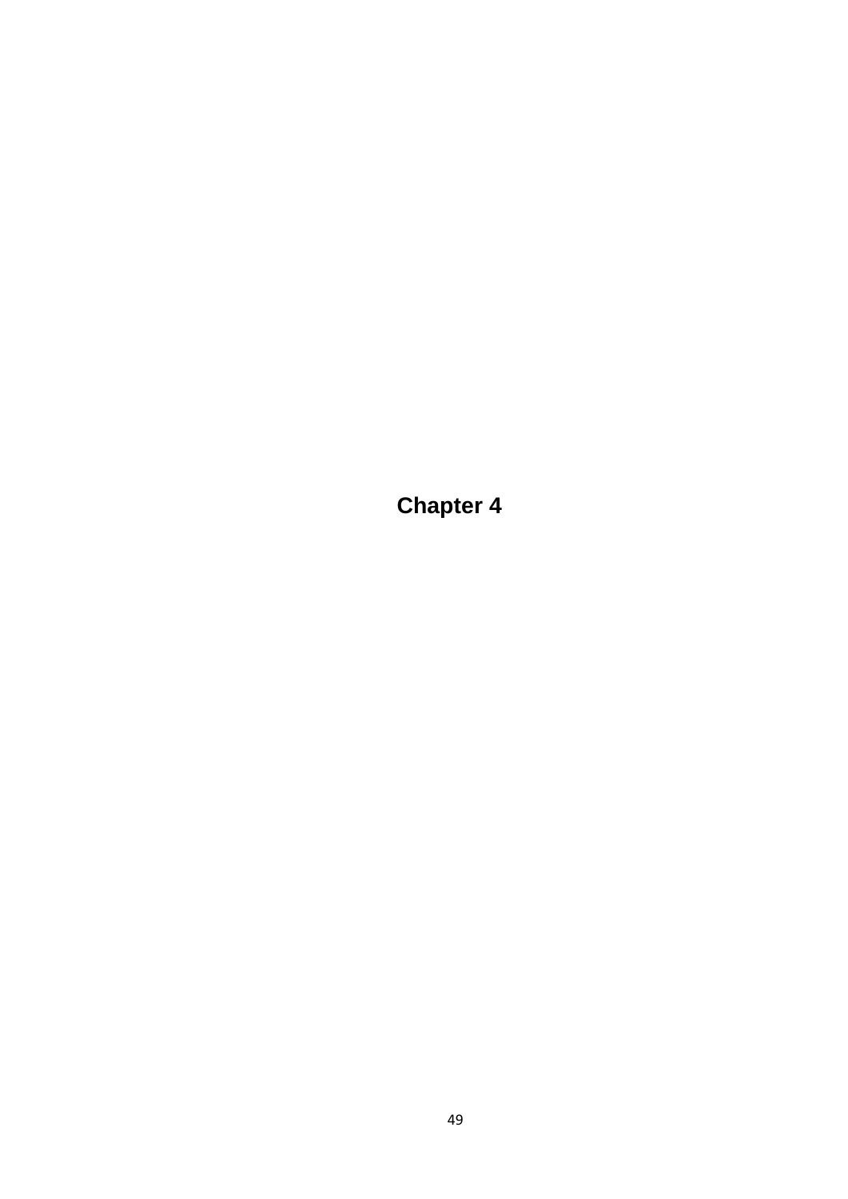# Chapter 4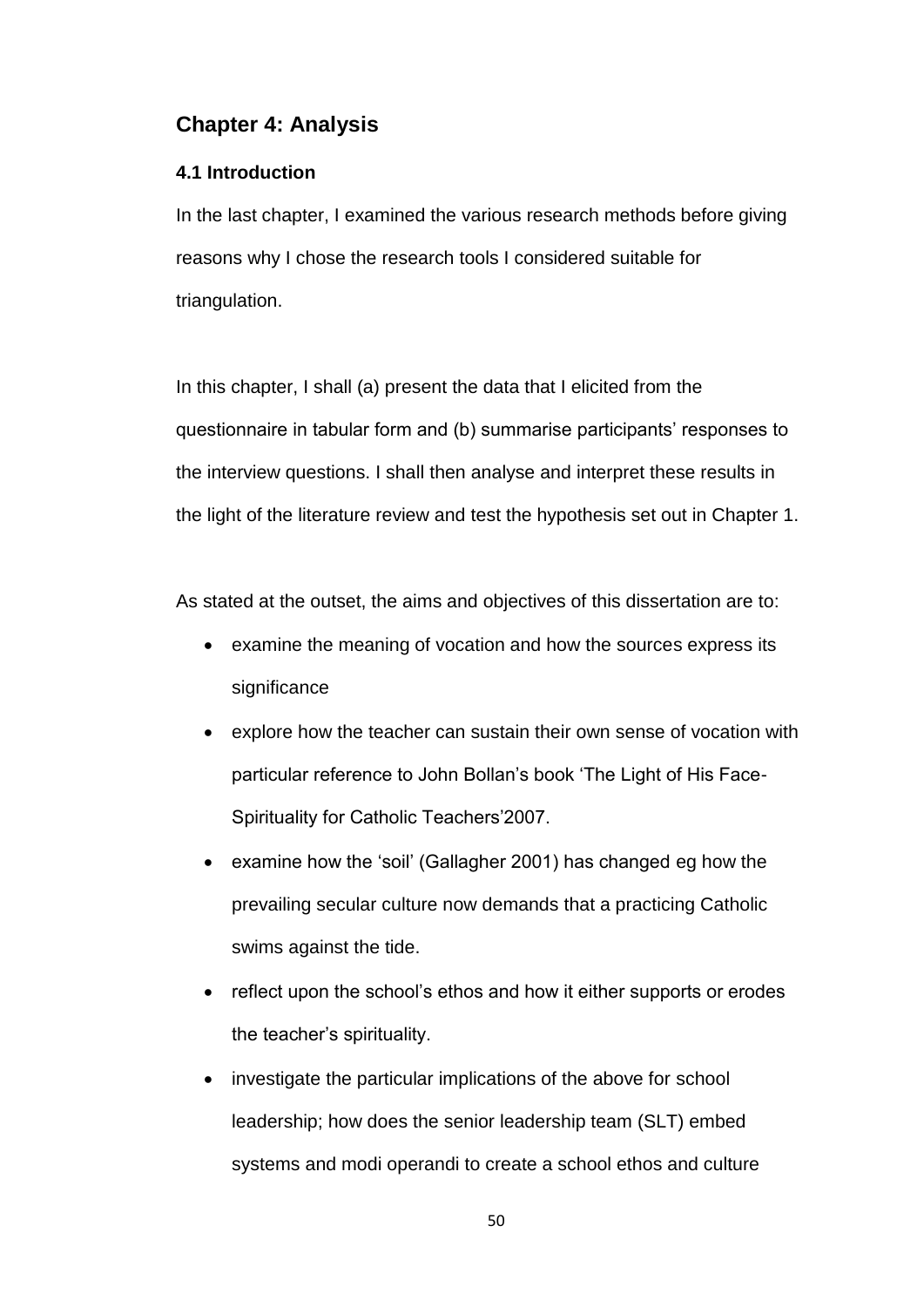## Chapter 4: Analysis

### 4.1 Introduction

In the last chapter, I examined the various research methods before giving reasons why I chose the research tools I considered suitable for triangulation.

In this chapter, I shall (a) present the data that I elicited from the questionnaire in tabular form and (b) summarise participants' responses to the interview questions. I shall then analyse and interpret these results in the light of the literature review and test the hypothesis set out in Chapter 1.

As stated at the outset, the aims and objectives of this dissertation are to:

- examine the meaning of vocation and how the sources express its significance
- explore how the teacher can sustain their own sense of vocation with particular reference to John Bollan's book 'The Light of His Face-Spirituality for Catholic Teachers'2007.
- examine how the 'soil' (Gallagher 2001) has changed eg how the prevailing secular culture now demands that a practicing Catholic swims against the tide.
- reflect upon the school's ethos and how it either supports or erodes the teacher's spirituality.
- investigate the particular implications of the above for school leadership; how does the senior leadership team (SLT) embed systems and modi operandi to create a school ethos and culture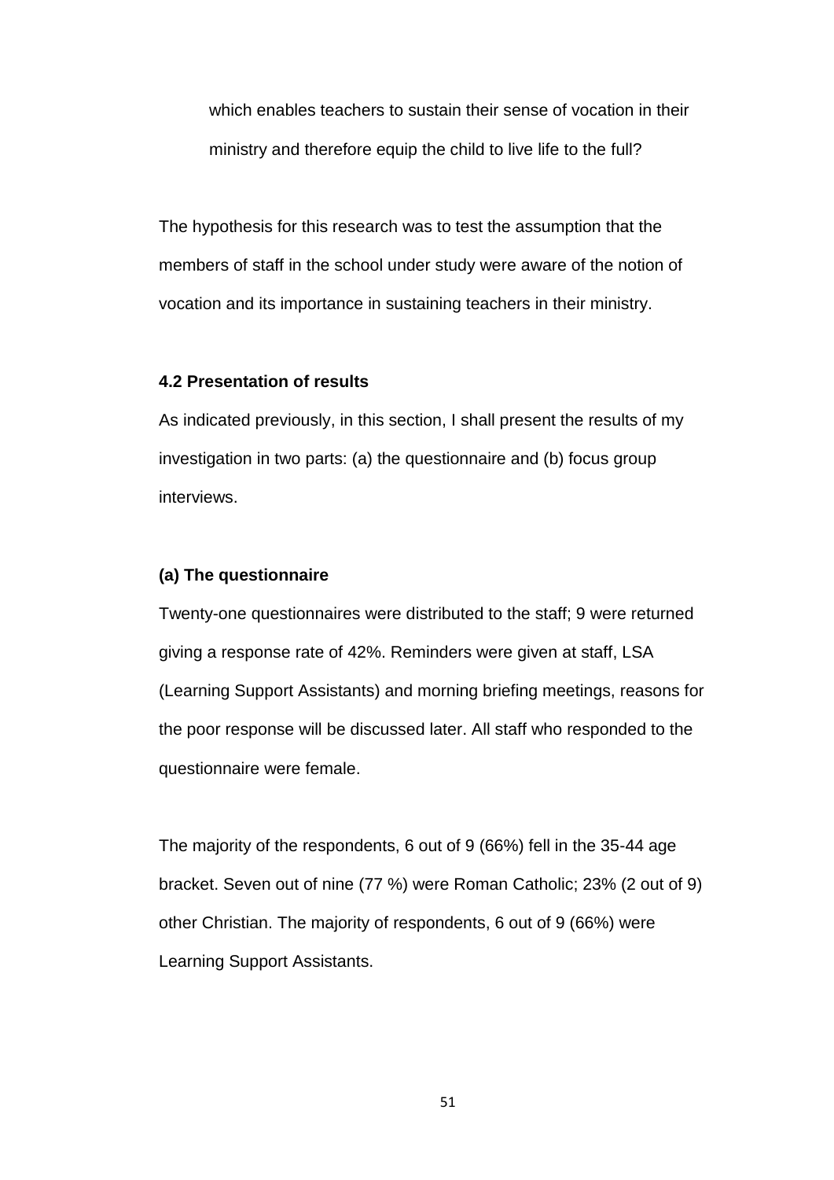which enables teachers to sustain their sense of vocation in their ministry and therefore equip the child to live life to the full?

The hypothesis for this research was to test the assumption that the members of staff in the school under study were aware of the notion of vocation and its importance in sustaining teachers in their ministry.

### 4.2 Presentation of results

As indicated previously, in this section, I shall present the results of my investigation in two parts: (a) the questionnaire and (b) focus group interviews.

#### (a) The questionnaire

Twenty-one questionnaires were distributed to the staff; 9 were returned giving a response rate of 42%. Reminders were given at staff, LSA (Learning Support Assistants) and morning briefing meetings, reasons for the poor response will be discussed later. All staff who responded to the questionnaire were female.

The majority of the respondents, 6 out of 9 (66%) fell in the 35-44 age bracket. Seven out of nine (77 %) were Roman Catholic; 23% (2 out of 9) other Christian. The majority of respondents, 6 out of 9 (66%) were Learning Support Assistants.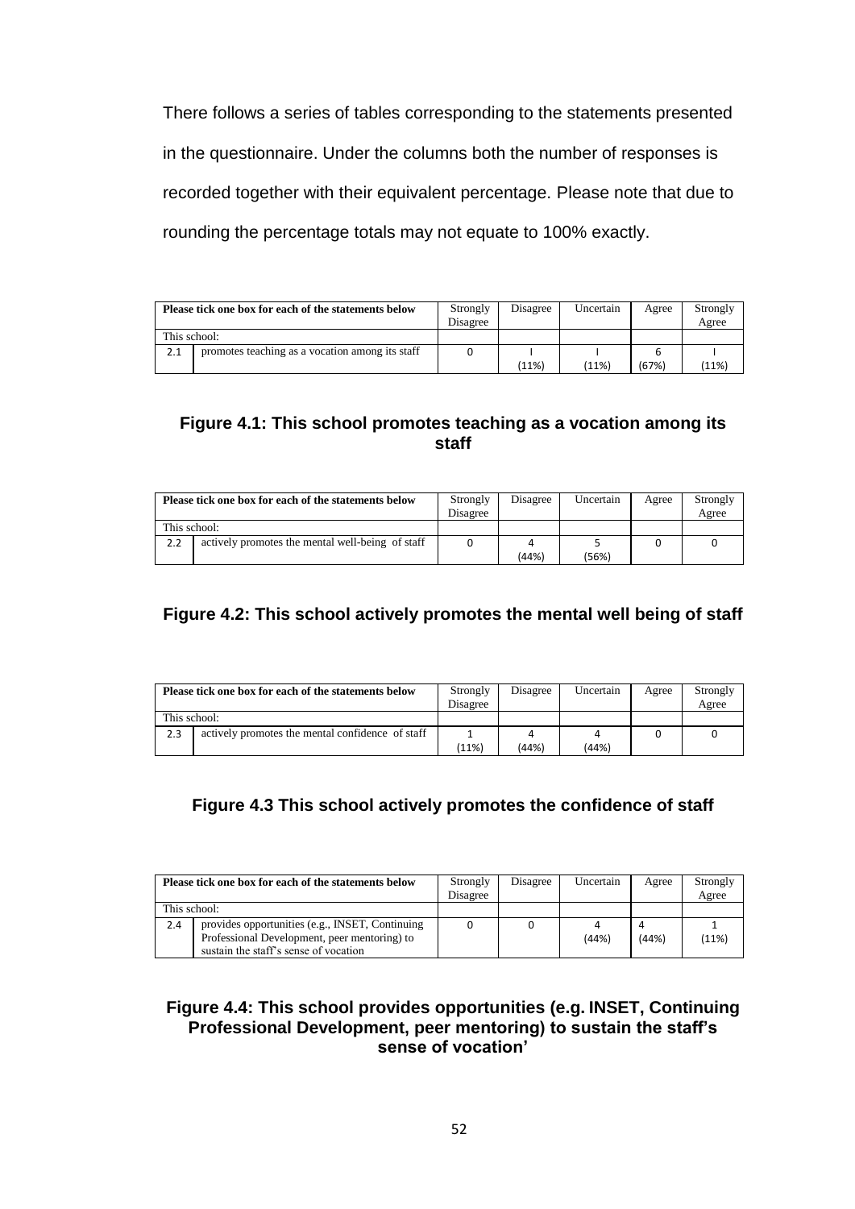There follows a series of tables corresponding to the statements presented in the questionnaire. Under the columns both the number of responses is recorded together with their equivalent percentage. Please note that due to rounding the percentage totals may not equate to 100% exactly.

| Please tick one box for each of the statements below | | Strongly Disagree | Disagree | Uncertain | Agree | Strongly Agree |
|---|---|---|---|---|---|---|
| This school: | | | | | | |
| 2.1 | promotes teaching as a vocation among its staff | 0 | I (11%) | I (11%) | 6 (67%) | I (11%) |

**Figure 4.1: This school promotes teaching as a vocation among its staff**

| Please tick one box for each of the statements below | | Strongly Disagree | Disagree | Uncertain | Agree | Strongly Agree |
|---|---|---|---|---|---|---|
| This school: | | | | | | |
| 2.2 | actively promotes the mental well-being of staff | 0 | 4 (44%) | 5 (56%) | 0 | 0 |

**Figure 4.2: This school actively promotes the mental well being of staff**

| Please tick one box for each of the statements below | | Strongly Disagree | Disagree | Uncertain | Agree | Strongly Agree |
|---|---|---|---|---|---|---|
| This school: | | | | | | |
| 2.3 | actively promotes the mental confidence of staff | 1 (11%) | 4 (44%) | 4 (44%) | 0 | 0 |

**Figure 4.3 This school actively promotes the confidence of staff**

| Please tick one box for each of the statements below | | Strongly Disagree | Disagree | Uncertain | Agree | Strongly Agree |
|---|---|---|---|---|---|---|
| This school: | | | | | | |
| 2.4 | provides opportunities (e.g., INSET, Continuing Professional Development, peer mentoring) to sustain the staff's sense of vocation | 0 | 0 | 4 (44%) | 4 (44%) | 1 (11%) |

**Figure 4.4: This school provides opportunities (e.g. INSET, Continuing Professional Development, peer mentoring) to sustain the staff's sense of vocation'**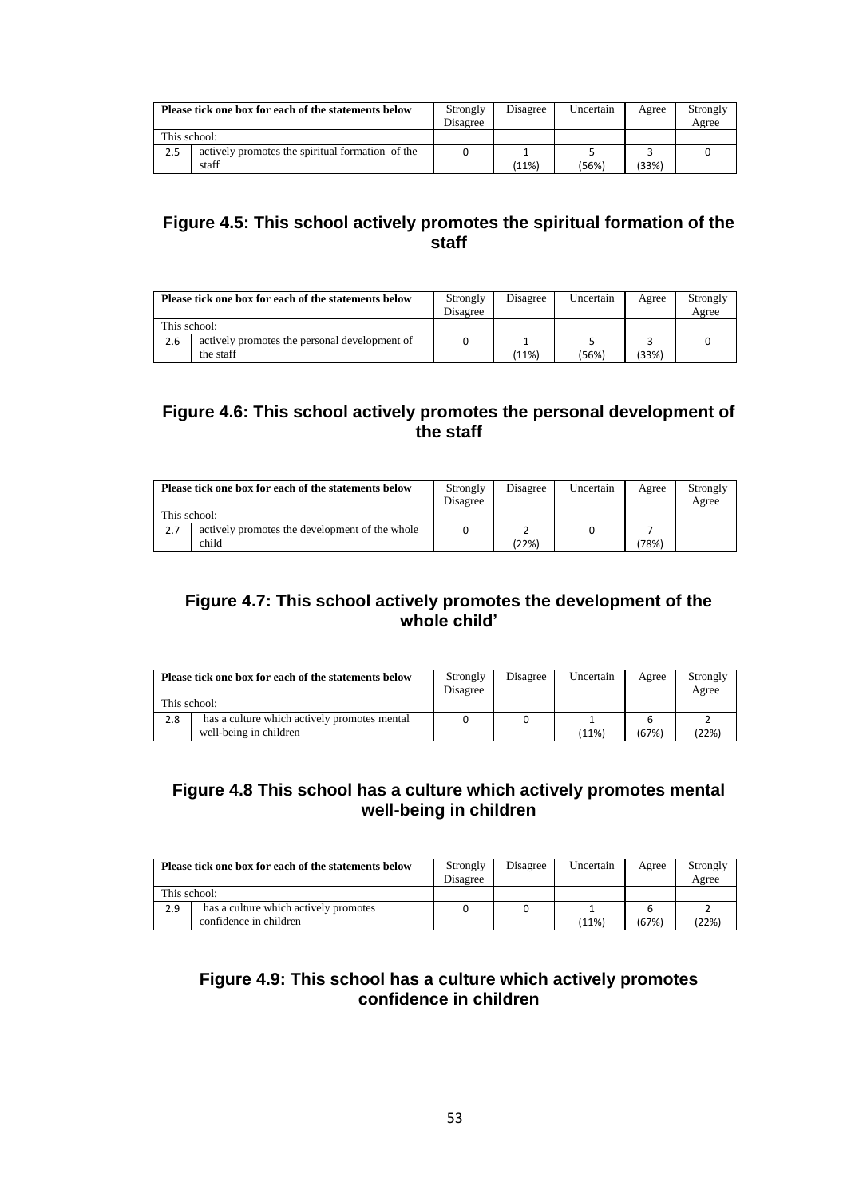| Please tick one box for each of the statements below | | Strongly Disagree | Disagree | Uncertain | Agree | Strongly Agree |
|---|---|---|---|---|---|---|
| This school: | | | | | | |
| 2.5 | actively promotes the spiritual formation of the staff | 0 | 1 (11%) | 5 (56%) | 3 (33%) | 0 |

**Figure 4.5: This school actively promotes the spiritual formation of the staff**

| Please tick one box for each of the statements below | | Strongly Disagree | Disagree | Uncertain | Agree | Strongly Agree |
|---|---|---|---|---|---|---|
| This school: | | | | | | |
| 2.6 | actively promotes the personal development of the staff | 0 | 1 (11%) | 5 (56%) | 3 (33%) | 0 |

**Figure 4.6: This school actively promotes the personal development of the staff**

| Please tick one box for each of the statements below | | Strongly Disagree | Disagree | Uncertain | Agree | Strongly Agree |
|---|---|---|---|---|---|---|
| This school: | | | | | | |
| 2.7 | actively promotes the development of the whole child | 0 | 2 (22%) | 0 | 7 (78%) | |

**Figure 4.7: This school actively promotes the development of the whole child'**

| Please tick one box for each of the statements below | | Strongly Disagree | Disagree | Uncertain | Agree | Strongly Agree |
|---|---|---|---|---|---|---|
| This school: | | | | | | |
| 2.8 | has a culture which actively promotes mental well-being in children | 0 | 0 | 1 (11%) | 6 (67%) | 2 (22%) |

**Figure 4.8 This school has a culture which actively promotes mental well-being in children**

| Please tick one box for each of the statements below | | Strongly Disagree | Disagree | Uncertain | Agree | Strongly Agree |
|---|---|---|---|---|---|---|
| This school: | | | | | | |
| 2.9 | has a culture which actively promotes confidence in children | 0 | 0 | 1 (11%) | 6 (67%) | 2 (22%) |

**Figure 4.9: This school has a culture which actively promotes confidence in children**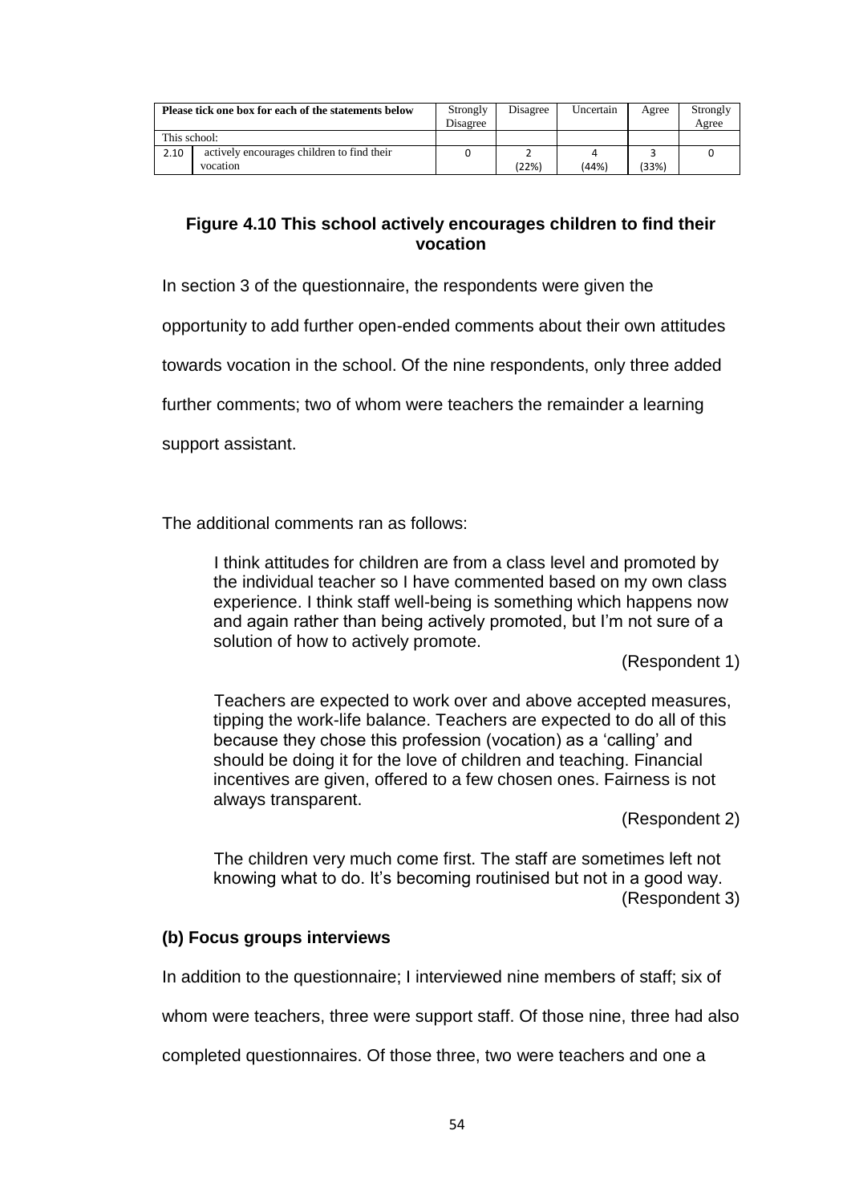| Please tick one box for each of the statements below | | Strongly Disagree | Disagree | Uncertain | Agree | Strongly Agree |
|---|---|---|---|---|---|---|
| This school: | | | | | | |
| 2.10 | actively encourages children to find their vocation | 0 | 2 (22%) | 4 (44%) | 3 (33%) | 0 |

**Figure 4.10 This school actively encourages children to find their vocation**

In section 3 of the questionnaire, the respondents were given the opportunity to add further open-ended comments about their own attitudes towards vocation in the school. Of the nine respondents, only three added further comments; two of whom were teachers the remainder a learning support assistant.

The additional comments ran as follows:

> I think attitudes for children are from a class level and promoted by the individual teacher so I have commented based on my own class experience. I think staff well-being is something which happens now and again rather than being actively promoted, but I'm not sure of a solution of how to actively promote.
>
> (Respondent 1)

> Teachers are expected to work over and above accepted measures, tipping the work-life balance. Teachers are expected to do all of this because they chose this profession (vocation) as a 'calling' and should be doing it for the love of children and teaching. Financial incentives are given, offered to a few chosen ones. Fairness is not always transparent.
>
> (Respondent 2)

> The children very much come first. The staff are sometimes left not knowing what to do. It's becoming routinised but not in a good way.
>
> (Respondent 3)

### (b) Focus groups interviews

In addition to the questionnaire; I interviewed nine members of staff; six of whom were teachers, three were support staff. Of those nine, three had also completed questionnaires. Of those three, two were teachers and one a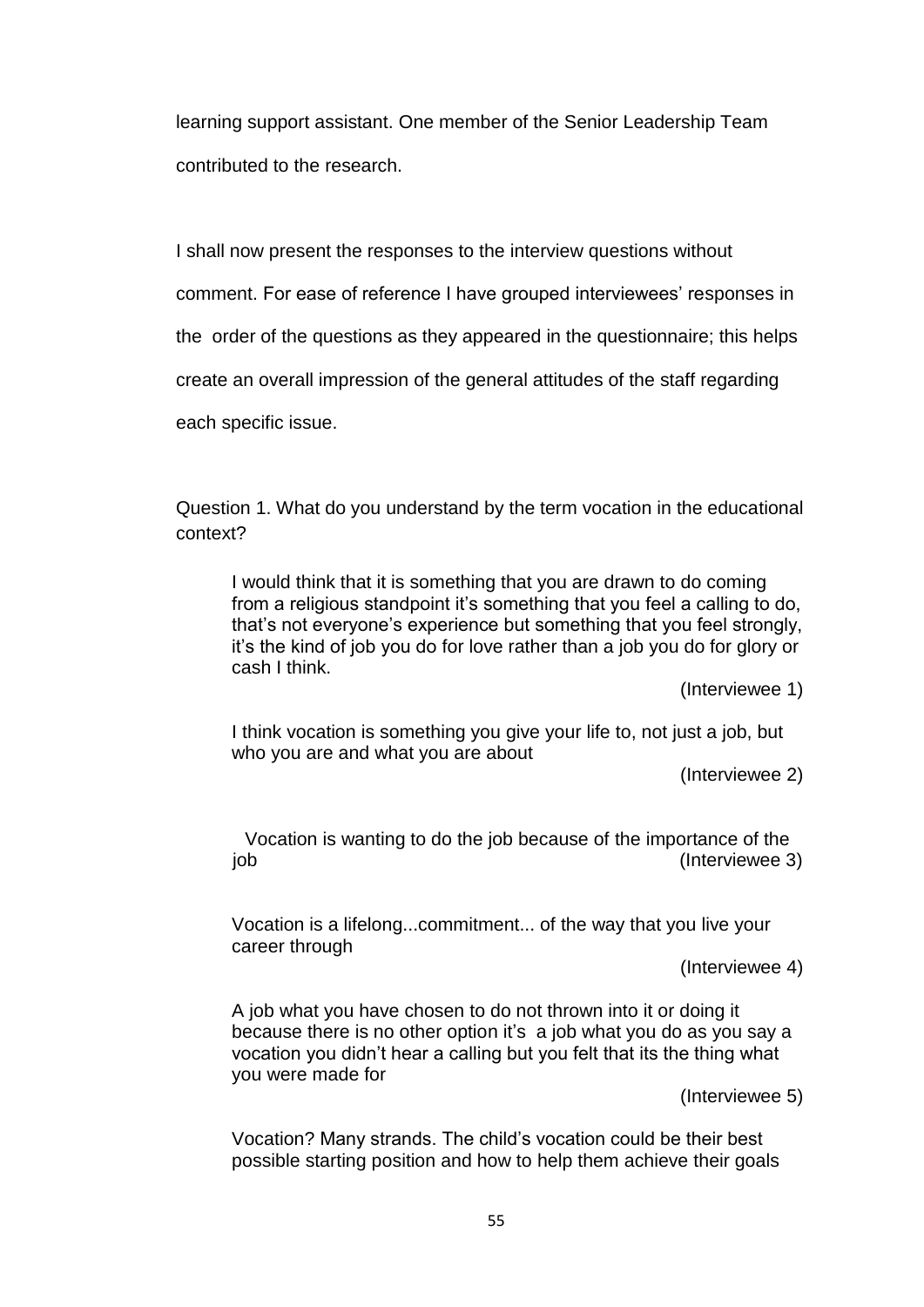learning support assistant. One member of the Senior Leadership Team contributed to the research.

I shall now present the responses to the interview questions without comment. For ease of reference I have grouped interviewees' responses in the order of the questions as they appeared in the questionnaire; this helps create an overall impression of the general attitudes of the staff regarding each specific issue.

Question 1. What do you understand by the term vocation in the educational context?

> I would think that it is something that you are drawn to do coming from a religious standpoint it's something that you feel a calling to do, that's not everyone's experience but something that you feel strongly, it's the kind of job you do for love rather than a job you do for glory or cash I think.
>
> (Interviewee 1)

> I think vocation is something you give your life to, not just a job, but who you are and what you are about
>
> (Interviewee 2)

> Vocation is wanting to do the job because of the importance of the job (Interviewee 3)

> Vocation is a lifelong...commitment... of the way that you live your career through
>
> (Interviewee 4)

> A job what you have chosen to do not thrown into it or doing it because there is no other option it's a job what you do as you say a vocation you didn't hear a calling but you felt that its the thing what you were made for
>
> (Interviewee 5)

> Vocation? Many strands. The child's vocation could be their best possible starting position and how to help them achieve their goals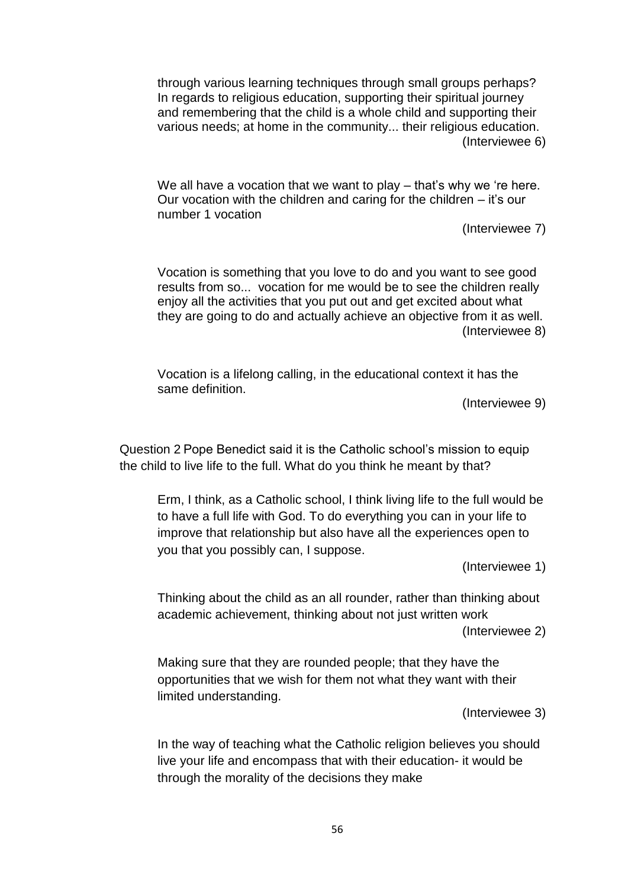> through various learning techniques through small groups perhaps? In regards to religious education, supporting their spiritual journey and remembering that the child is a whole child and supporting their various needs; at home in the community... their religious education.
> (Interviewee 6)

> We all have a vocation that we want to play – that's why we 're here. Our vocation with the children and caring for the children – it's our number 1 vocation
> (Interviewee 7)

> Vocation is something that you love to do and you want to see good results from so... vocation for me would be to see the children really enjoy all the activities that you put out and get excited about what they are going to do and actually achieve an objective from it as well.
> (Interviewee 8)

> Vocation is a lifelong calling, in the educational context it has the same definition.
> (Interviewee 9)

Question 2 Pope Benedict said it is the Catholic school's mission to equip the child to live life to the full. What do you think he meant by that?

> Erm, I think, as a Catholic school, I think living life to the full would be to have a full life with God. To do everything you can in your life to improve that relationship but also have all the experiences open to you that you possibly can, I suppose.
> (Interviewee 1)

> Thinking about the child as an all rounder, rather than thinking about academic achievement, thinking about not just written work
> (Interviewee 2)

> Making sure that they are rounded people; that they have the opportunities that we wish for them not what they want with their limited understanding.
> (Interviewee 3)

> In the way of teaching what the Catholic religion believes you should live your life and encompass that with their education- it would be through the morality of the decisions they make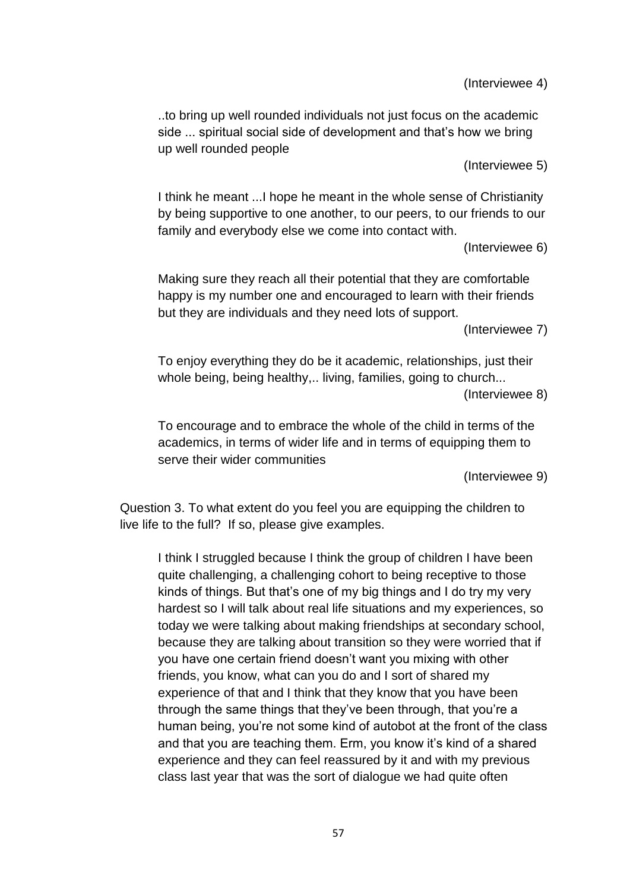(Interviewee 4)

> ..to bring up well rounded individuals not just focus on the academic side ... spiritual social side of development and that's how we bring up well rounded people

(Interviewee 5)

> I think he meant ...I hope he meant in the whole sense of Christianity by being supportive to one another, to our peers, to our friends to our family and everybody else we come into contact with.

(Interviewee 6)

> Making sure they reach all their potential that they are comfortable happy is my number one and encouraged to learn with their friends but they are individuals and they need lots of support.

(Interviewee 7)

> To enjoy everything they do be it academic, relationships, just their whole being, being healthy,.. living, families, going to church...

(Interviewee 8)

> To encourage and to embrace the whole of the child in terms of the academics, in terms of wider life and in terms of equipping them to serve their wider communities

(Interviewee 9)

Question 3. To what extent do you feel you are equipping the children to live life to the full? If so, please give examples.

> I think I struggled because I think the group of children I have been quite challenging, a challenging cohort to being receptive to those kinds of things. But that's one of my big things and I do try my very hardest so I will talk about real life situations and my experiences, so today we were talking about making friendships at secondary school, because they are talking about transition so they were worried that if you have one certain friend doesn't want you mixing with other friends, you know, what can you do and I sort of shared my experience of that and I think that they know that you have been through the same things that they've been through, that you're a human being, you're not some kind of autobot at the front of the class and that you are teaching them. Erm, you know it's kind of a shared experience and they can feel reassured by it and with my previous class last year that was the sort of dialogue we had quite often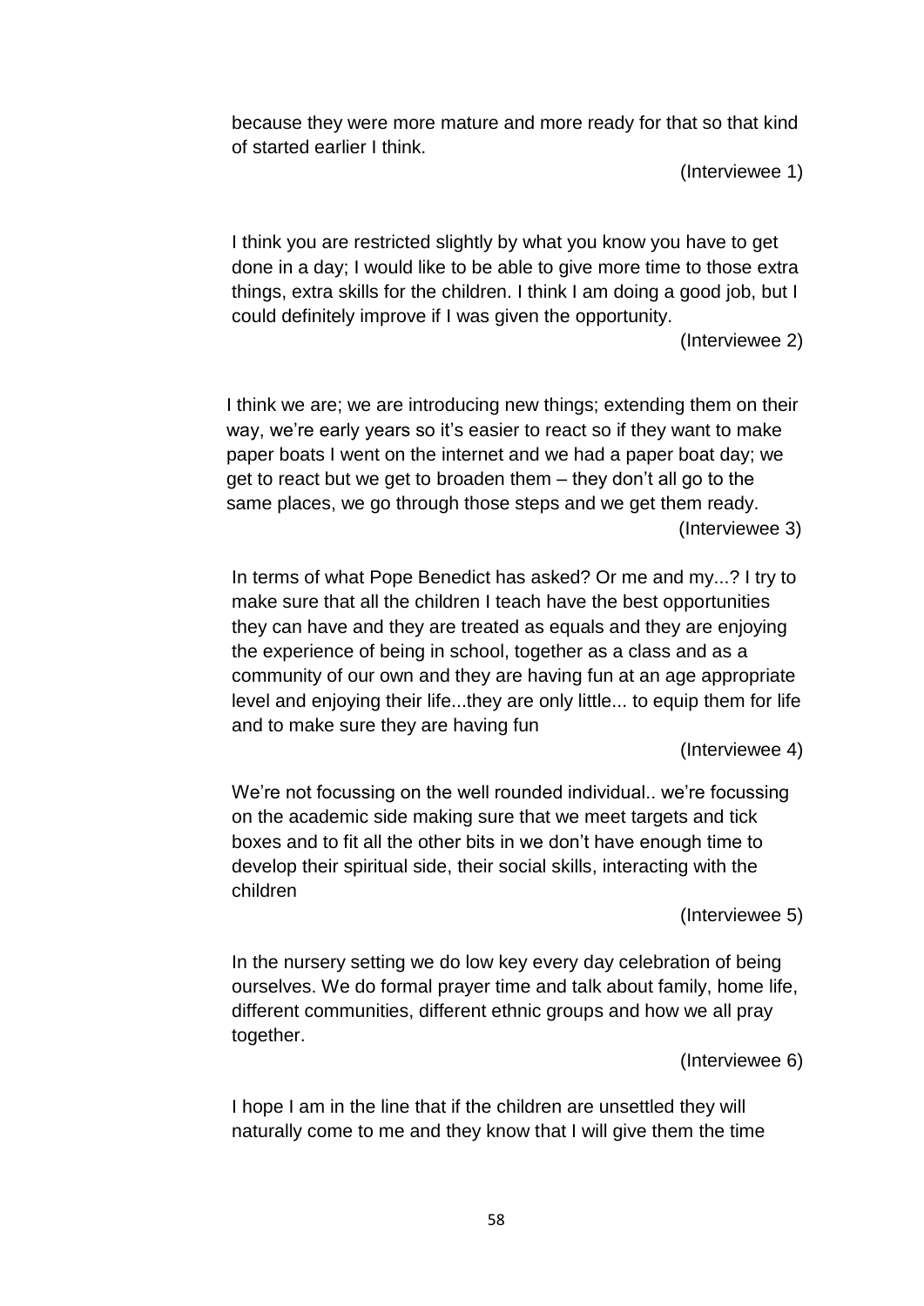> because they were more mature and more ready for that so that kind of started earlier I think.
>
> (Interviewee 1)

> I think you are restricted slightly by what you know you have to get done in a day; I would like to be able to give more time to those extra things, extra skills for the children. I think I am doing a good job, but I could definitely improve if I was given the opportunity.
>
> (Interviewee 2)

> I think we are; we are introducing new things; extending them on their way, we're early years so it's easier to react so if they want to make paper boats I went on the internet and we had a paper boat day; we get to react but we get to broaden them – they don't all go to the same places, we go through those steps and we get them ready.
>
> (Interviewee 3)

> In terms of what Pope Benedict has asked? Or me and my...? I try to make sure that all the children I teach have the best opportunities they can have and they are treated as equals and they are enjoying the experience of being in school, together as a class and as a community of our own and they are having fun at an age appropriate level and enjoying their life...they are only little... to equip them for life and to make sure they are having fun
>
> (Interviewee 4)

> We're not focussing on the well rounded individual.. we're focussing on the academic side making sure that we meet targets and tick boxes and to fit all the other bits in we don't have enough time to develop their spiritual side, their social skills, interacting with the children
>
> (Interviewee 5)

> In the nursery setting we do low key every day celebration of being ourselves. We do formal prayer time and talk about family, home life, different communities, different ethnic groups and how we all pray together.
>
> (Interviewee 6)

> I hope I am in the line that if the children are unsettled they will naturally come to me and they know that I will give them the time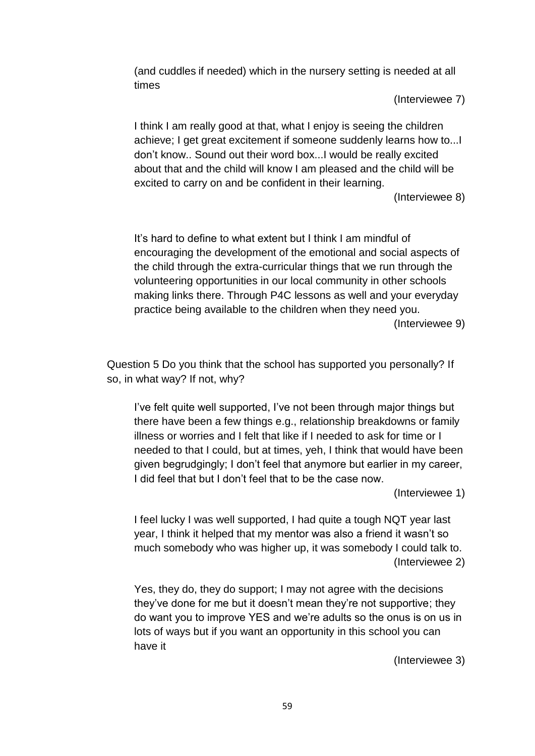(and cuddles if needed) which in the nursery setting is needed at all times

(Interviewee 7)

I think I am really good at that, what I enjoy is seeing the children achieve; I get great excitement if someone suddenly learns how to...I don't know.. Sound out their word box...I would be really excited about that and the child will know I am pleased and the child will be excited to carry on and be confident in their learning.

(Interviewee 8)

It's hard to define to what extent but I think I am mindful of encouraging the development of the emotional and social aspects of the child through the extra-curricular things that we run through the volunteering opportunities in our local community in other schools making links there. Through P4C lessons as well and your everyday practice being available to the children when they need you.

(Interviewee 9)

Question 5 Do you think that the school has supported you personally? If so, in what way? If not, why?

I've felt quite well supported, I've not been through major things but there have been a few things e.g., relationship breakdowns or family illness or worries and I felt that like if I needed to ask for time or I needed to that I could, but at times, yeh, I think that would have been given begrudgingly; I don't feel that anymore but earlier in my career, I did feel that but I don't feel that to be the case now.

(Interviewee 1)

I feel lucky I was well supported, I had quite a tough NQT year last year, I think it helped that my mentor was also a friend it wasn't so much somebody who was higher up, it was somebody I could talk to.

(Interviewee 2)

Yes, they do, they do support; I may not agree with the decisions they've done for me but it doesn't mean they're not supportive; they do want you to improve YES and we're adults so the onus is on us in lots of ways but if you want an opportunity in this school you can have it

(Interviewee 3)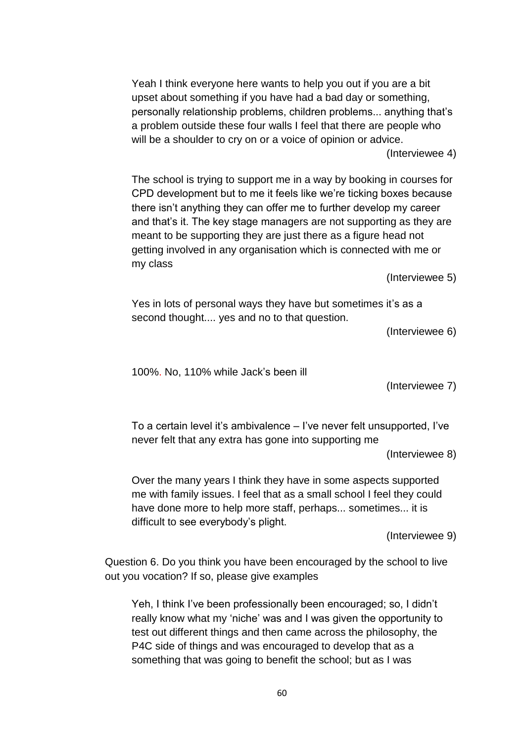> Yeah I think everyone here wants to help you out if you are a bit upset about something if you have had a bad day or something, personally relationship problems, children problems... anything that's a problem outside these four walls I feel that there are people who will be a shoulder to cry on or a voice of opinion or advice.
>
> (Interviewee 4)

> The school is trying to support me in a way by booking in courses for CPD development but to me it feels like we're ticking boxes because there isn't anything they can offer me to further develop my career and that's it. The key stage managers are not supporting as they are meant to be supporting they are just there as a figure head not getting involved in any organisation which is connected with me or my class
>
> (Interviewee 5)

> Yes in lots of personal ways they have but sometimes it's as a second thought.... yes and no to that question.
>
> (Interviewee 6)

> 100%. No, 110% while Jack's been ill
>
> (Interviewee 7)

> To a certain level it's ambivalence – I've never felt unsupported, I've never felt that any extra has gone into supporting me
>
> (Interviewee 8)

> Over the many years I think they have in some aspects supported me with family issues. I feel that as a small school I feel they could have done more to help more staff, perhaps... sometimes... it is difficult to see everybody's plight.
>
> (Interviewee 9)

Question 6. Do you think you have been encouraged by the school to live out you vocation? If so, please give examples

> Yeh, I think I've been professionally been encouraged; so, I didn't really know what my 'niche' was and I was given the opportunity to test out different things and then came across the philosophy, the P4C side of things and was encouraged to develop that as a something that was going to benefit the school; but as I was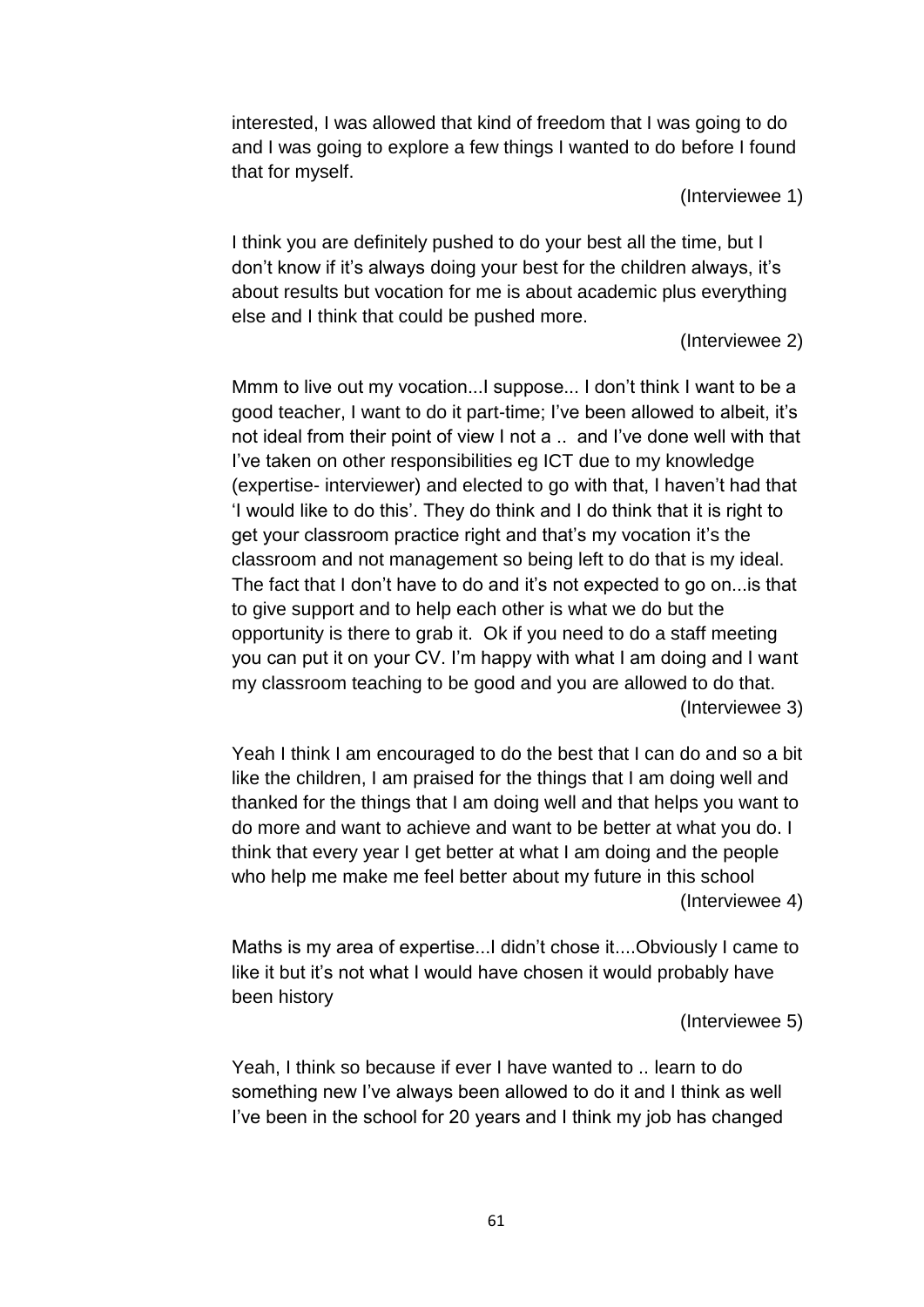interested, I was allowed that kind of freedom that I was going to do and I was going to explore a few things I wanted to do before I found that for myself.

(Interviewee 1)

I think you are definitely pushed to do your best all the time, but I don't know if it's always doing your best for the children always, it's about results but vocation for me is about academic plus everything else and I think that could be pushed more.

(Interviewee 2)

Mmm to live out my vocation...I suppose... I don't think I want to be a good teacher, I want to do it part-time; I've been allowed to albeit, it's not ideal from their point of view I not a .. and I've done well with that I've taken on other responsibilities eg ICT due to my knowledge (expertise- interviewer) and elected to go with that, I haven't had that 'I would like to do this'. They do think and I do think that it is right to get your classroom practice right and that's my vocation it's the classroom and not management so being left to do that is my ideal. The fact that I don't have to do and it's not expected to go on...is that to give support and to help each other is what we do but the opportunity is there to grab it. Ok if you need to do a staff meeting you can put it on your CV. I'm happy with what I am doing and I want my classroom teaching to be good and you are allowed to do that.

(Interviewee 3)

Yeah I think I am encouraged to do the best that I can do and so a bit like the children, I am praised for the things that I am doing well and thanked for the things that I am doing well and that helps you want to do more and want to achieve and want to be better at what you do. I think that every year I get better at what I am doing and the people who help me make me feel better about my future in this school

(Interviewee 4)

Maths is my area of expertise...I didn't chose it....Obviously I came to like it but it's not what I would have chosen it would probably have been history

(Interviewee 5)

Yeah, I think so because if ever I have wanted to .. learn to do something new I've always been allowed to do it and I think as well I've been in the school for 20 years and I think my job has changed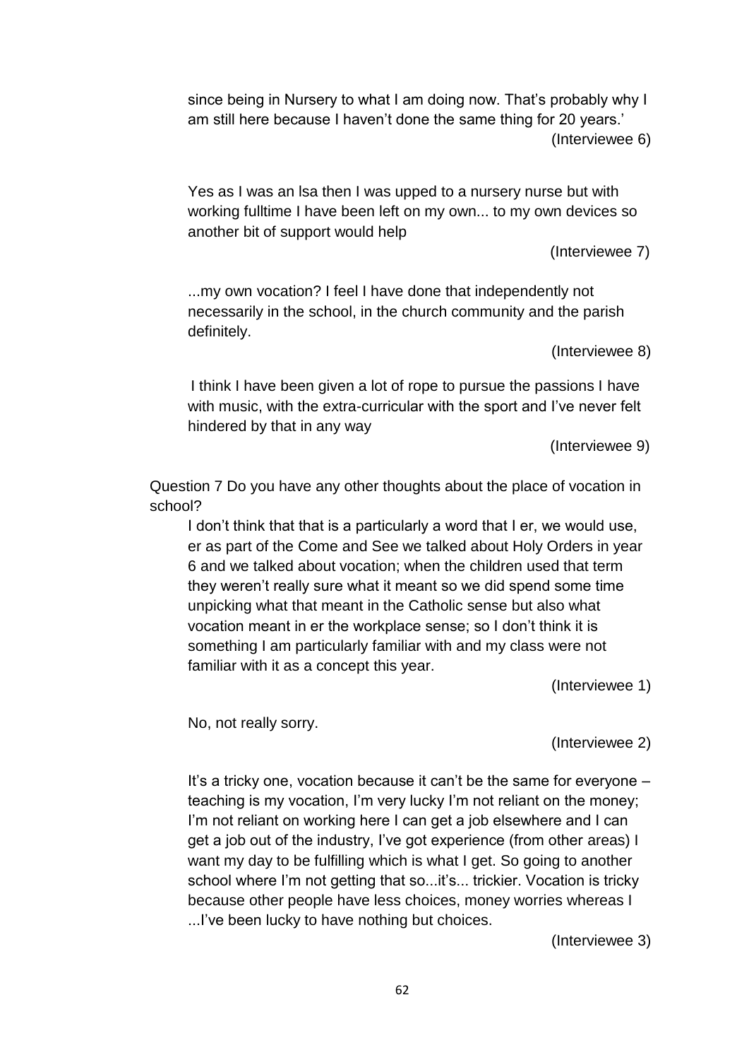since being in Nursery to what I am doing now. That's probably why I am still here because I haven't done the same thing for 20 years.'

(Interviewee 6)

Yes as I was an lsa then I was upped to a nursery nurse but with working fulltime I have been left on my own... to my own devices so another bit of support would help

(Interviewee 7)

...my own vocation? I feel I have done that independently not necessarily in the school, in the church community and the parish definitely.

(Interviewee 8)

I think I have been given a lot of rope to pursue the passions I have with music, with the extra-curricular with the sport and I've never felt hindered by that in any way

(Interviewee 9)

Question 7 Do you have any other thoughts about the place of vocation in school?

I don't think that that is a particularly a word that I er, we would use, er as part of the Come and See we talked about Holy Orders in year 6 and we talked about vocation; when the children used that term they weren't really sure what it meant so we did spend some time unpicking what that meant in the Catholic sense but also what vocation meant in er the workplace sense; so I don't think it is something I am particularly familiar with and my class were not familiar with it as a concept this year.

(Interviewee 1)

No, not really sorry.

(Interviewee 2)

It's a tricky one, vocation because it can't be the same for everyone – teaching is my vocation, I'm very lucky I'm not reliant on the money; I'm not reliant on working here I can get a job elsewhere and I can get a job out of the industry, I've got experience (from other areas) I want my day to be fulfilling which is what I get. So going to another school where I'm not getting that so...it's... trickier. Vocation is tricky because other people have less choices, money worries whereas I ...I've been lucky to have nothing but choices.

(Interviewee 3)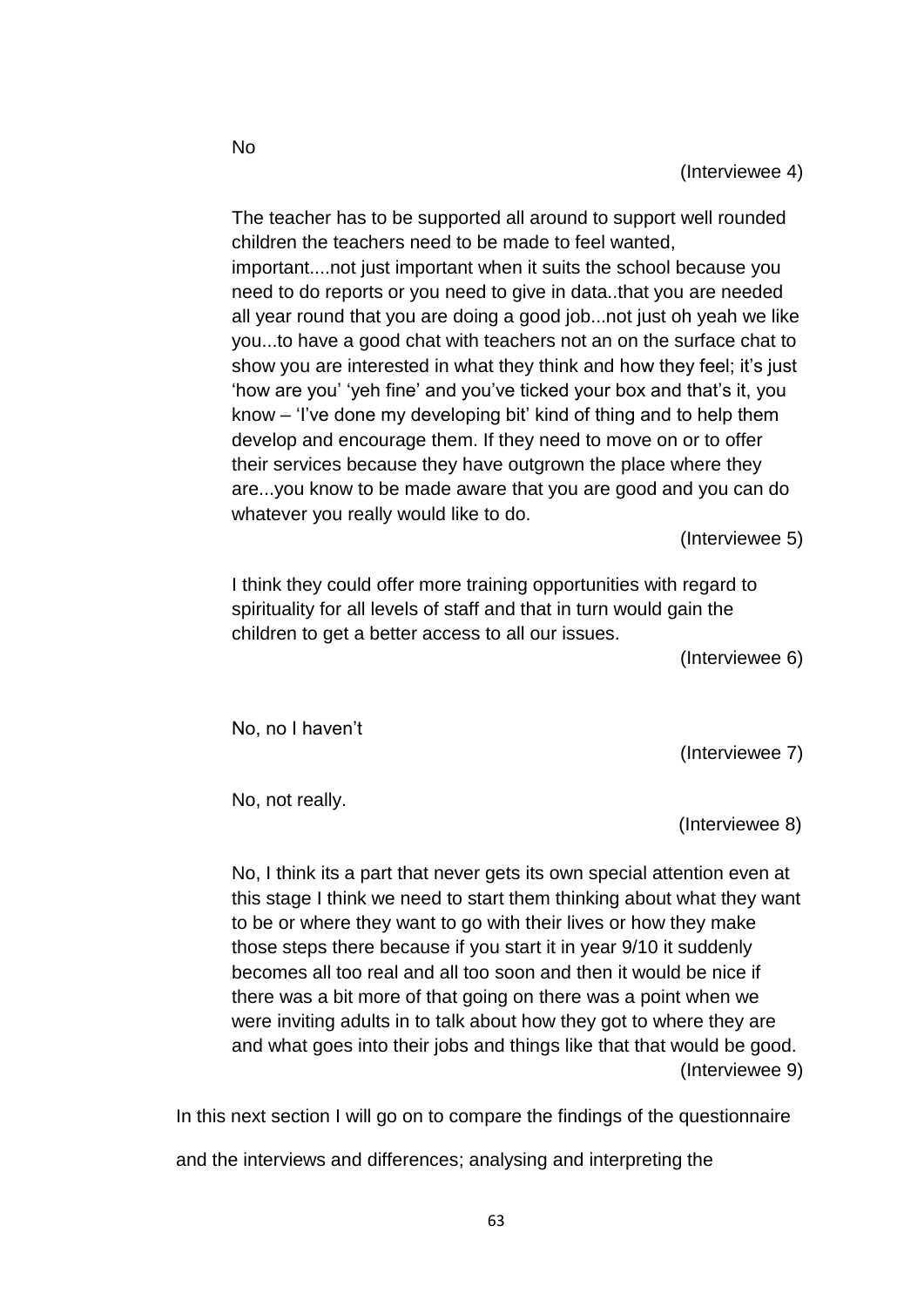No

(Interviewee 4)

> The teacher has to be supported all around to support well rounded children the teachers need to be made to feel wanted, important....not just important when it suits the school because you need to do reports or you need to give in data..that you are needed all year round that you are doing a good job...not just oh yeah we like you...to have a good chat with teachers not an on the surface chat to show you are interested in what they think and how they feel; it's just 'how are you' 'yeh fine' and you've ticked your box and that's it, you know – 'I've done my developing bit' kind of thing and to help them develop and encourage them. If they need to move on or to offer their services because they have outgrown the place where they are...you know to be made aware that you are good and you can do whatever you really would like to do.
>
> (Interviewee 5)

> I think they could offer more training opportunities with regard to spirituality for all levels of staff and that in turn would gain the children to get a better access to all our issues.
>
> (Interviewee 6)

> No, no I haven't
>
> (Interviewee 7)

> No, not really.
>
> (Interviewee 8)

> No, I think its a part that never gets its own special attention even at this stage I think we need to start them thinking about what they want to be or where they want to go with their lives or how they make those steps there because if you start it in year 9/10 it suddenly becomes all too real and all too soon and then it would be nice if there was a bit more of that going on there was a point when we were inviting adults in to talk about how they got to where they are and what goes into their jobs and things like that that would be good.
>
> (Interviewee 9)

In this next section I will go on to compare the findings of the questionnaire and the interviews and differences; analysing and interpreting the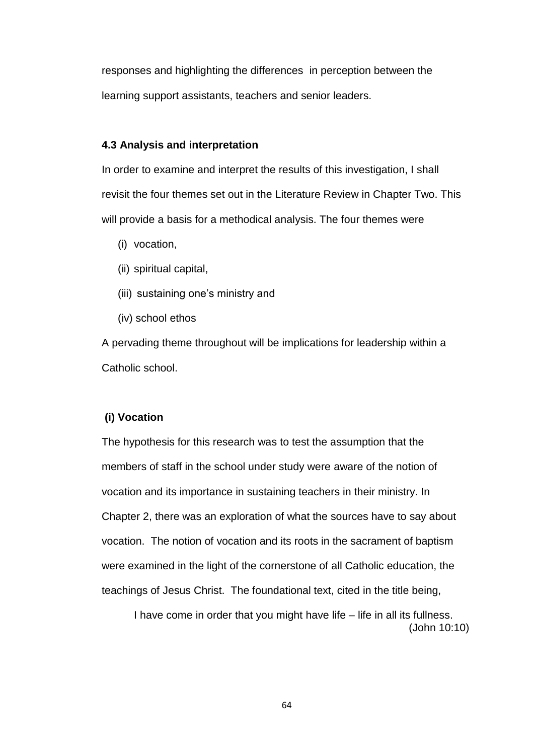responses and highlighting the differences in perception between the learning support assistants, teachers and senior leaders.

### 4.3 Analysis and interpretation

In order to examine and interpret the results of this investigation, I shall revisit the four themes set out in the Literature Review in Chapter Two. This will provide a basis for a methodical analysis. The four themes were

(i) vocation,

(ii) spiritual capital,

(iii) sustaining one's ministry and

(iv) school ethos

A pervading theme throughout will be implications for leadership within a Catholic school.

#### (i) Vocation

The hypothesis for this research was to test the assumption that the members of staff in the school under study were aware of the notion of vocation and its importance in sustaining teachers in their ministry. In Chapter 2, there was an exploration of what the sources have to say about vocation. The notion of vocation and its roots in the sacrament of baptism were examined in the light of the cornerstone of all Catholic education, the teachings of Jesus Christ. The foundational text, cited in the title being,

> I have come in order that you might have life – life in all its fullness. (John 10:10)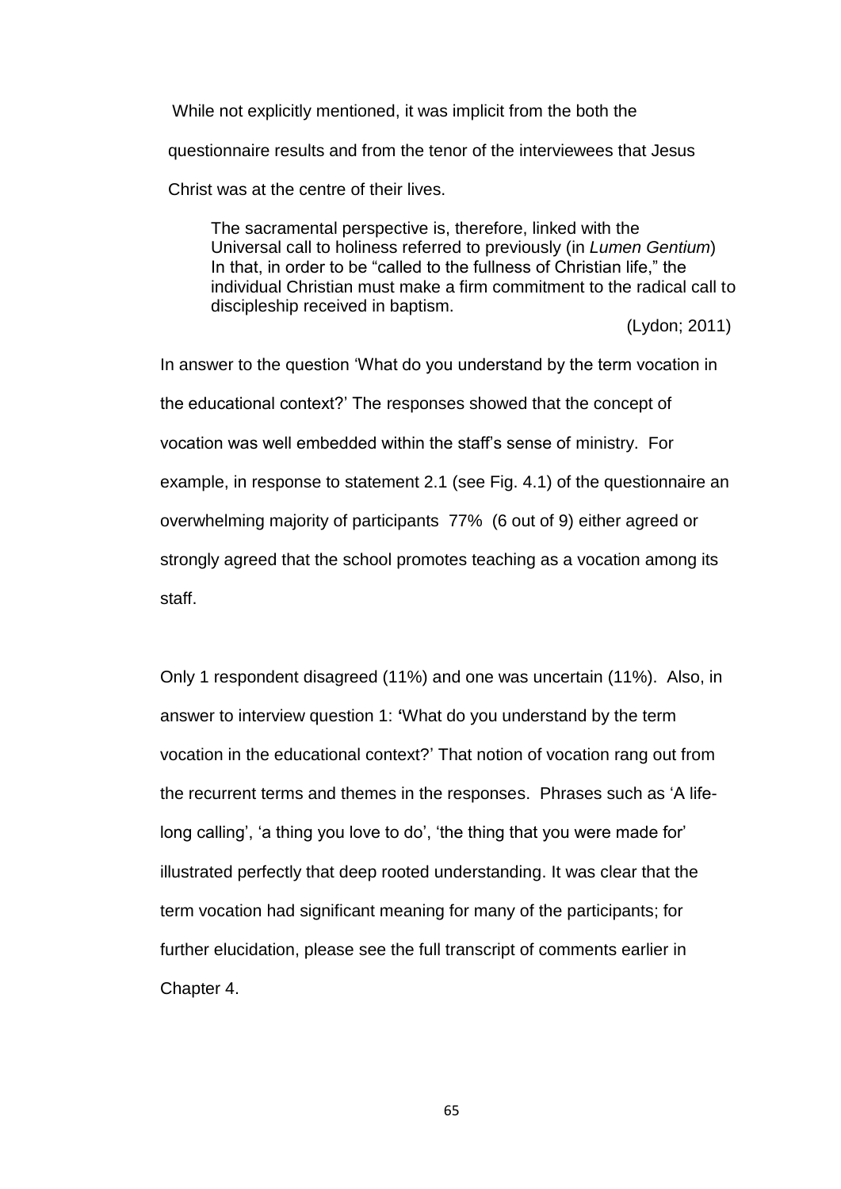While not explicitly mentioned, it was implicit from the both the questionnaire results and from the tenor of the interviewees that Jesus Christ was at the centre of their lives.

> The sacramental perspective is, therefore, linked with the Universal call to holiness referred to previously (in *Lumen Gentium*) In that, in order to be "called to the fullness of Christian life," the individual Christian must make a firm commitment to the radical call to discipleship received in baptism.
>
> (Lydon; 2011)

In answer to the question 'What do you understand by the term vocation in the educational context?' The responses showed that the concept of vocation was well embedded within the staff's sense of ministry. For example, in response to statement 2.1 (see Fig. 4.1) of the questionnaire an overwhelming majority of participants 77% (6 out of 9) either agreed or strongly agreed that the school promotes teaching as a vocation among its staff.

Only 1 respondent disagreed (11%) and one was uncertain (11%). Also, in answer to interview question 1: 'What do you understand by the term vocation in the educational context?' That notion of vocation rang out from the recurrent terms and themes in the responses. Phrases such as 'A life-long calling', 'a thing you love to do', 'the thing that you were made for' illustrated perfectly that deep rooted understanding. It was clear that the term vocation had significant meaning for many of the participants; for further elucidation, please see the full transcript of comments earlier in Chapter 4.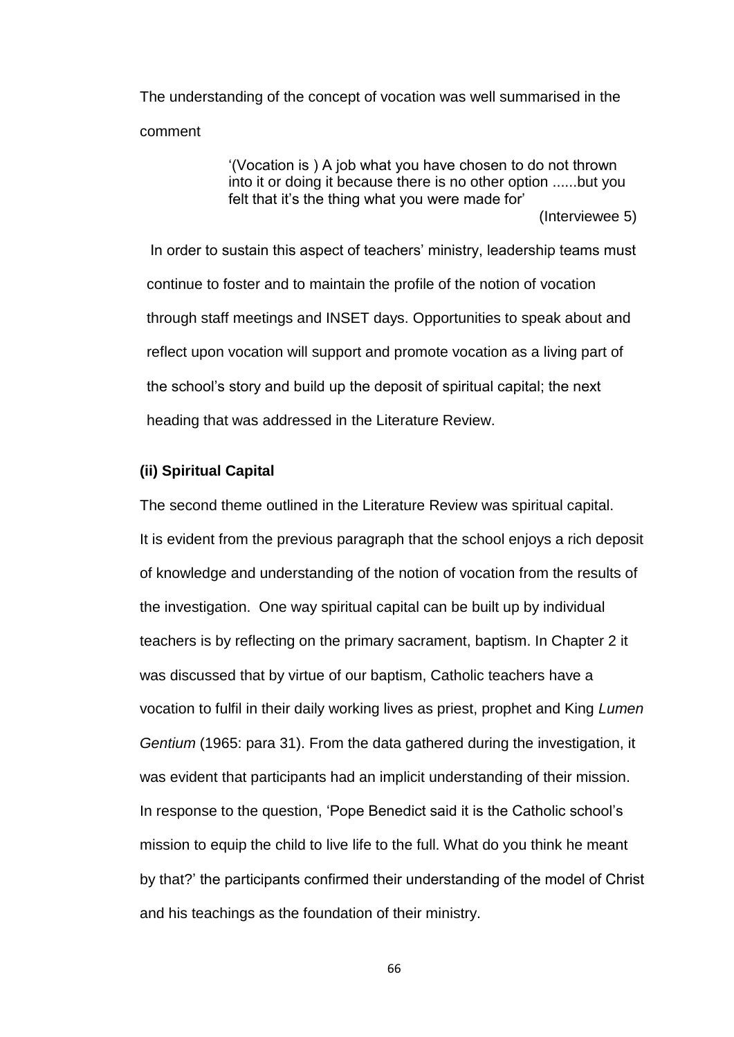The understanding of the concept of vocation was well summarised in the comment

> '(Vocation is ) A job what you have chosen to do not thrown into it or doing it because there is no other option ......but you felt that it's the thing what you were made for'
>
> (Interviewee 5)

In order to sustain this aspect of teachers' ministry, leadership teams must continue to foster and to maintain the profile of the notion of vocation through staff meetings and INSET days. Opportunities to speak about and reflect upon vocation will support and promote vocation as a living part of the school's story and build up the deposit of spiritual capital; the next heading that was addressed in the Literature Review.

**(ii) Spiritual Capital**

The second theme outlined in the Literature Review was spiritual capital. It is evident from the previous paragraph that the school enjoys a rich deposit of knowledge and understanding of the notion of vocation from the results of the investigation. One way spiritual capital can be built up by individual teachers is by reflecting on the primary sacrament, baptism. In Chapter 2 it was discussed that by virtue of our baptism, Catholic teachers have a vocation to fulfil in their daily working lives as priest, prophet and King *Lumen Gentium* (1965: para 31). From the data gathered during the investigation, it was evident that participants had an implicit understanding of their mission. In response to the question, 'Pope Benedict said it is the Catholic school's mission to equip the child to live life to the full. What do you think he meant by that?' the participants confirmed their understanding of the model of Christ and his teachings as the foundation of their ministry.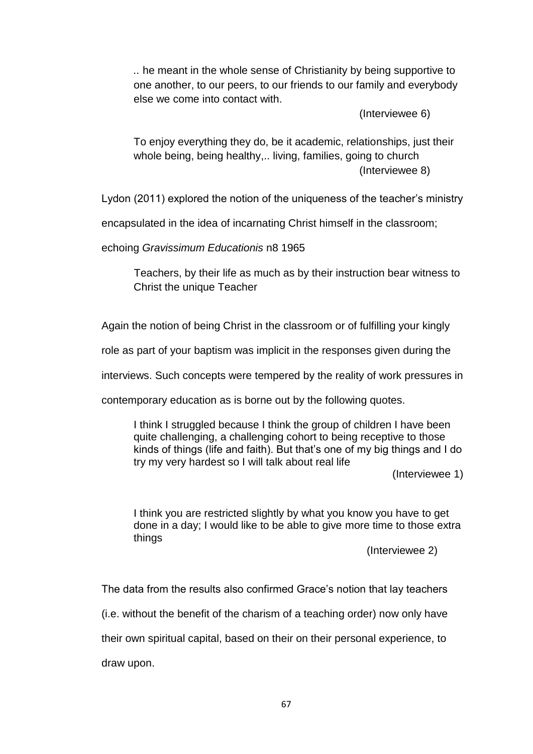> .. he meant in the whole sense of Christianity by being supportive to one another, to our peers, to our friends to our family and everybody else we come into contact with.
>
> (Interviewee 6)

> To enjoy everything they do, be it academic, relationships, just their whole being, being healthy,.. living, families, going to church
>
> (Interviewee 8)

Lydon (2011) explored the notion of the uniqueness of the teacher's ministry encapsulated in the idea of incarnating Christ himself in the classroom; echoing *Gravissimum Educationis* n8 1965

> Teachers, by their life as much as by their instruction bear witness to Christ the unique Teacher

Again the notion of being Christ in the classroom or of fulfilling your kingly role as part of your baptism was implicit in the responses given during the interviews. Such concepts were tempered by the reality of work pressures in contemporary education as is borne out by the following quotes.

> I think I struggled because I think the group of children I have been quite challenging, a challenging cohort to being receptive to those kinds of things (life and faith). But that's one of my big things and I do try my very hardest so I will talk about real life
>
> (Interviewee 1)

> I think you are restricted slightly by what you know you have to get done in a day; I would like to be able to give more time to those extra things
>
> (Interviewee 2)

The data from the results also confirmed Grace's notion that lay teachers (i.e. without the benefit of the charism of a teaching order) now only have their own spiritual capital, based on their on their personal experience, to draw upon.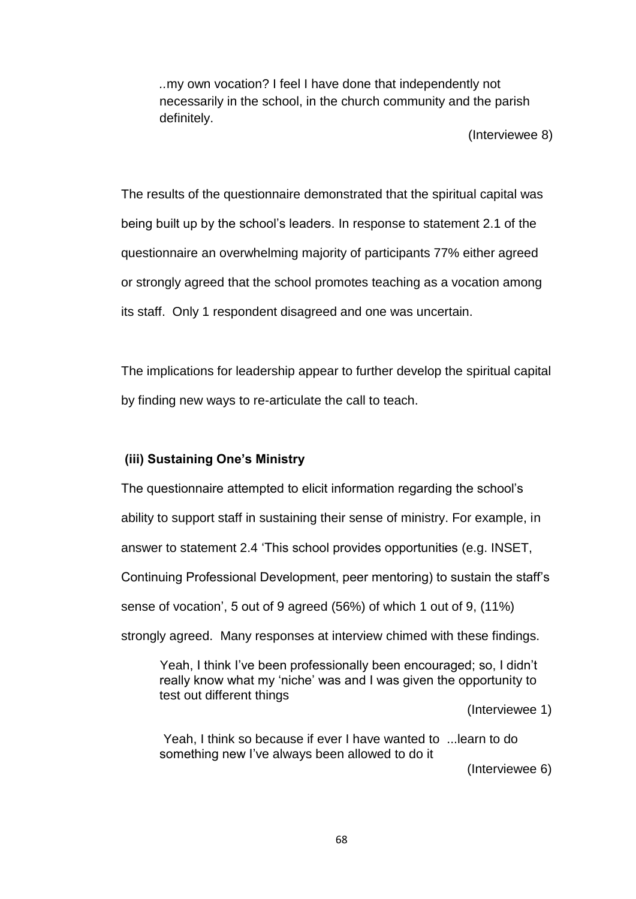> ..my own vocation? I feel I have done that independently not necessarily in the school, in the church community and the parish definitely.
>
> (Interviewee 8)

The results of the questionnaire demonstrated that the spiritual capital was being built up by the school's leaders. In response to statement 2.1 of the questionnaire an overwhelming majority of participants 77% either agreed or strongly agreed that the school promotes teaching as a vocation among its staff. Only 1 respondent disagreed and one was uncertain.

The implications for leadership appear to further develop the spiritual capital by finding new ways to re-articulate the call to teach.

### (iii) Sustaining One's Ministry

The questionnaire attempted to elicit information regarding the school's ability to support staff in sustaining their sense of ministry. For example, in answer to statement 2.4 'This school provides opportunities (e.g. INSET, Continuing Professional Development, peer mentoring) to sustain the staff's sense of vocation', 5 out of 9 agreed (56%) of which 1 out of 9, (11%) strongly agreed. Many responses at interview chimed with these findings.

> Yeah, I think I've been professionally been encouraged; so, I didn't really know what my 'niche' was and I was given the opportunity to test out different things
>
> (Interviewee 1)

> Yeah, I think so because if ever I have wanted to ...learn to do something new I've always been allowed to do it
>
> (Interviewee 6)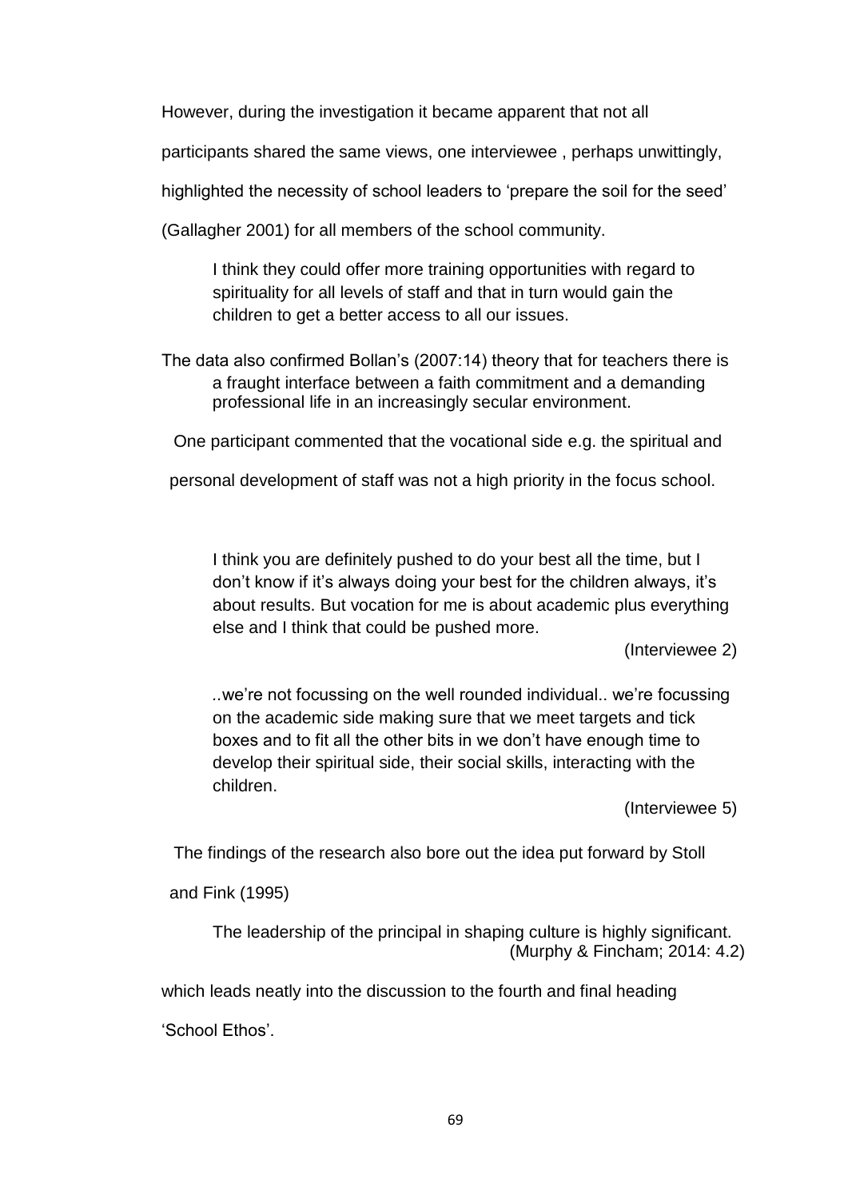However, during the investigation it became apparent that not all participants shared the same views, one interviewee , perhaps unwittingly, highlighted the necessity of school leaders to 'prepare the soil for the seed' (Gallagher 2001) for all members of the school community.

> I think they could offer more training opportunities with regard to spirituality for all levels of staff and that in turn would gain the children to get a better access to all our issues.

The data also confirmed Bollan's (2007:14) theory that for teachers there is a fraught interface between a faith commitment and a demanding professional life in an increasingly secular environment.

One participant commented that the vocational side e.g. the spiritual and personal development of staff was not a high priority in the focus school.

> I think you are definitely pushed to do your best all the time, but I don't know if it's always doing your best for the children always, it's about results. But vocation for me is about academic plus everything else and I think that could be pushed more.
>
> (Interviewee 2)

> ..we're not focussing on the well rounded individual.. we're focussing on the academic side making sure that we meet targets and tick boxes and to fit all the other bits in we don't have enough time to develop their spiritual side, their social skills, interacting with the children.
>
> (Interviewee 5)

The findings of the research also bore out the idea put forward by Stoll and Fink (1995)

> The leadership of the principal in shaping culture is highly significant.
> (Murphy & Fincham; 2014: 4.2)

which leads neatly into the discussion to the fourth and final heading 'School Ethos'.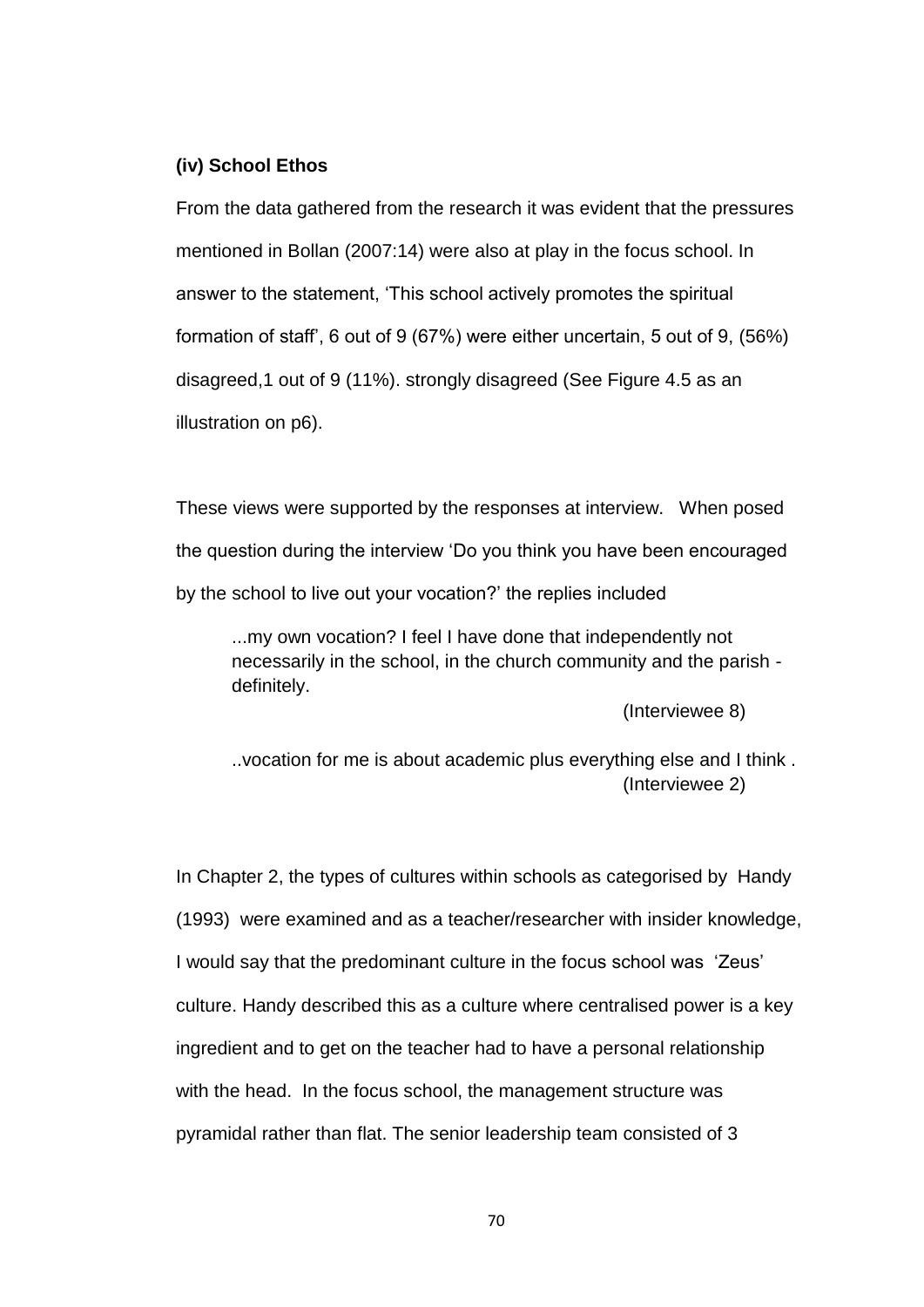**(iv) School Ethos**

From the data gathered from the research it was evident that the pressures mentioned in Bollan (2007:14) were also at play in the focus school. In answer to the statement, ‘This school actively promotes the spiritual formation of staff’, 6 out of 9 (67%) were either uncertain, 5 out of 9, (56%) disagreed,1 out of 9 (11%). strongly disagreed (See Figure 4.5 as an illustration on p6).

These views were supported by the responses at interview. When posed the question during the interview ‘Do you think you have been encouraged by the school to live out your vocation?’ the replies included

> ...my own vocation? I feel I have done that independently not necessarily in the school, in the church community and the parish - definitely.
>
> (Interviewee 8)

> ..vocation for me is about academic plus everything else and I think .
>
> (Interviewee 2)

In Chapter 2, the types of cultures within schools as categorised by Handy (1993) were examined and as a teacher/researcher with insider knowledge, I would say that the predominant culture in the focus school was ‘Zeus’ culture. Handy described this as a culture where centralised power is a key ingredient and to get on the teacher had to have a personal relationship with the head. In the focus school, the management structure was pyramidal rather than flat. The senior leadership team consisted of 3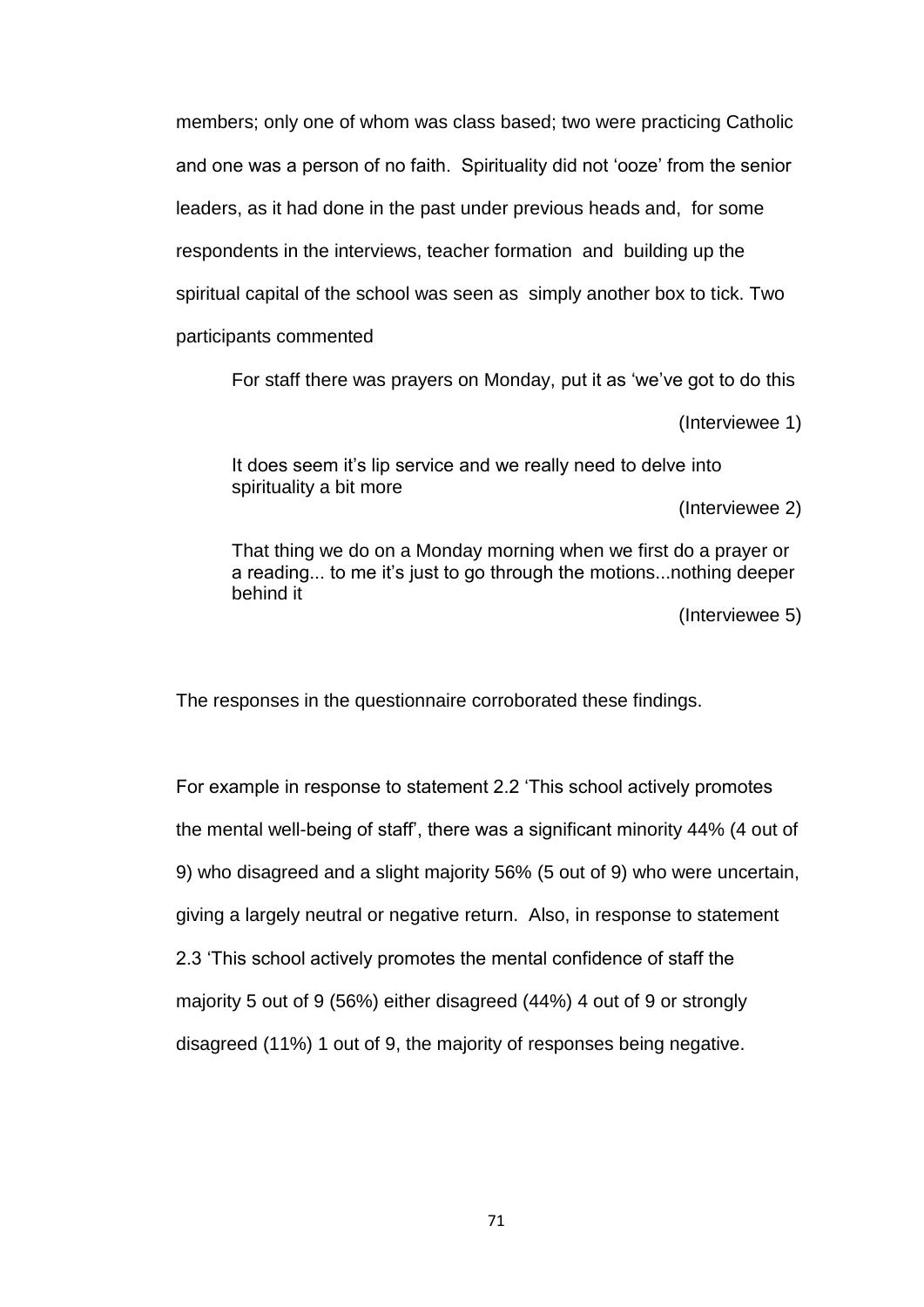members; only one of whom was class based; two were practicing Catholic and one was a person of no faith. Spirituality did not 'ooze' from the senior leaders, as it had done in the past under previous heads and, for some respondents in the interviews, teacher formation and building up the spiritual capital of the school was seen as simply another box to tick. Two participants commented

> For staff there was prayers on Monday, put it as 'we've got to do this
>
> (Interviewee 1)

> It does seem it's lip service and we really need to delve into spirituality a bit more
>
> (Interviewee 2)

> That thing we do on a Monday morning when we first do a prayer or a reading... to me it's just to go through the motions...nothing deeper behind it
>
> (Interviewee 5)

The responses in the questionnaire corroborated these findings.

For example in response to statement 2.2 'This school actively promotes the mental well-being of staff', there was a significant minority 44% (4 out of 9) who disagreed and a slight majority 56% (5 out of 9) who were uncertain, giving a largely neutral or negative return. Also, in response to statement 2.3 'This school actively promotes the mental confidence of staff the majority 5 out of 9 (56%) either disagreed (44%) 4 out of 9 or strongly disagreed (11%) 1 out of 9, the majority of responses being negative.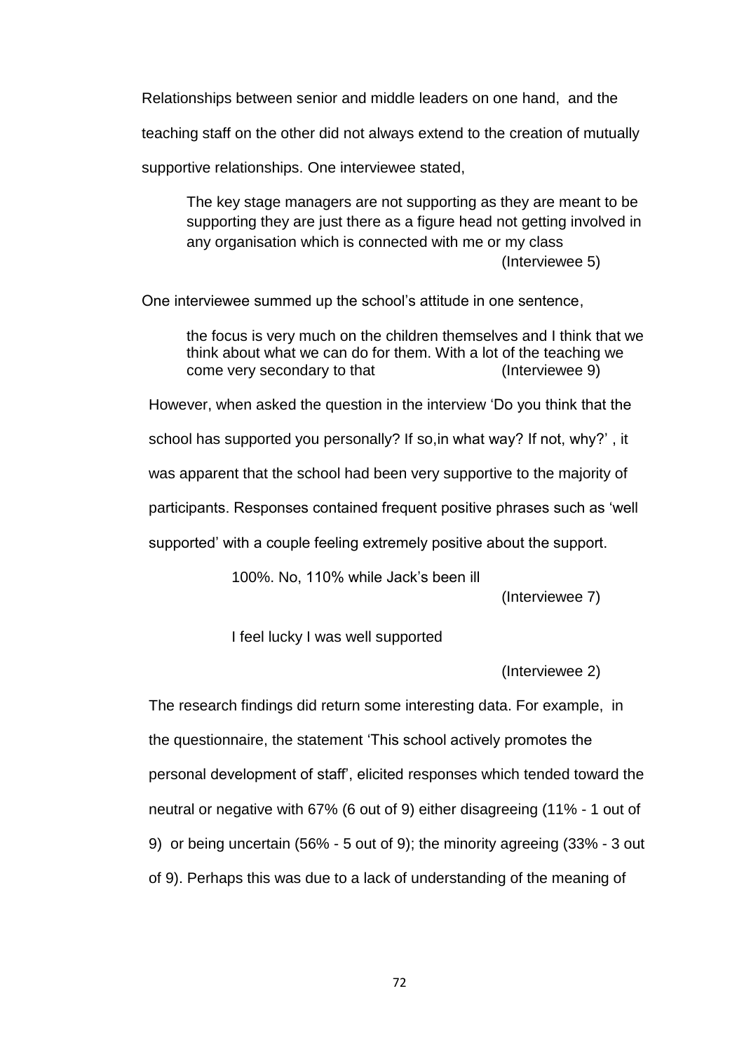Relationships between senior and middle leaders on one hand, and the teaching staff on the other did not always extend to the creation of mutually supportive relationships. One interviewee stated,

> The key stage managers are not supporting as they are meant to be supporting they are just there as a figure head not getting involved in any organisation which is connected with me or my class
> (Interviewee 5)

One interviewee summed up the school's attitude in one sentence,

> the focus is very much on the children themselves and I think that we think about what we can do for them. With a lot of the teaching we come very secondary to that (Interviewee 9)

However, when asked the question in the interview 'Do you think that the school has supported you personally? If so,in what way? If not, why?' , it was apparent that the school had been very supportive to the majority of participants. Responses contained frequent positive phrases such as 'well supported' with a couple feeling extremely positive about the support.

> 100%. No, 110% while Jack's been ill
> (Interviewee 7)

> I feel lucky I was well supported
> (Interviewee 2)

The research findings did return some interesting data. For example, in the questionnaire, the statement 'This school actively promotes the personal development of staff', elicited responses which tended toward the neutral or negative with 67% (6 out of 9) either disagreeing (11% - 1 out of 9) or being uncertain (56% - 5 out of 9); the minority agreeing (33% - 3 out of 9). Perhaps this was due to a lack of understanding of the meaning of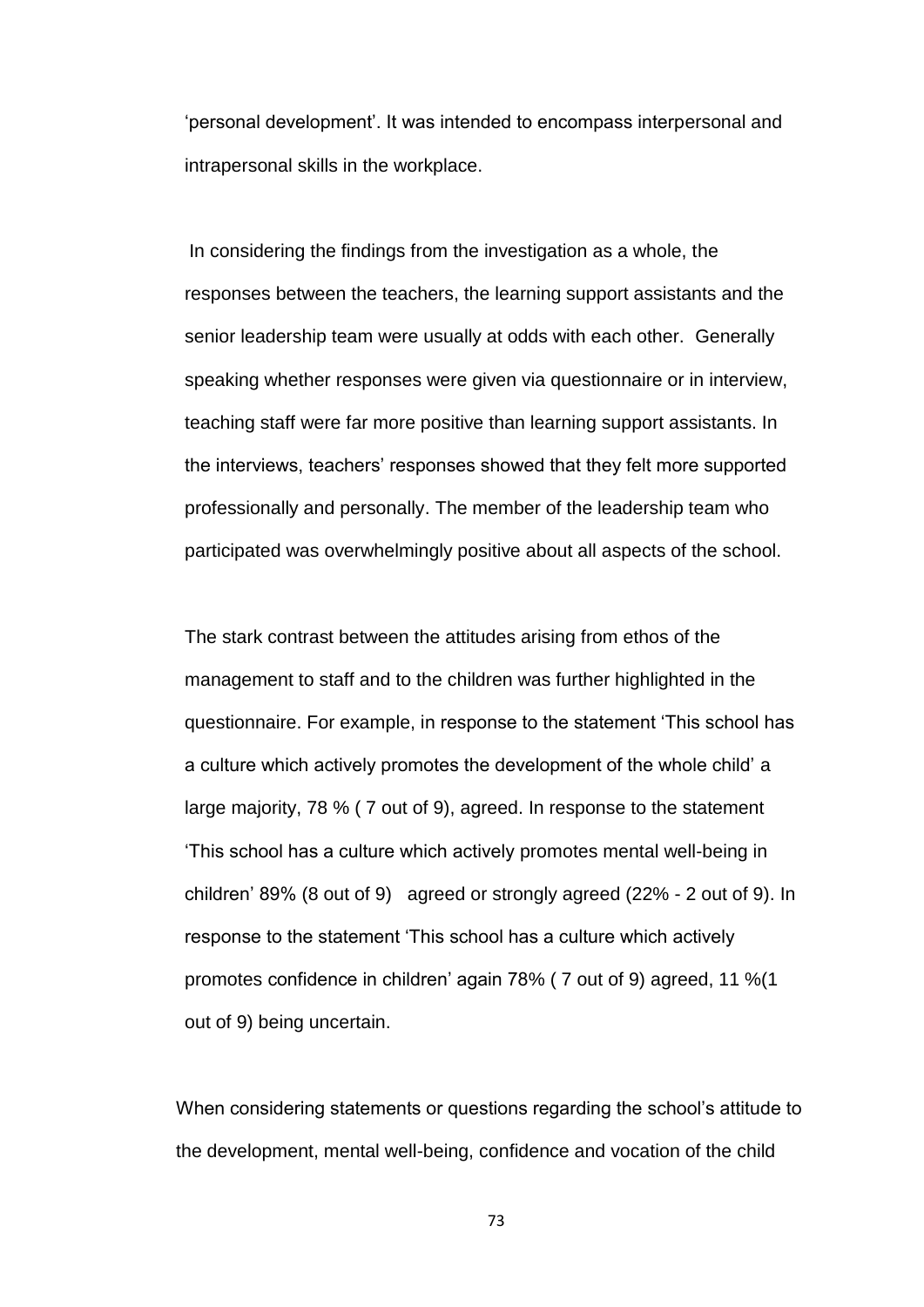'personal development'. It was intended to encompass interpersonal and intrapersonal skills in the workplace.

In considering the findings from the investigation as a whole, the responses between the teachers, the learning support assistants and the senior leadership team were usually at odds with each other. Generally speaking whether responses were given via questionnaire or in interview, teaching staff were far more positive than learning support assistants. In the interviews, teachers' responses showed that they felt more supported professionally and personally. The member of the leadership team who participated was overwhelmingly positive about all aspects of the school.

The stark contrast between the attitudes arising from ethos of the management to staff and to the children was further highlighted in the questionnaire. For example, in response to the statement 'This school has a culture which actively promotes the development of the whole child' a large majority, 78 % ( 7 out of 9), agreed. In response to the statement 'This school has a culture which actively promotes mental well-being in children' 89% (8 out of 9) agreed or strongly agreed (22% - 2 out of 9). In response to the statement 'This school has a culture which actively promotes confidence in children' again 78% ( 7 out of 9) agreed, 11 %(1 out of 9) being uncertain.

When considering statements or questions regarding the school's attitude to the development, mental well-being, confidence and vocation of the child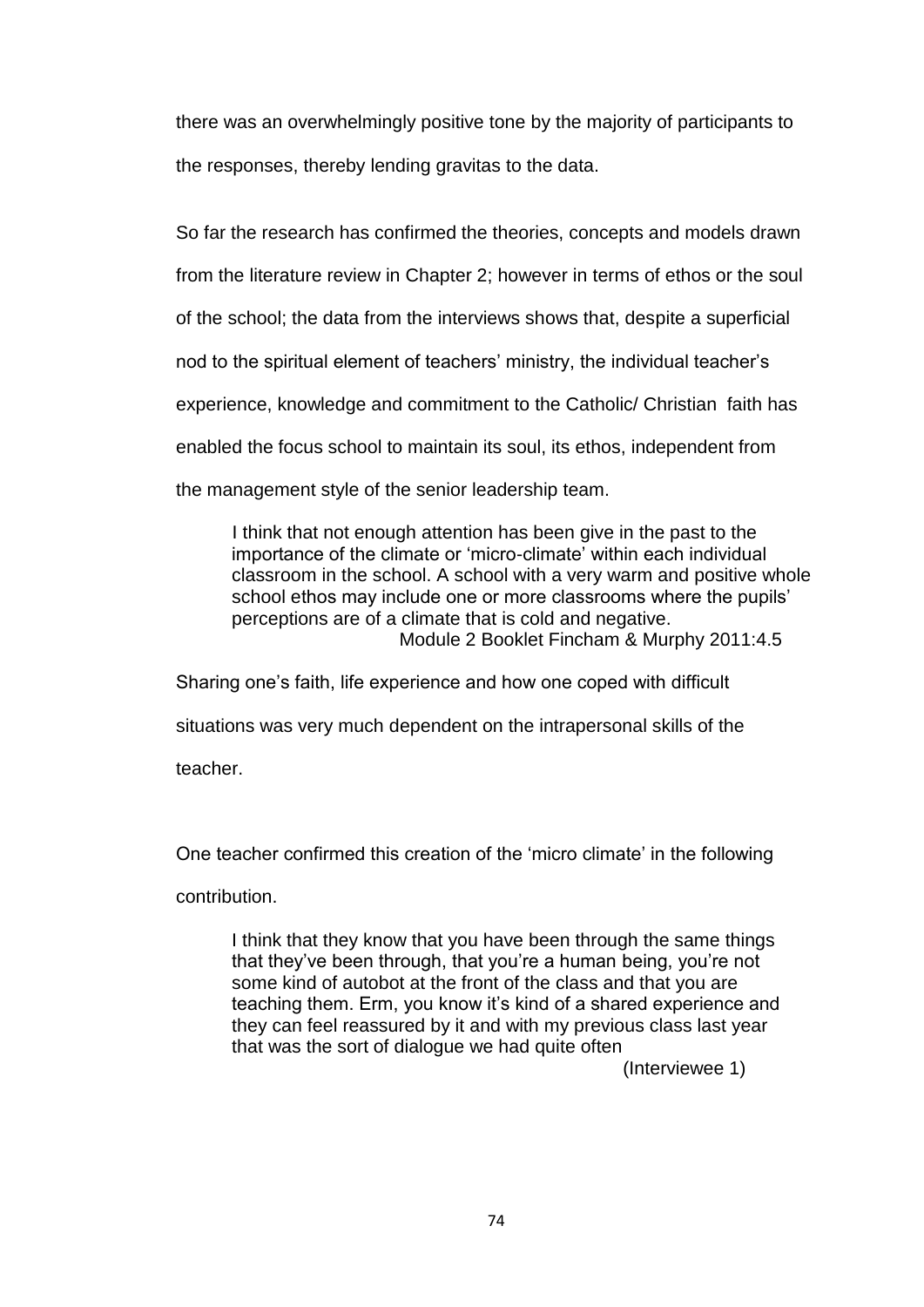there was an overwhelmingly positive tone by the majority of participants to the responses, thereby lending gravitas to the data.

So far the research has confirmed the theories, concepts and models drawn from the literature review in Chapter 2; however in terms of ethos or the soul of the school; the data from the interviews shows that, despite a superficial nod to the spiritual element of teachers' ministry, the individual teacher's experience, knowledge and commitment to the Catholic/ Christian faith has enabled the focus school to maintain its soul, its ethos, independent from the management style of the senior leadership team.

> I think that not enough attention has been give in the past to the importance of the climate or 'micro-climate' within each individual classroom in the school. A school with a very warm and positive whole school ethos may include one or more classrooms where the pupils' perceptions are of a climate that is cold and negative.
> Module 2 Booklet Fincham & Murphy 2011:4.5

Sharing one's faith, life experience and how one coped with difficult situations was very much dependent on the intrapersonal skills of the teacher.

One teacher confirmed this creation of the 'micro climate' in the following contribution.

> I think that they know that you have been through the same things that they've been through, that you're a human being, you're not some kind of autobot at the front of the class and that you are teaching them. Erm, you know it's kind of a shared experience and they can feel reassured by it and with my previous class last year that was the sort of dialogue we had quite often
> (Interviewee 1)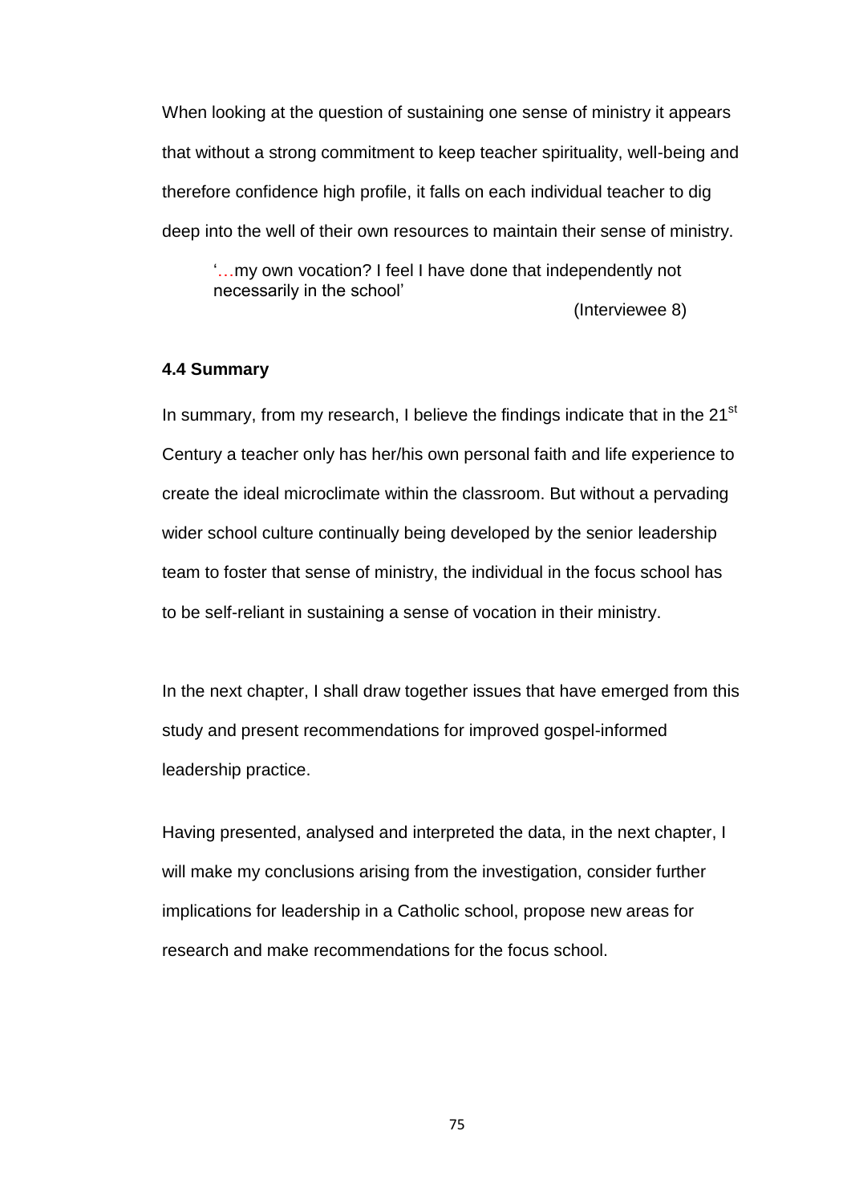When looking at the question of sustaining one sense of ministry it appears that without a strong commitment to keep teacher spirituality, well-being and therefore confidence high profile, it falls on each individual teacher to dig deep into the well of their own resources to maintain their sense of ministry.

> '…my own vocation? I feel I have done that independently not necessarily in the school'
>
> (Interviewee 8)

### 4.4 Summary

In summary, from my research, I believe the findings indicate that in the 21st Century a teacher only has her/his own personal faith and life experience to create the ideal microclimate within the classroom. But without a pervading wider school culture continually being developed by the senior leadership team to foster that sense of ministry, the individual in the focus school has to be self-reliant in sustaining a sense of vocation in their ministry.

In the next chapter, I shall draw together issues that have emerged from this study and present recommendations for improved gospel-informed leadership practice.

Having presented, analysed and interpreted the data, in the next chapter, I will make my conclusions arising from the investigation, consider further implications for leadership in a Catholic school, propose new areas for research and make recommendations for the focus school.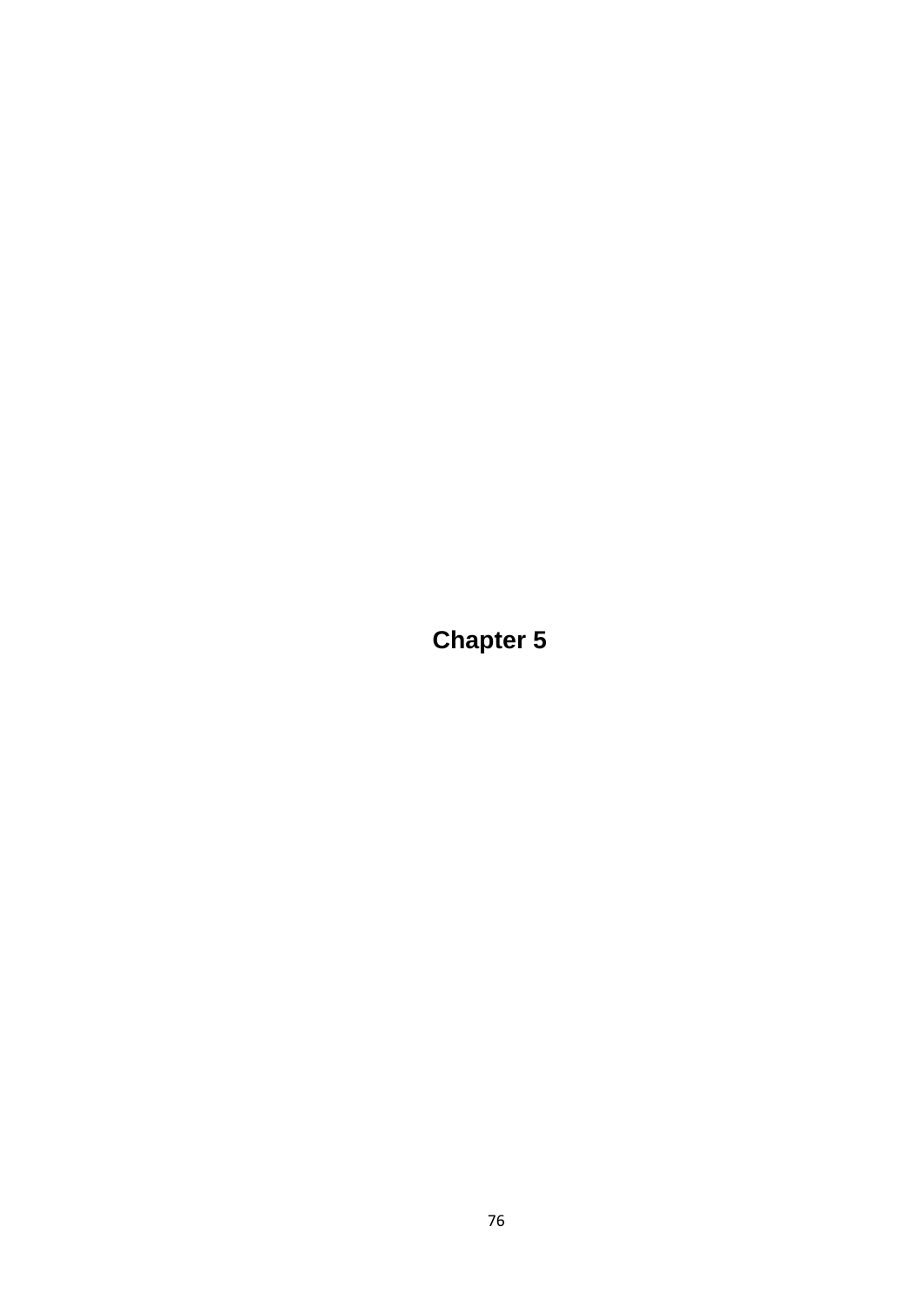# Chapter 5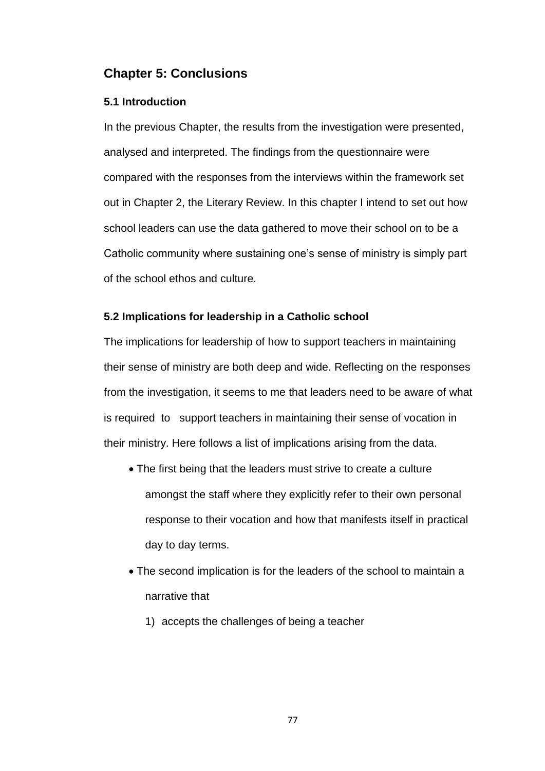# Chapter 5: Conclusions

## 5.1 Introduction

In the previous Chapter, the results from the investigation were presented, analysed and interpreted. The findings from the questionnaire were compared with the responses from the interviews within the framework set out in Chapter 2, the Literary Review. In this chapter I intend to set out how school leaders can use the data gathered to move their school on to be a Catholic community where sustaining one's sense of ministry is simply part of the school ethos and culture.

## 5.2 Implications for leadership in a Catholic school

The implications for leadership of how to support teachers in maintaining their sense of ministry are both deep and wide. Reflecting on the responses from the investigation, it seems to me that leaders need to be aware of what is required to support teachers in maintaining their sense of vocation in their ministry. Here follows a list of implications arising from the data.

- The first being that the leaders must strive to create a culture amongst the staff where they explicitly refer to their own personal response to their vocation and how that manifests itself in practical day to day terms.
- The second implication is for the leaders of the school to maintain a narrative that
    1) accepts the challenges of being a teacher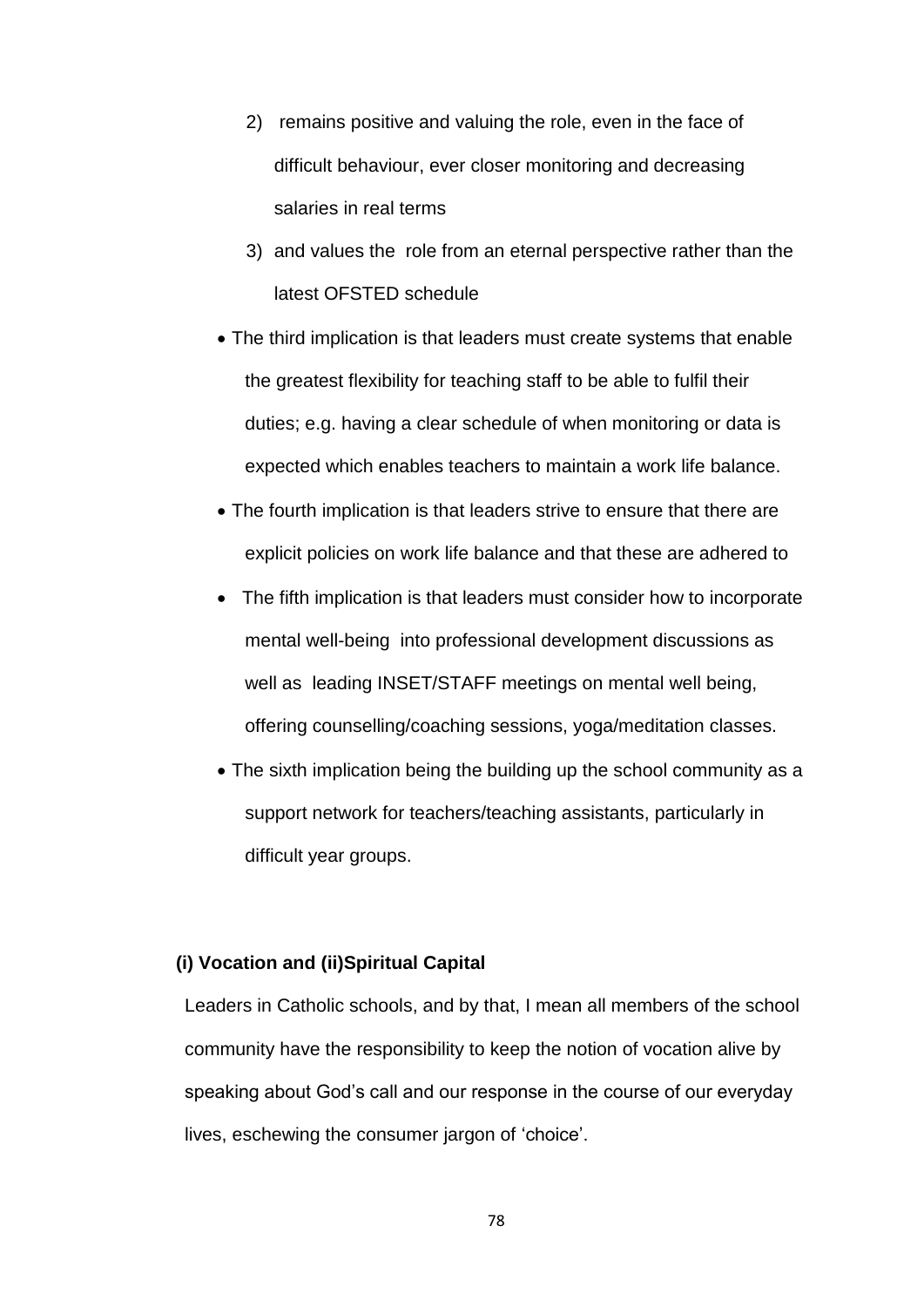2) remains positive and valuing the role, even in the face of difficult behaviour, ever closer monitoring and decreasing salaries in real terms

3) and values the role from an eternal perspective rather than the latest OFSTED schedule

- The third implication is that leaders must create systems that enable the greatest flexibility for teaching staff to be able to fulfil their duties; e.g. having a clear schedule of when monitoring or data is expected which enables teachers to maintain a work life balance.
- The fourth implication is that leaders strive to ensure that there are explicit policies on work life balance and that these are adhered to
- The fifth implication is that leaders must consider how to incorporate mental well-being into professional development discussions as well as leading INSET/STAFF meetings on mental well being, offering counselling/coaching sessions, yoga/meditation classes.
- The sixth implication being the building up the school community as a support network for teachers/teaching assistants, particularly in difficult year groups.

**(i) Vocation and (ii)Spiritual Capital**

Leaders in Catholic schools, and by that, I mean all members of the school community have the responsibility to keep the notion of vocation alive by speaking about God's call and our response in the course of our everyday lives, eschewing the consumer jargon of 'choice'.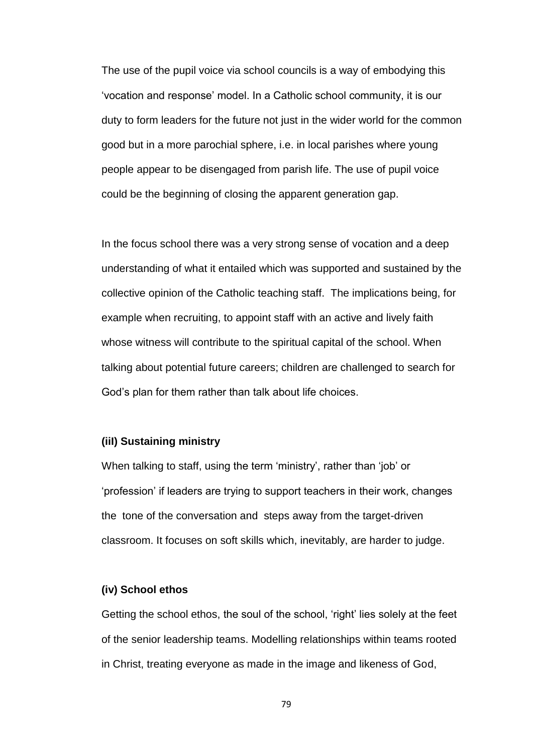The use of the pupil voice via school councils is a way of embodying this 'vocation and response' model. In a Catholic school community, it is our duty to form leaders for the future not just in the wider world for the common good but in a more parochial sphere, i.e. in local parishes where young people appear to be disengaged from parish life. The use of pupil voice could be the beginning of closing the apparent generation gap.

In the focus school there was a very strong sense of vocation and a deep understanding of what it entailed which was supported and sustained by the collective opinion of the Catholic teaching staff. The implications being, for example when recruiting, to appoint staff with an active and lively faith whose witness will contribute to the spiritual capital of the school. When talking about potential future careers; children are challenged to search for God's plan for them rather than talk about life choices.

**(iil) Sustaining ministry**

When talking to staff, using the term 'ministry', rather than 'job' or 'profession' if leaders are trying to support teachers in their work, changes the tone of the conversation and steps away from the target-driven classroom. It focuses on soft skills which, inevitably, are harder to judge.

**(iv) School ethos**

Getting the school ethos, the soul of the school, 'right' lies solely at the feet of the senior leadership teams. Modelling relationships within teams rooted in Christ, treating everyone as made in the image and likeness of God,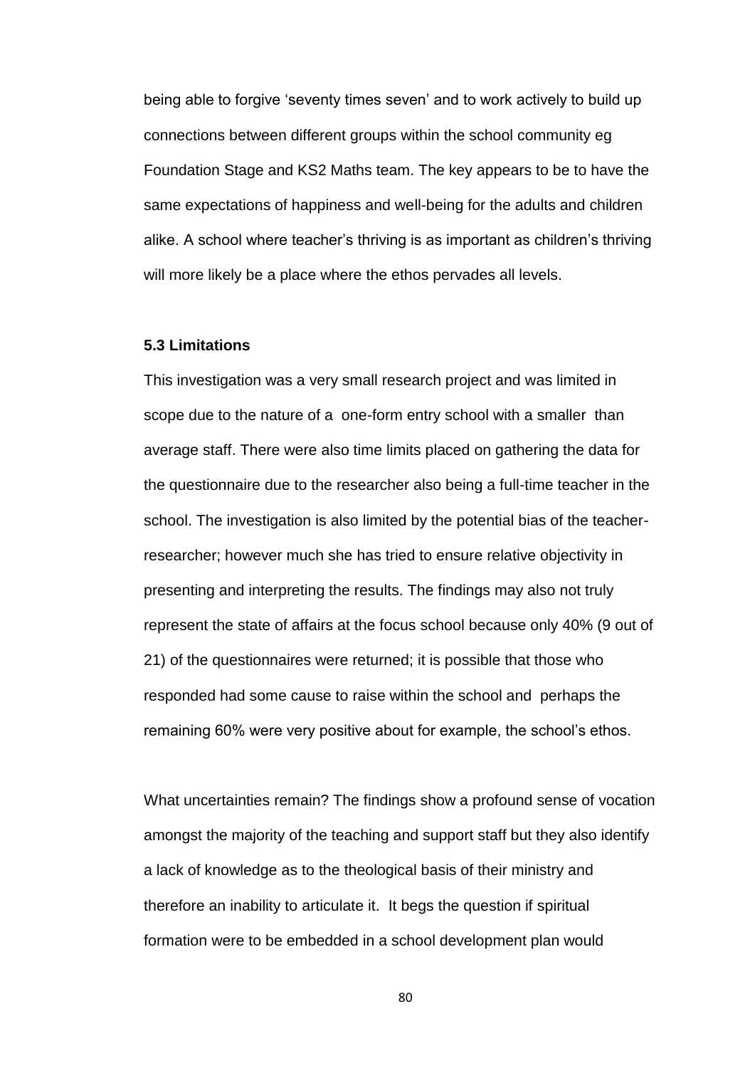being able to forgive 'seventy times seven' and to work actively to build up connections between different groups within the school community eg Foundation Stage and KS2 Maths team. The key appears to be to have the same expectations of happiness and well-being for the adults and children alike. A school where teacher's thriving is as important as children's thriving will more likely be a place where the ethos pervades all levels.

### 5.3 Limitations

This investigation was a very small research project and was limited in scope due to the nature of a one-form entry school with a smaller than average staff. There were also time limits placed on gathering the data for the questionnaire due to the researcher also being a full-time teacher in the school. The investigation is also limited by the potential bias of the teacher-researcher; however much she has tried to ensure relative objectivity in presenting and interpreting the results. The findings may also not truly represent the state of affairs at the focus school because only 40% (9 out of 21) of the questionnaires were returned; it is possible that those who responded had some cause to raise within the school and perhaps the remaining 60% were very positive about for example, the school's ethos.

What uncertainties remain? The findings show a profound sense of vocation amongst the majority of the teaching and support staff but they also identify a lack of knowledge as to the theological basis of their ministry and therefore an inability to articulate it. It begs the question if spiritual formation were to be embedded in a school development plan would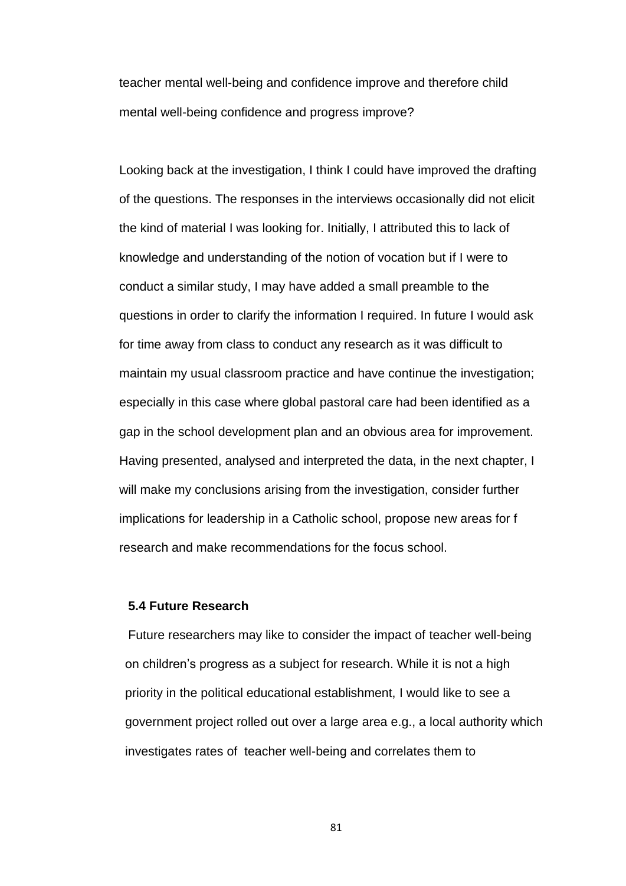teacher mental well-being and confidence improve and therefore child mental well-being confidence and progress improve?

Looking back at the investigation, I think I could have improved the drafting of the questions. The responses in the interviews occasionally did not elicit the kind of material I was looking for. Initially, I attributed this to lack of knowledge and understanding of the notion of vocation but if I were to conduct a similar study, I may have added a small preamble to the questions in order to clarify the information I required. In future I would ask for time away from class to conduct any research as it was difficult to maintain my usual classroom practice and have continue the investigation; especially in this case where global pastoral care had been identified as a gap in the school development plan and an obvious area for improvement. Having presented, analysed and interpreted the data, in the next chapter, I will make my conclusions arising from the investigation, consider further implications for leadership in a Catholic school, propose new areas for f research and make recommendations for the focus school.

### 5.4 Future Research

Future researchers may like to consider the impact of teacher well-being on children's progress as a subject for research. While it is not a high priority in the political educational establishment, I would like to see a government project rolled out over a large area e.g., a local authority which investigates rates of teacher well-being and correlates them to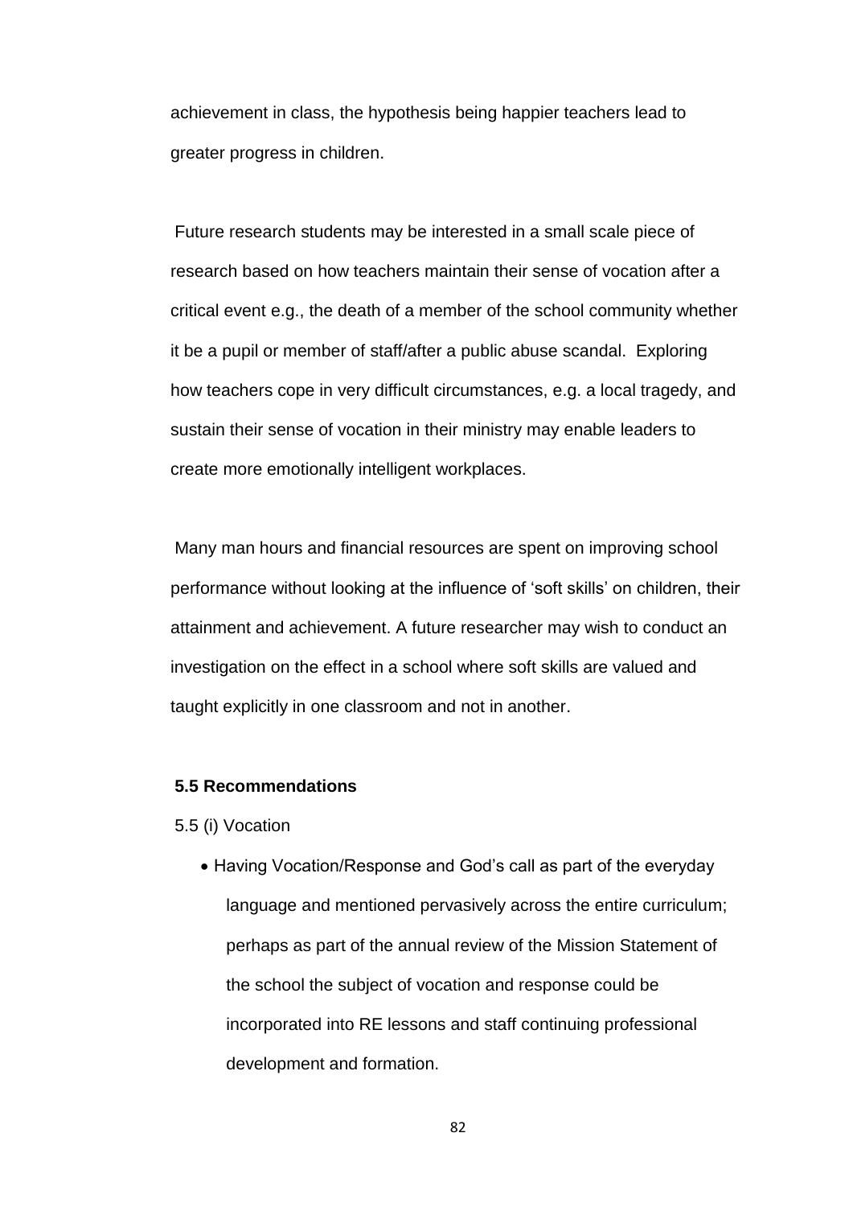achievement in class, the hypothesis being happier teachers lead to greater progress in children.

Future research students may be interested in a small scale piece of research based on how teachers maintain their sense of vocation after a critical event e.g., the death of a member of the school community whether it be a pupil or member of staff/after a public abuse scandal. Exploring how teachers cope in very difficult circumstances, e.g. a local tragedy, and sustain their sense of vocation in their ministry may enable leaders to create more emotionally intelligent workplaces.

Many man hours and financial resources are spent on improving school performance without looking at the influence of 'soft skills' on children, their attainment and achievement. A future researcher may wish to conduct an investigation on the effect in a school where soft skills are valued and taught explicitly in one classroom and not in another.

### 5.5 Recommendations

5.5 (i) Vocation

- Having Vocation/Response and God's call as part of the everyday language and mentioned pervasively across the entire curriculum; perhaps as part of the annual review of the Mission Statement of the school the subject of vocation and response could be incorporated into RE lessons and staff continuing professional development and formation.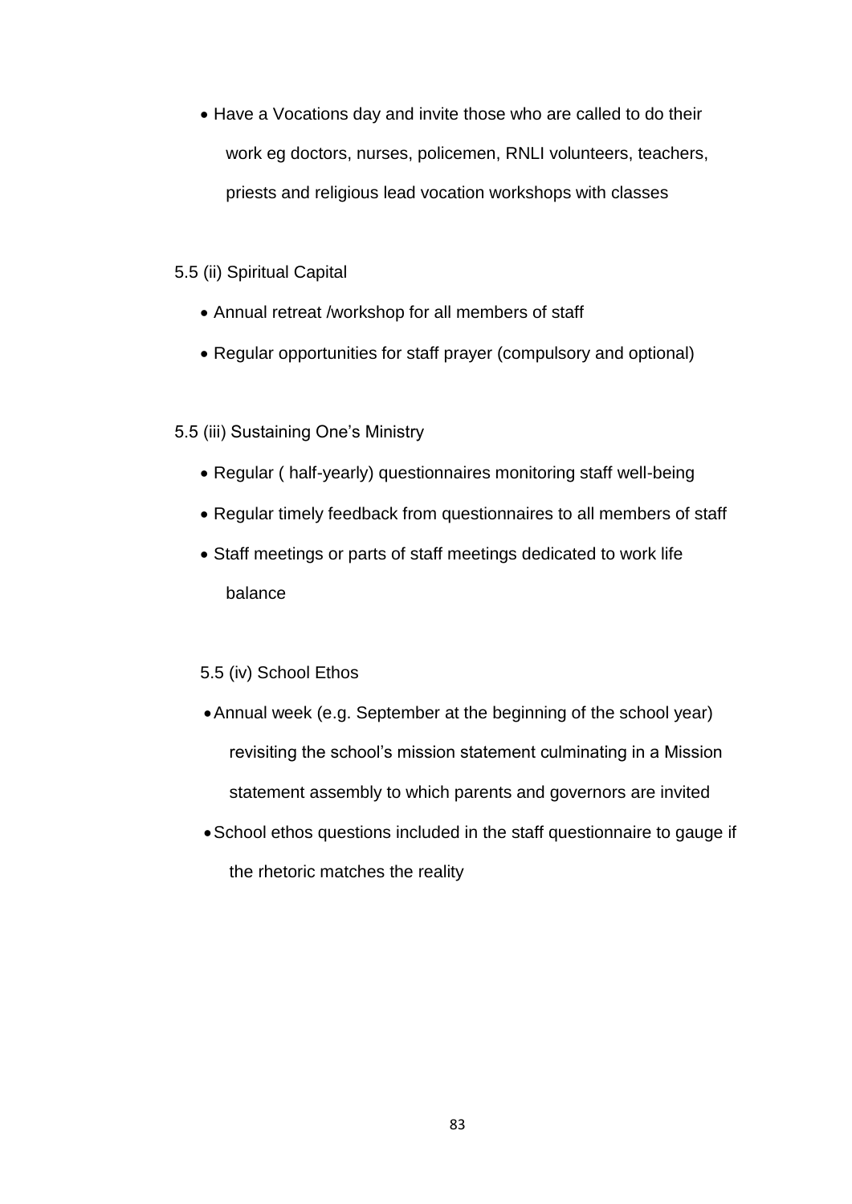- Have a Vocations day and invite those who are called to do their work eg doctors, nurses, policemen, RNLI volunteers, teachers, priests and religious lead vocation workshops with classes

5.5 (ii) Spiritual Capital

- Annual retreat /workshop for all members of staff
- Regular opportunities for staff prayer (compulsory and optional)

5.5 (iii) Sustaining One's Ministry

- Regular ( half-yearly) questionnaires monitoring staff well-being
- Regular timely feedback from questionnaires to all members of staff
- Staff meetings or parts of staff meetings dedicated to work life balance

5.5 (iv) School Ethos

- Annual week (e.g. September at the beginning of the school year) revisiting the school's mission statement culminating in a Mission statement assembly to which parents and governors are invited
- School ethos questions included in the staff questionnaire to gauge if the rhetoric matches the reality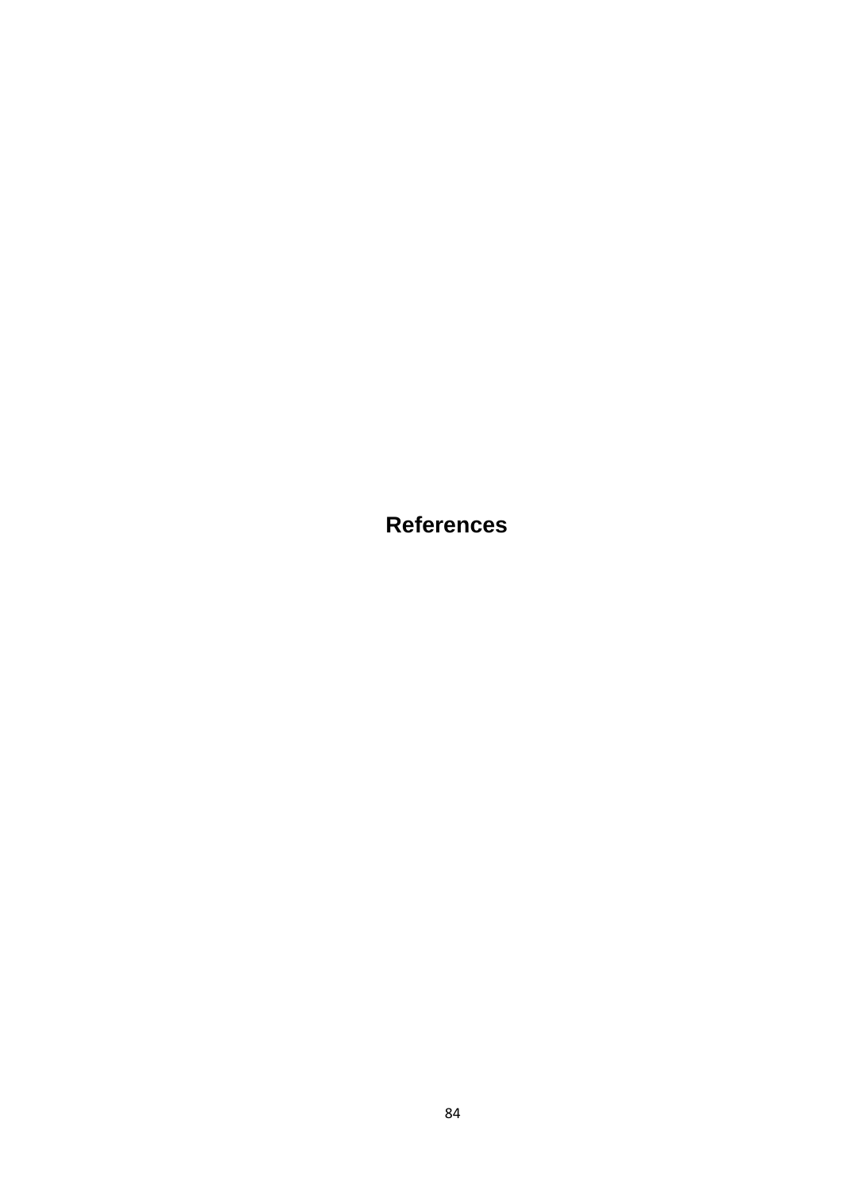# References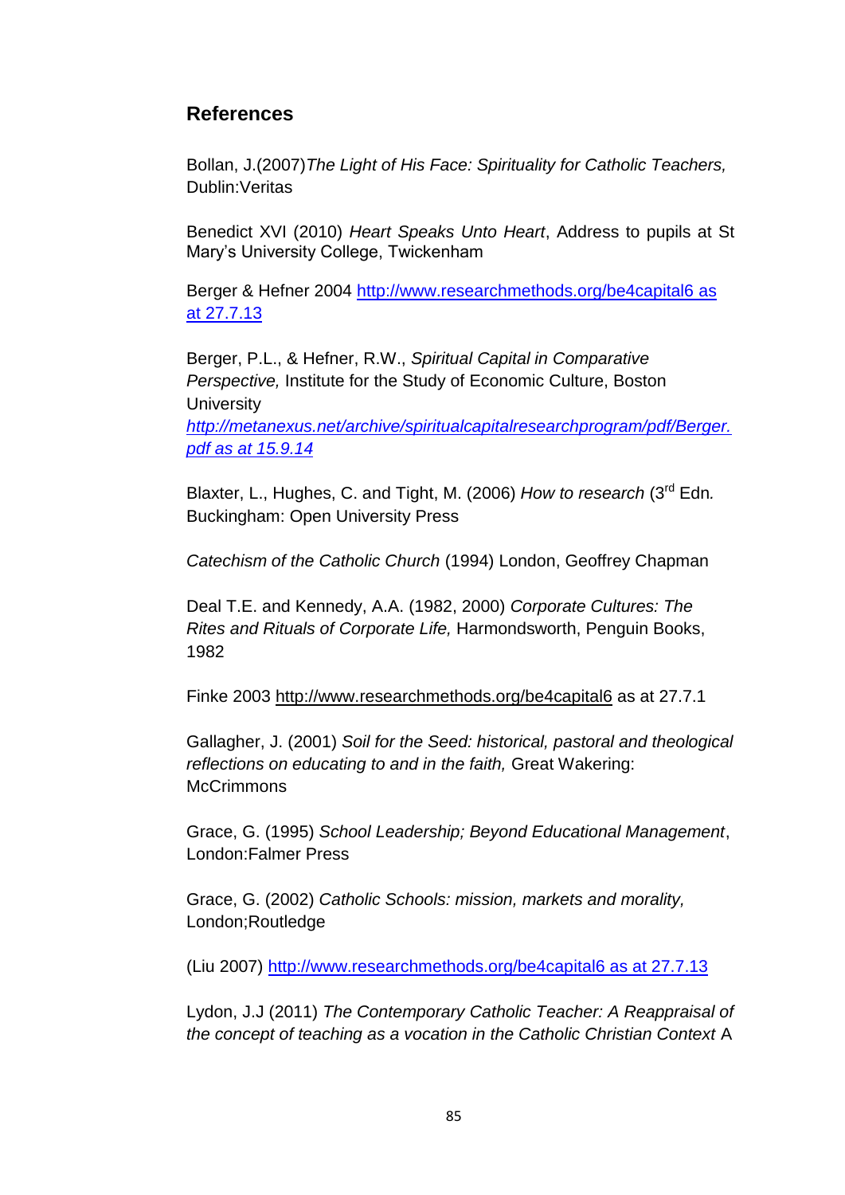## References

Bollan, J.(2007)*The Light of His Face: Spirituality for Catholic Teachers,* Dublin:Veritas

Benedict XVI (2010) *Heart Speaks Unto Heart*, Address to pupils at St Mary's University College, Twickenham

Berger & Hefner 2004 http://www.researchmethods.org/be4capital6 as at 27.7.13

Berger, P.L., & Hefner, R.W., *Spiritual Capital in Comparative Perspective,* Institute for the Study of Economic Culture, Boston University
*http://metanexus.net/archive/spiritualcapitalresearchprogram/pdf/Berger.pdf as at 15.9.14*

Blaxter, L., Hughes, C. and Tight, M. (2006) *How to research* (3rd Edn*.* Buckingham: Open University Press

*Catechism of the Catholic Church* (1994) London, Geoffrey Chapman

Deal T.E. and Kennedy, A.A. (1982, 2000) *Corporate Cultures: The Rites and Rituals of Corporate Life,* Harmondsworth, Penguin Books, 1982

Finke 2003 http://www.researchmethods.org/be4capital6 as at 27.7.1

Gallagher, J. (2001) *Soil for the Seed: historical, pastoral and theological reflections on educating to and in the faith,* Great Wakering: McCrimmons

Grace, G. (1995) *School Leadership; Beyond Educational Management*, London:Falmer Press

Grace, G. (2002) *Catholic Schools: mission, markets and morality,* London;Routledge

(Liu 2007) http://www.researchmethods.org/be4capital6 as at 27.7.13

Lydon, J.J (2011) *The Contemporary Catholic Teacher: A Reappraisal of the concept of teaching as a vocation in the Catholic Christian Context* A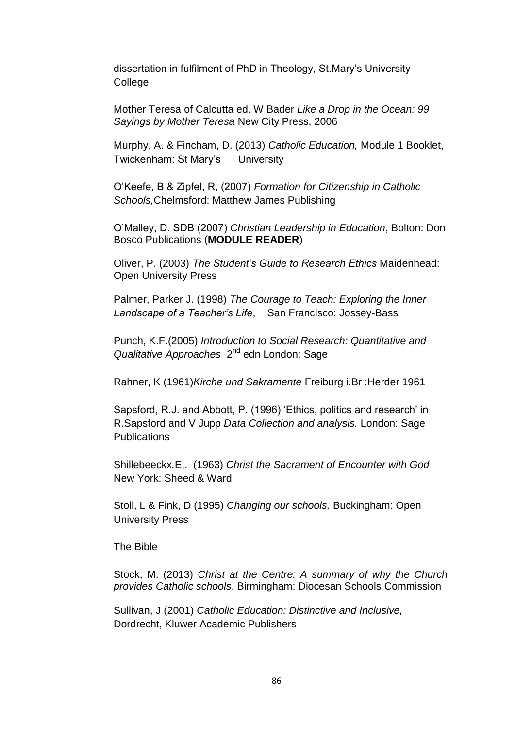dissertation in fulfilment of PhD in Theology, St.Mary's University College

Mother Teresa of Calcutta ed. W Bader *Like a Drop in the Ocean: 99 Sayings by Mother Teresa* New City Press, 2006

Murphy, A. & Fincham, D. (2013) *Catholic Education,* Module 1 Booklet, Twickenham: St Mary's University

O'Keefe, B & Zipfel, R, (2007) *Formation for Citizenship in Catholic Schools,*Chelmsford: Matthew James Publishing

O'Malley, D. SDB (2007) *Christian Leadership in Education*, Bolton: Don Bosco Publications (**MODULE READER**)

Oliver, P. (2003) *The Student's Guide to Research Ethics* Maidenhead: Open University Press

Palmer, Parker J. (1998) *The Courage to Teach: Exploring the Inner Landscape of a Teacher's Life*, San Francisco: Jossey-Bass

Punch, K.F.(2005) *Introduction to Social Research: Quantitative and Qualitative Approaches* 2nd edn London: Sage

Rahner, K (1961)*Kirche und Sakramente* Freiburg i.Br :Herder 1961

Sapsford, R.J. and Abbott, P. (1996) 'Ethics, politics and research' in R.Sapsford and V Jupp *Data Collection and analysis.* London: Sage Publications

Shillebeeckx,E,. (1963) *Christ the Sacrament of Encounter with God* New York: Sheed & Ward

Stoll, L & Fink, D (1995) *Changing our schools,* Buckingham: Open University Press

The Bible

Stock, M. (2013) *Christ at the Centre: A summary of why the Church provides Catholic schools*. Birmingham: Diocesan Schools Commission

Sullivan, J (2001) *Catholic Education: Distinctive and Inclusive,* Dordrecht, Kluwer Academic Publishers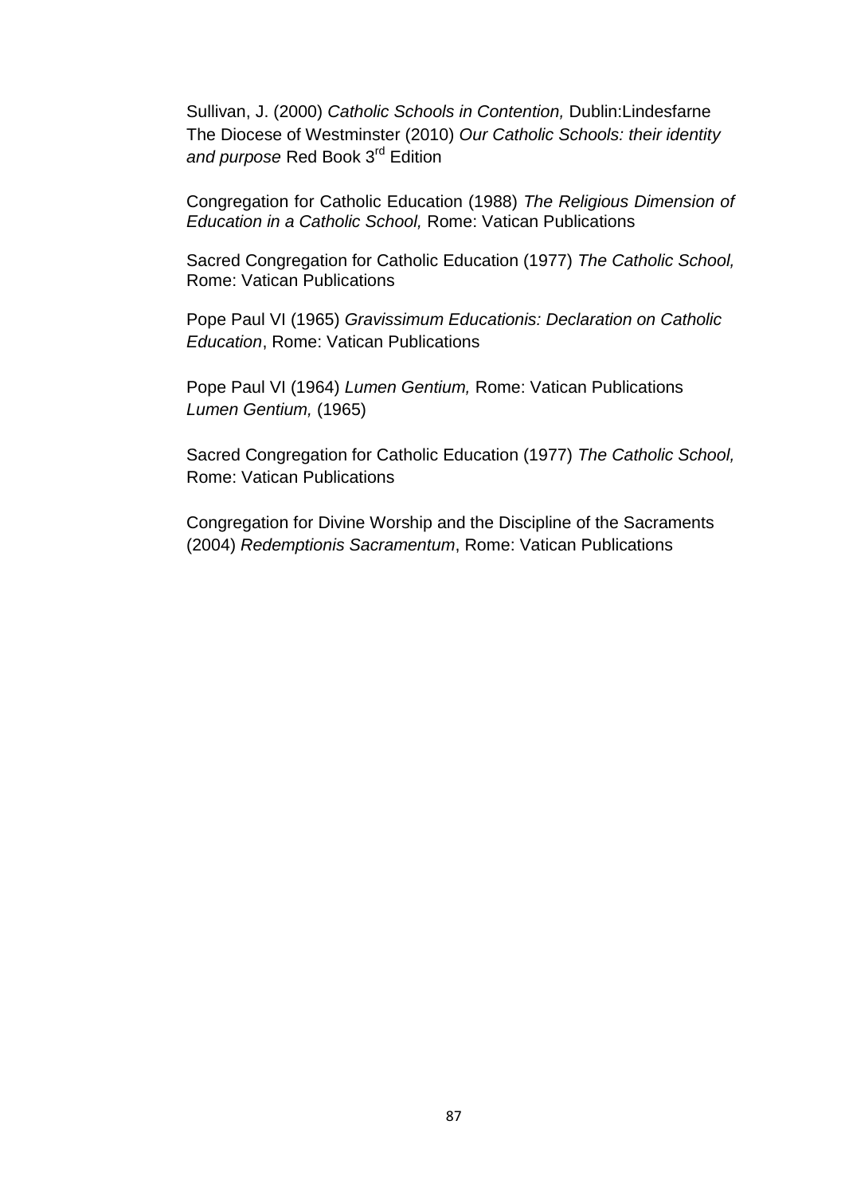Sullivan, J. (2000) *Catholic Schools in Contention,* Dublin:Lindesfarne
The Diocese of Westminster (2010) *Our Catholic Schools: their identity and purpose* Red Book 3rd Edition

Congregation for Catholic Education (1988) *The Religious Dimension of Education in a Catholic School,* Rome: Vatican Publications

Sacred Congregation for Catholic Education (1977) *The Catholic School,* Rome: Vatican Publications

Pope Paul VI (1965) *Gravissimum Educationis: Declaration on Catholic Education*, Rome: Vatican Publications

Pope Paul VI (1964) *Lumen Gentium,* Rome: Vatican Publications
*Lumen Gentium,* (1965)

Sacred Congregation for Catholic Education (1977) *The Catholic School,* Rome: Vatican Publications

Congregation for Divine Worship and the Discipline of the Sacraments (2004) *Redemptionis Sacramentum*, Rome: Vatican Publications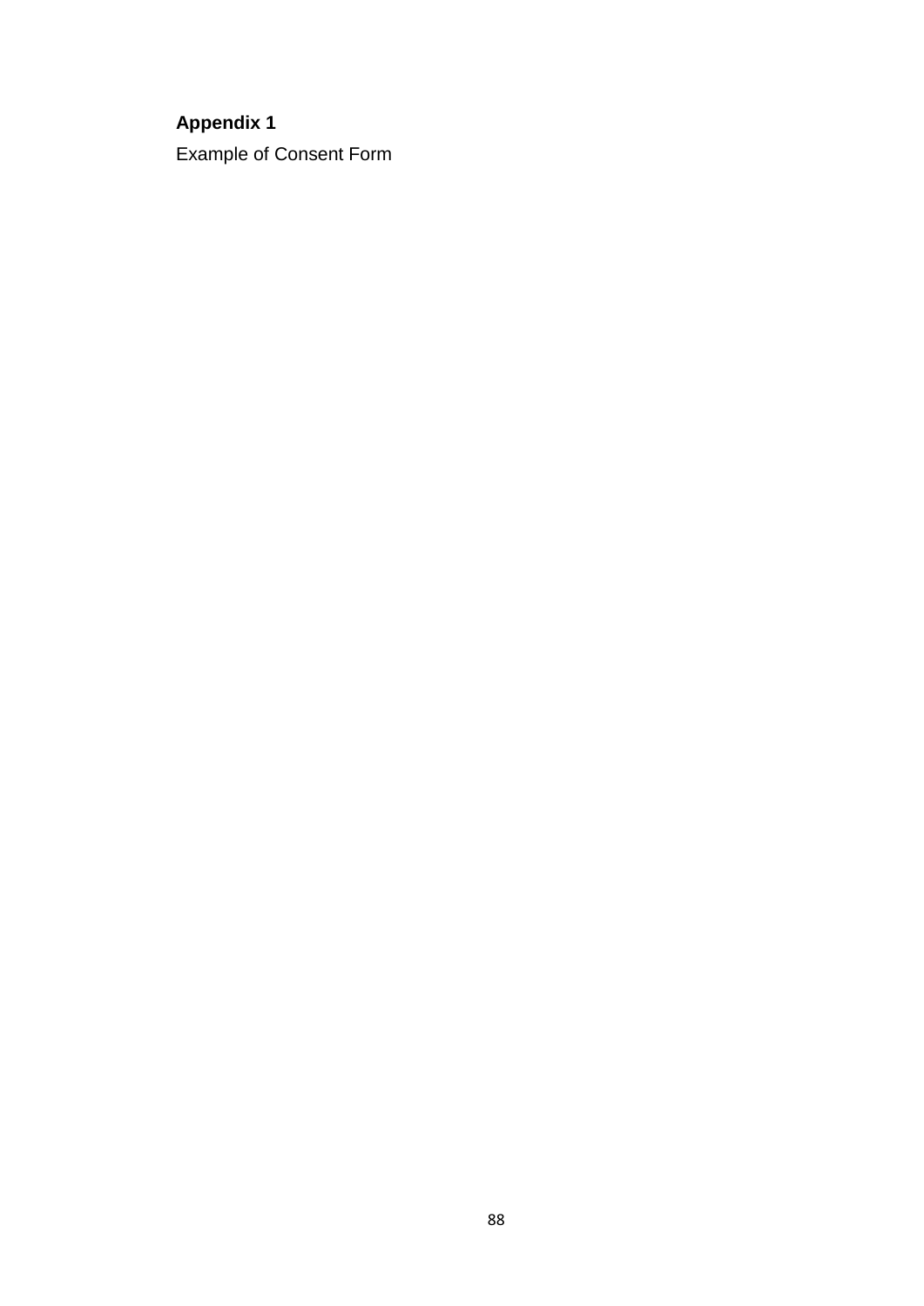**Appendix 1**

Example of Consent Form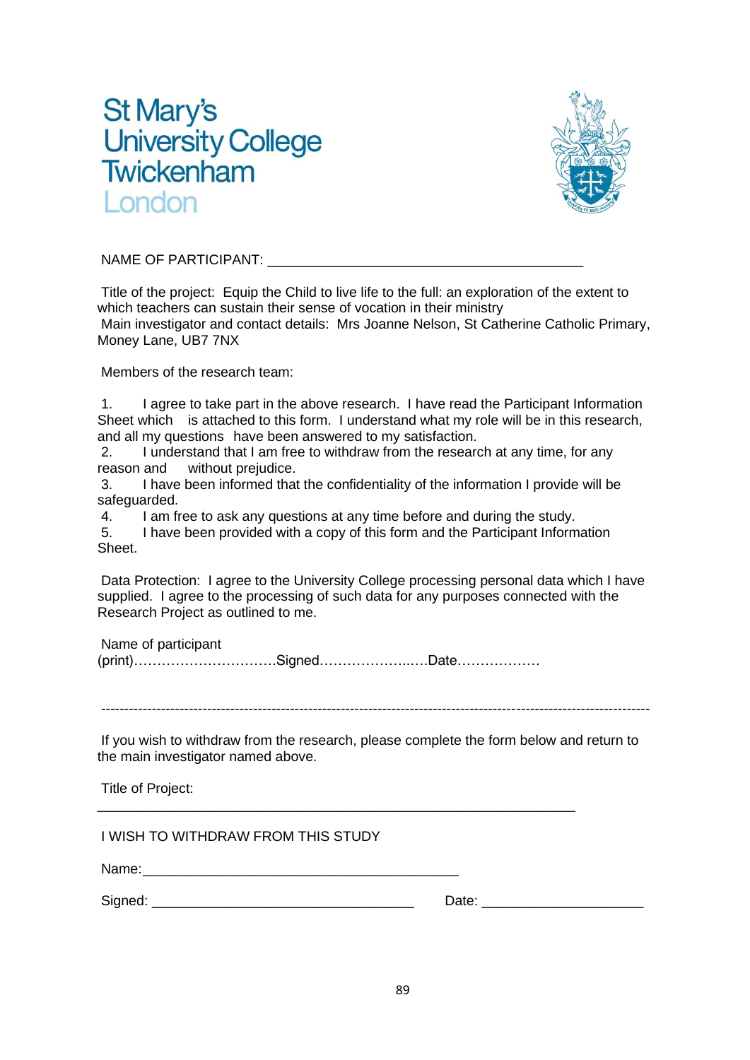St Mary's
University College
Twickenham
London

NAME OF PARTICIPANT: ___________________________________________

Title of the project: Equip the Child to live life to the full: an exploration of the extent to which teachers can sustain their sense of vocation in their ministry
Main investigator and contact details: Mrs Joanne Nelson, St Catherine Catholic Primary, Money Lane, UB7 7NX

Members of the research team:

1. I agree to take part in the above research. I have read the Participant Information Sheet which is attached to this form. I understand what my role will be in this research, and all my questions have been answered to my satisfaction.
2. I understand that I am free to withdraw from the research at any time, for any reason and without prejudice.
3. I have been informed that the confidentiality of the information I provide will be safeguarded.
4. I am free to ask any questions at any time before and during the study.
5. I have been provided with a copy of this form and the Participant Information Sheet.

Data Protection: I agree to the University College processing personal data which I have supplied. I agree to the processing of such data for any purposes connected with the Research Project as outlined to me.

Name of participant
(print)…………………………Signed…………………..….Date………………

---

If you wish to withdraw from the research, please complete the form below and return to the main investigator named above.

Title of Project:

_________________________________________________________________

I WISH TO WITHDRAW FROM THIS STUDY

Name:___________________________________________

Signed: ____________________________________ Date: _____________________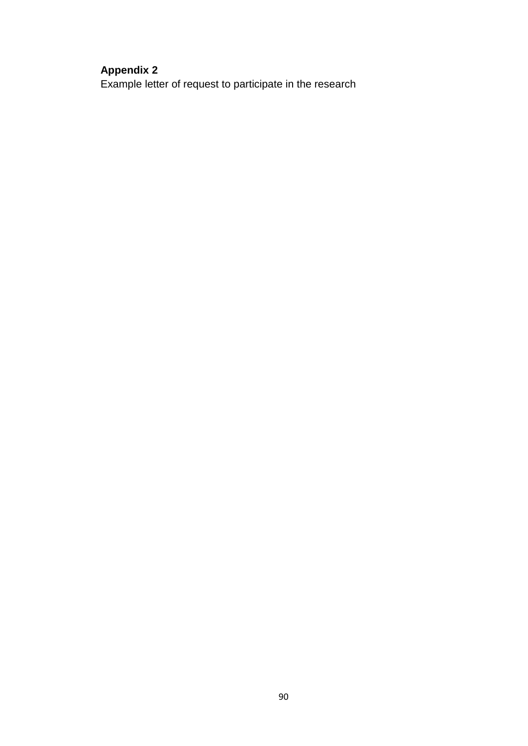**Appendix 2**

Example letter of request to participate in the research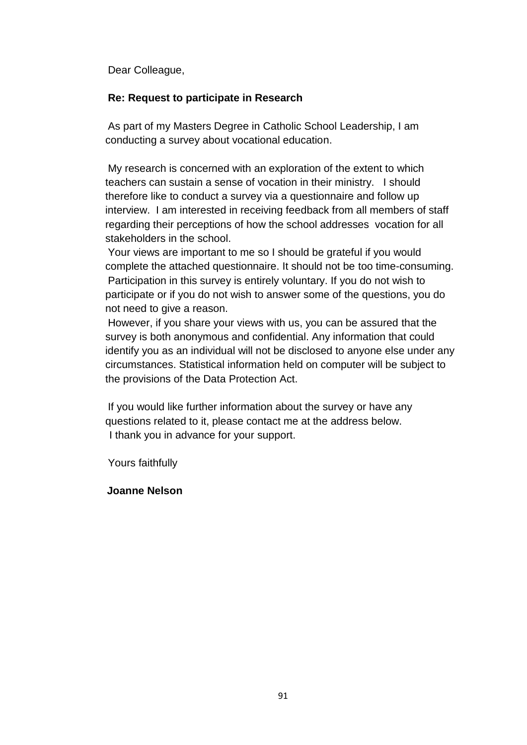Dear Colleague,

**Re: Request to participate in Research**

As part of my Masters Degree in Catholic School Leadership, I am conducting a survey about vocational education.

My research is concerned with an exploration of the extent to which teachers can sustain a sense of vocation in their ministry. I should therefore like to conduct a survey via a questionnaire and follow up interview. I am interested in receiving feedback from all members of staff regarding their perceptions of how the school addresses vocation for all stakeholders in the school.

Your views are important to me so I should be grateful if you would complete the attached questionnaire. It should not be too time-consuming.

Participation in this survey is entirely voluntary. If you do not wish to participate or if you do not wish to answer some of the questions, you do not need to give a reason.

However, if you share your views with us, you can be assured that the survey is both anonymous and confidential. Any information that could identify you as an individual will not be disclosed to anyone else under any circumstances. Statistical information held on computer will be subject to the provisions of the Data Protection Act.

If you would like further information about the survey or have any questions related to it, please contact me at the address below.

I thank you in advance for your support.

Yours faithfully

**Joanne Nelson**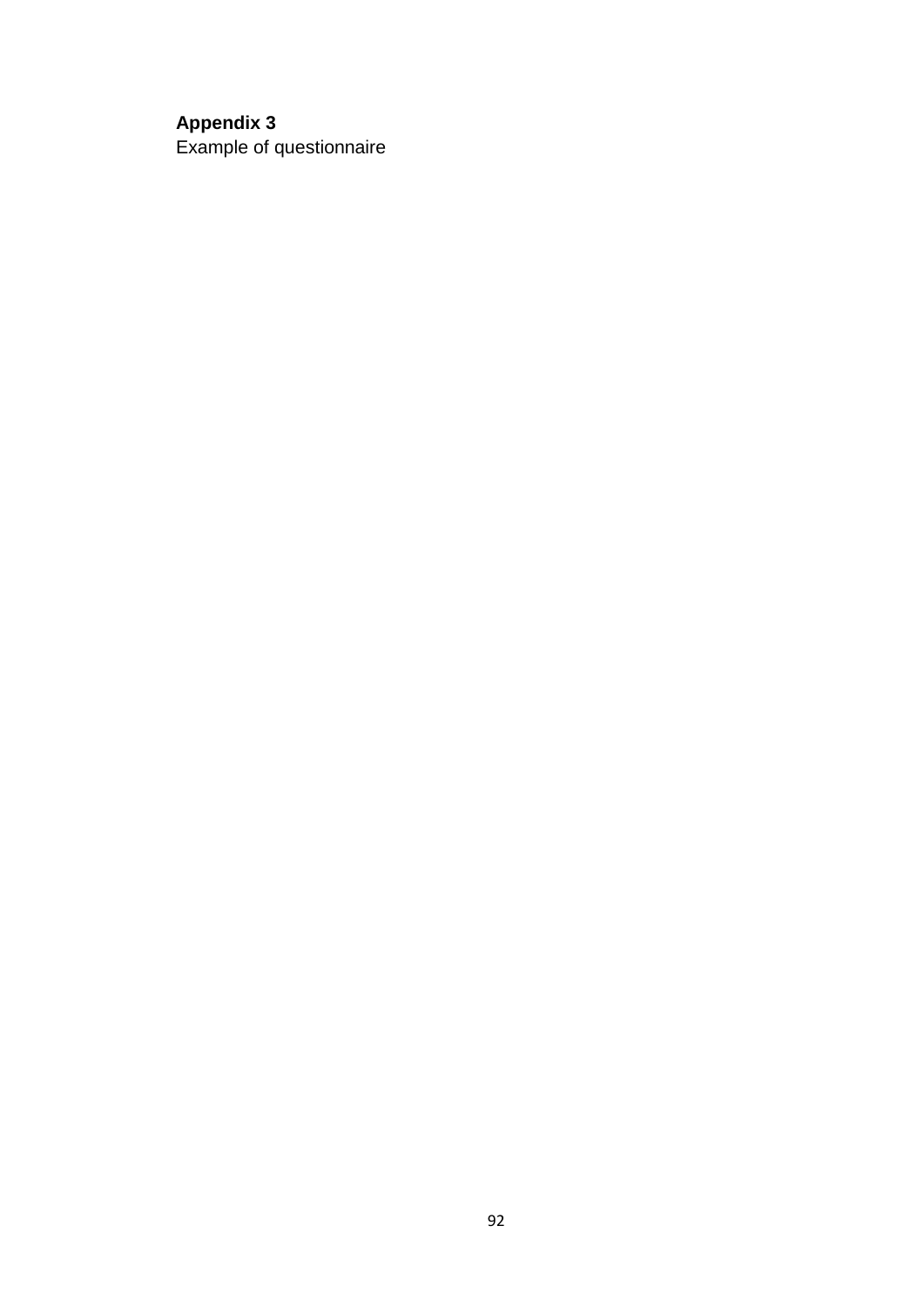**Appendix 3**

Example of questionnaire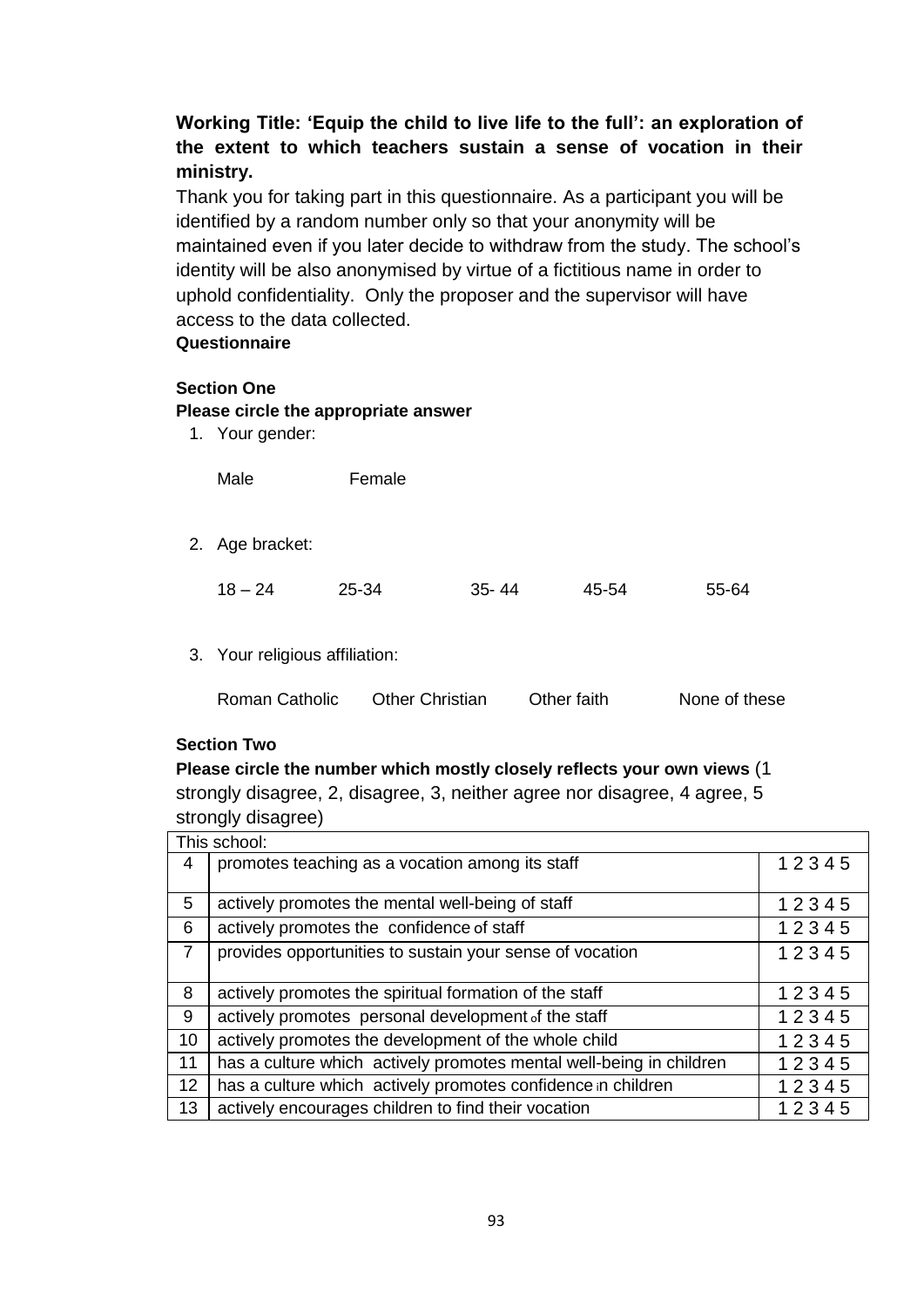**Working Title: 'Equip the child to live life to the full': an exploration of the extent to which teachers sustain a sense of vocation in their ministry.**

Thank you for taking part in this questionnaire. As a participant you will be identified by a random number only so that your anonymity will be maintained even if you later decide to withdraw from the study. The school's identity will be also anonymised by virtue of a fictitious name in order to uphold confidentiality. Only the proposer and the supervisor will have access to the data collected.

**Questionnaire**

**Section One**

**Please circle the appropriate answer**

1. Your gender:

   Male    Female

2. Age bracket:

   18 – 24    25-34    35- 44    45-54    55-64

3. Your religious affiliation:

   Roman Catholic    Other Christian    Other faith    None of these

**Section Two**

**Please circle the number which mostly closely reflects your own views** (1 strongly disagree, 2, disagree, 3, neither agree nor disagree, 4 agree, 5 strongly disagree)

| This school: | | |
|---|---|---|
| 4 | promotes teaching as a vocation among its staff | 1 2 3 4 5 |
| 5 | actively promotes the mental well-being of staff | 1 2 3 4 5 |
| 6 | actively promotes the confidence of staff | 1 2 3 4 5 |
| 7 | provides opportunities to sustain your sense of vocation | 1 2 3 4 5 |
| 8 | actively promotes the spiritual formation of the staff | 1 2 3 4 5 |
| 9 | actively promotes personal development of the staff | 1 2 3 4 5 |
| 10 | actively promotes the development of the whole child | 1 2 3 4 5 |
| 11 | has a culture which actively promotes mental well-being in children | 1 2 3 4 5 |
| 12 | has a culture which actively promotes confidence in children | 1 2 3 4 5 |
| 13 | actively encourages children to find their vocation | 1 2 3 4 5 |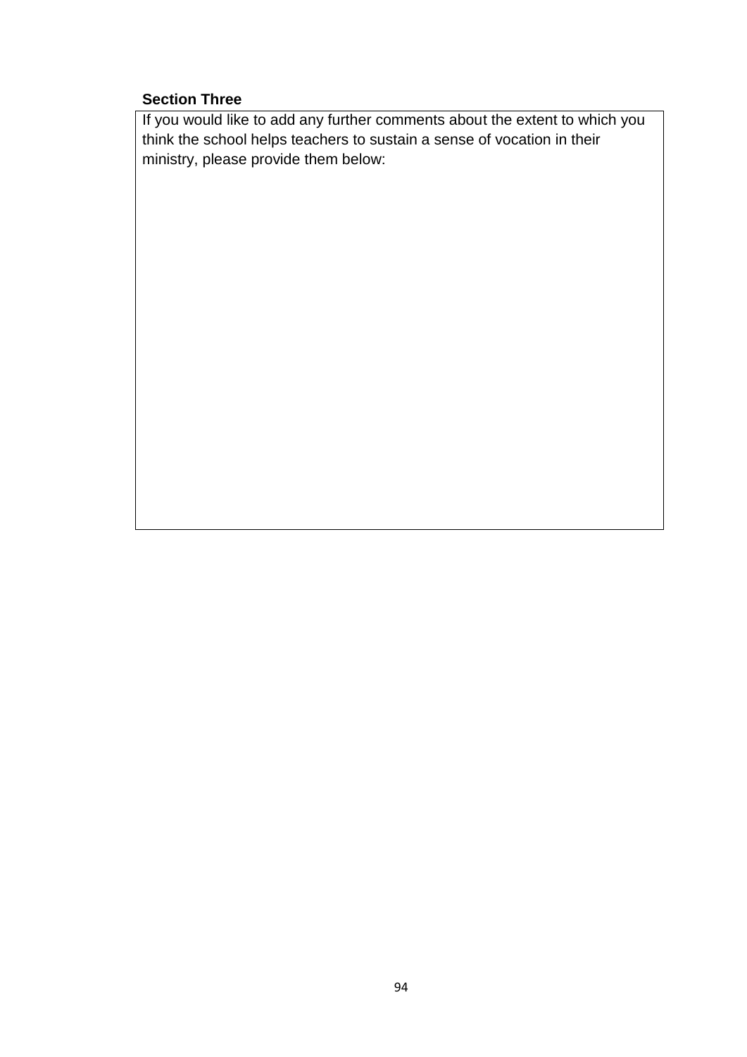**Section Three**

| If you would like to add any further comments about the extent to which you think the school helps teachers to sustain a sense of vocation in their ministry, please provide them below: |
| --- |
| |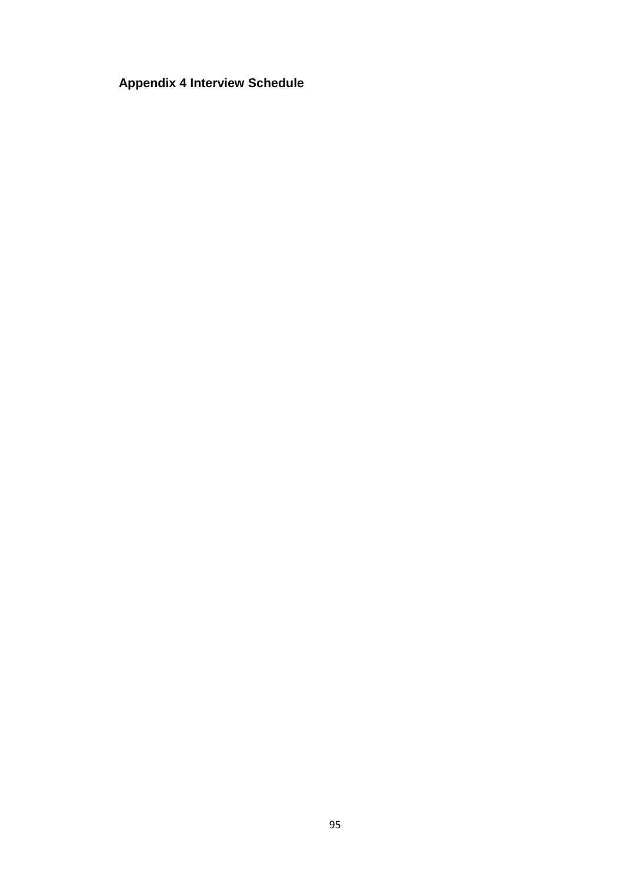**Appendix 4 Interview Schedule**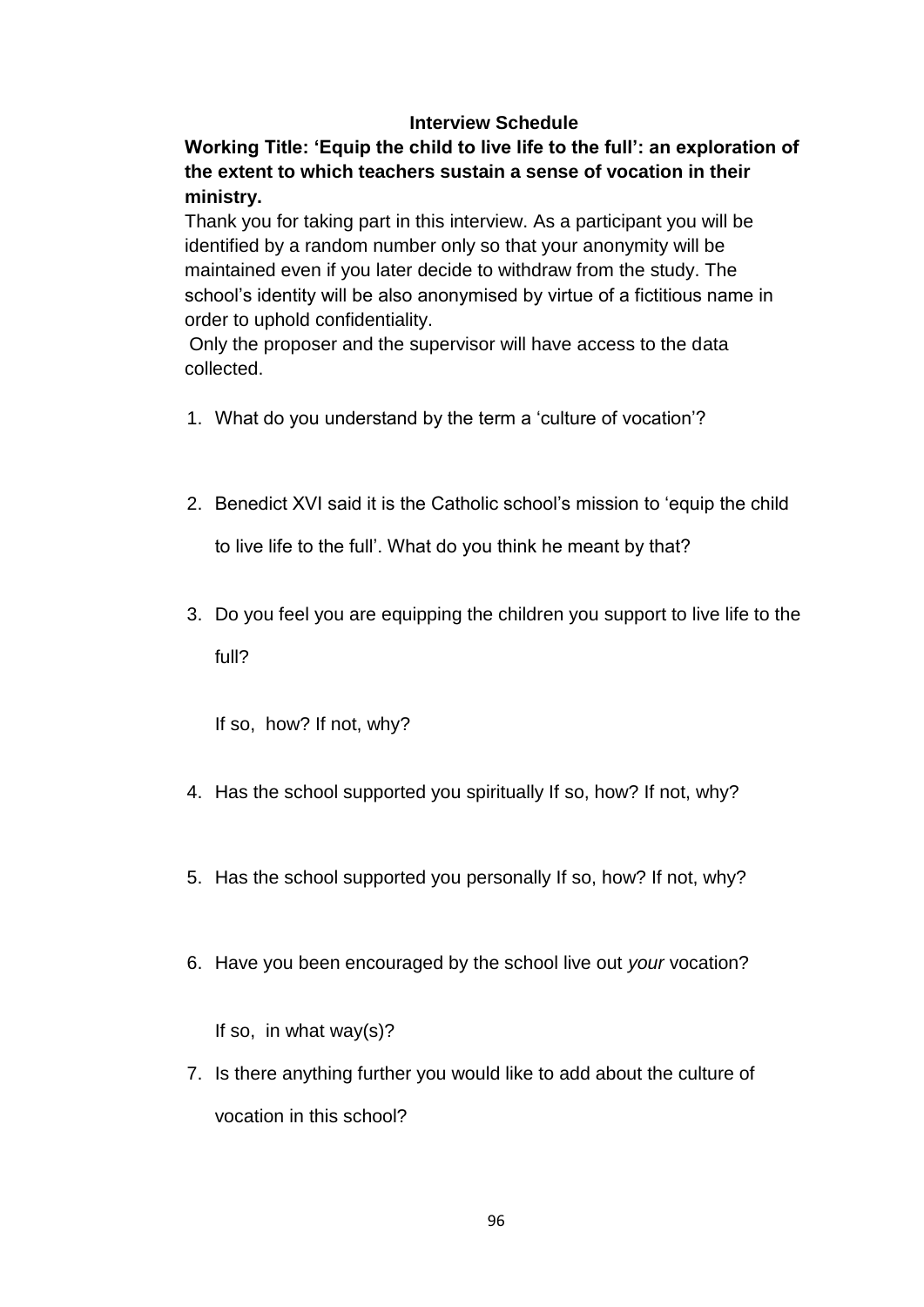## Interview Schedule

**Working Title: 'Equip the child to live life to the full': an exploration of the extent to which teachers sustain a sense of vocation in their ministry.**

Thank you for taking part in this interview. As a participant you will be identified by a random number only so that your anonymity will be maintained even if you later decide to withdraw from the study. The school's identity will be also anonymised by virtue of a fictitious name in order to uphold confidentiality.

Only the proposer and the supervisor will have access to the data collected.

1. What do you understand by the term a 'culture of vocation'?
2. Benedict XVI said it is the Catholic school's mission to 'equip the child to live life to the full'. What do you think he meant by that?
3. Do you feel you are equipping the children you support to live life to the full?

   If so, how? If not, why?
4. Has the school supported you spiritually If so, how? If not, why?
5. Has the school supported you personally If so, how? If not, why?
6. Have you been encouraged by the school live out *your* vocation?

   If so, in what way(s)?
7. Is there anything further you would like to add about the culture of vocation in this school?